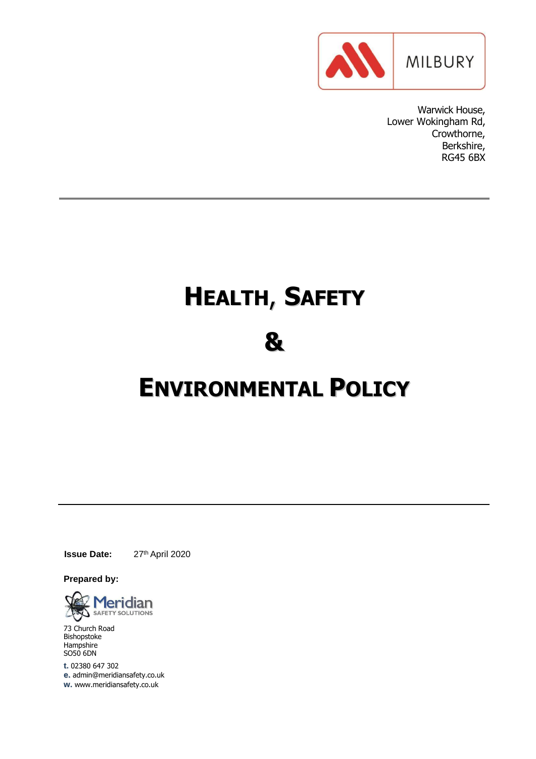MILBURY

Warwick House,
Lower Wokingham Rd,
Crowthorne,
Berkshire,
RG45 6BX

# HEALTH, SAFETY & ENVIRONMENTAL POLICY

**Issue Date:** 27th April 2020

**Prepared by:**

Meridian SAFETY SOLUTIONS

73 Church Road
Bishopstoke
Hampshire
SO50 6DN

**t.** 02380 647 302
**e.** admin@meridiansafety.co.uk
**w.** www.meridiansafety.co.uk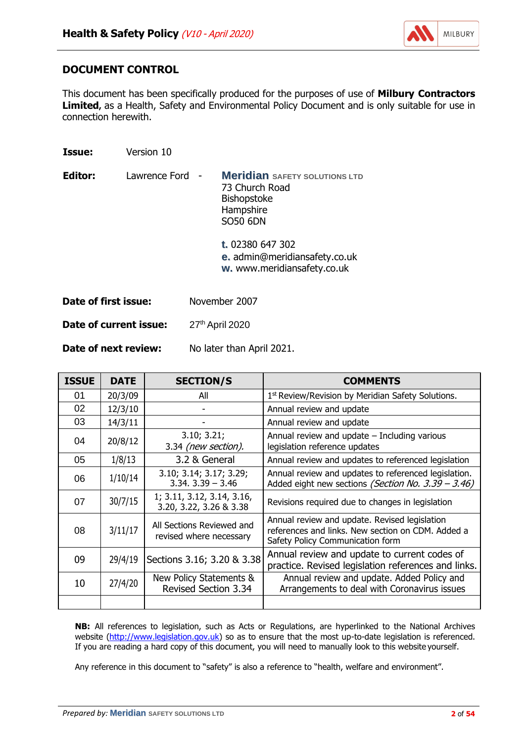## DOCUMENT CONTROL

This document has been specifically produced for the purposes of use of **Milbury Contractors Limited**, as a Health, Safety and Environmental Policy Document and is only suitable for use in connection herewith.

**Issue:** Version 10

**Editor:** Lawrence Ford - **Meridian** SAFETY SOLUTIONS LTD
73 Church Road
Bishopstoke
Hampshire
SO50 6DN

**t.** 02380 647 302
**e.** admin@meridiansafety.co.uk
**w.** www.meridiansafety.co.uk

**Date of first issue:** November 2007

**Date of current issue:** 27th April 2020

**Date of next review:** No later than April 2021.

| ISSUE | DATE | SECTION/S | COMMENTS |
|---|---|---|---|
| 01 | 20/3/09 | All | 1st Review/Revision by Meridian Safety Solutions. |
| 02 | 12/3/10 | - | Annual review and update |
| 03 | 14/3/11 | - | Annual review and update |
| 04 | 20/8/12 | 3.10; 3.21; 3.34 *(new section).* | Annual review and update – Including various legislation reference updates |
| 05 | 1/8/13 | 3.2 & General | Annual review and updates to referenced legislation |
| 06 | 1/10/14 | 3.10; 3.14; 3.17; 3.29; 3.34. 3.39 – 3.46 | Annual review and updates to referenced legislation. Added eight new sections *(Section No. 3.39 – 3.46)* |
| 07 | 30/7/15 | 1; 3.11, 3.12, 3.14, 3.16, 3.20, 3.22, 3.26 & 3.38 | Revisions required due to changes in legislation |
| 08 | 3/11/17 | All Sections Reviewed and revised where necessary | Annual review and update. Revised legislation references and links. New section on CDM. Added a Safety Policy Communication form |
| 09 | 29/4/19 | Sections 3.16; 3.20 & 3.38 | Annual review and update to current codes of practice. Revised legislation references and links. |
| 10 | 27/4/20 | New Policy Statements & Revised Section 3.34 | Annual review and update. Added Policy and Arrangements to deal with Coronavirus issues |
| | | | |

**NB:** All references to legislation, such as Acts or Regulations, are hyperlinked to the National Archives website (http://www.legislation.gov.uk) so as to ensure that the most up-to-date legislation is referenced. If you are reading a hard copy of this document, you will need to manually look to this website yourself.

Any reference in this document to "safety" is also a reference to "health, welfare and environment".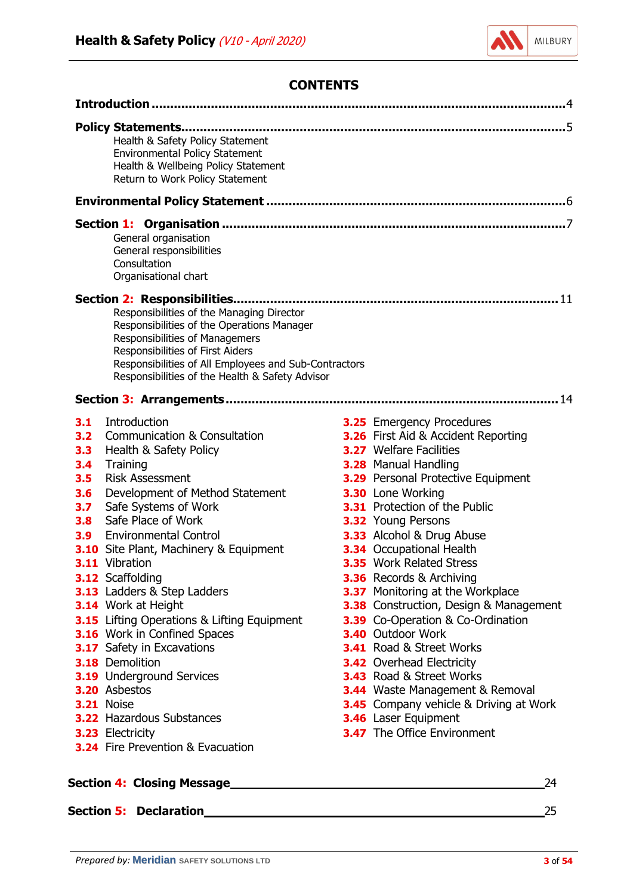# CONTENTS

**Introduction** ........................................................................ 4

**Policy Statements** .................................................................. 5

- Health & Safety Policy Statement
- Environmental Policy Statement
- Health & Wellbeing Policy Statement
- Return to Work Policy Statement

**Environmental Policy Statement** ........................................... 6

**Section 1: Organisation** .......................................................... 7

- General organisation
- General responsibilities
- Consultation
- Organisational chart

**Section 2: Responsibilities** ..................................................... 11

- Responsibilities of the Managing Director
- Responsibilities of the Operations Manager
- Responsibilities of Managemers
- Responsibilities of First Aiders
- Responsibilities of All Employees and Sub-Contractors
- Responsibilities of the Health & Safety Advisor

**Section 3: Arrangements** ......................................................... 14

**3.1** Introduction
**3.2** Communication & Consultation
**3.3** Health & Safety Policy
**3.4** Training
**3.5** Risk Assessment
**3.6** Development of Method Statement
**3.7** Safe Systems of Work
**3.8** Safe Place of Work
**3.9** Environmental Control
**3.10** Site Plant, Machinery & Equipment
**3.11** Vibration
**3.12** Scaffolding
**3.13** Ladders & Step Ladders
**3.14** Work at Height
**3.15** Lifting Operations & Lifting Equipment
**3.16** Work in Confined Spaces
**3.17** Safety in Excavations
**3.18** Demolition
**3.19** Underground Services
**3.20** Asbestos
**3.21** Noise
**3.22** Hazardous Substances
**3.23** Electricity
**3.24** Fire Prevention & Evacuation
**3.25** Emergency Procedures
**3.26** First Aid & Accident Reporting
**3.27** Welfare Facilities
**3.28** Manual Handling
**3.29** Personal Protective Equipment
**3.30** Lone Working
**3.31** Protection of the Public
**3.32** Young Persons
**3.33** Alcohol & Drug Abuse
**3.34** Occupational Health
**3.35** Work Related Stress
**3.36** Records & Archiving
**3.37** Monitoring at the Workplace
**3.38** Construction, Design & Management
**3.39** Co-Operation & Co-Ordination
**3.40** Outdoor Work
**3.41** Road & Street Works
**3.42** Overhead Electricity
**3.43** Road & Street Works
**3.44** Waste Management & Removal
**3.45** Company vehicle & Driving at Work
**3.46** Laser Equipment
**3.47** The Office Environment

**Section 4: Closing Message** ______________________________ 24

**Section 5: Declaration** ______________________________ 25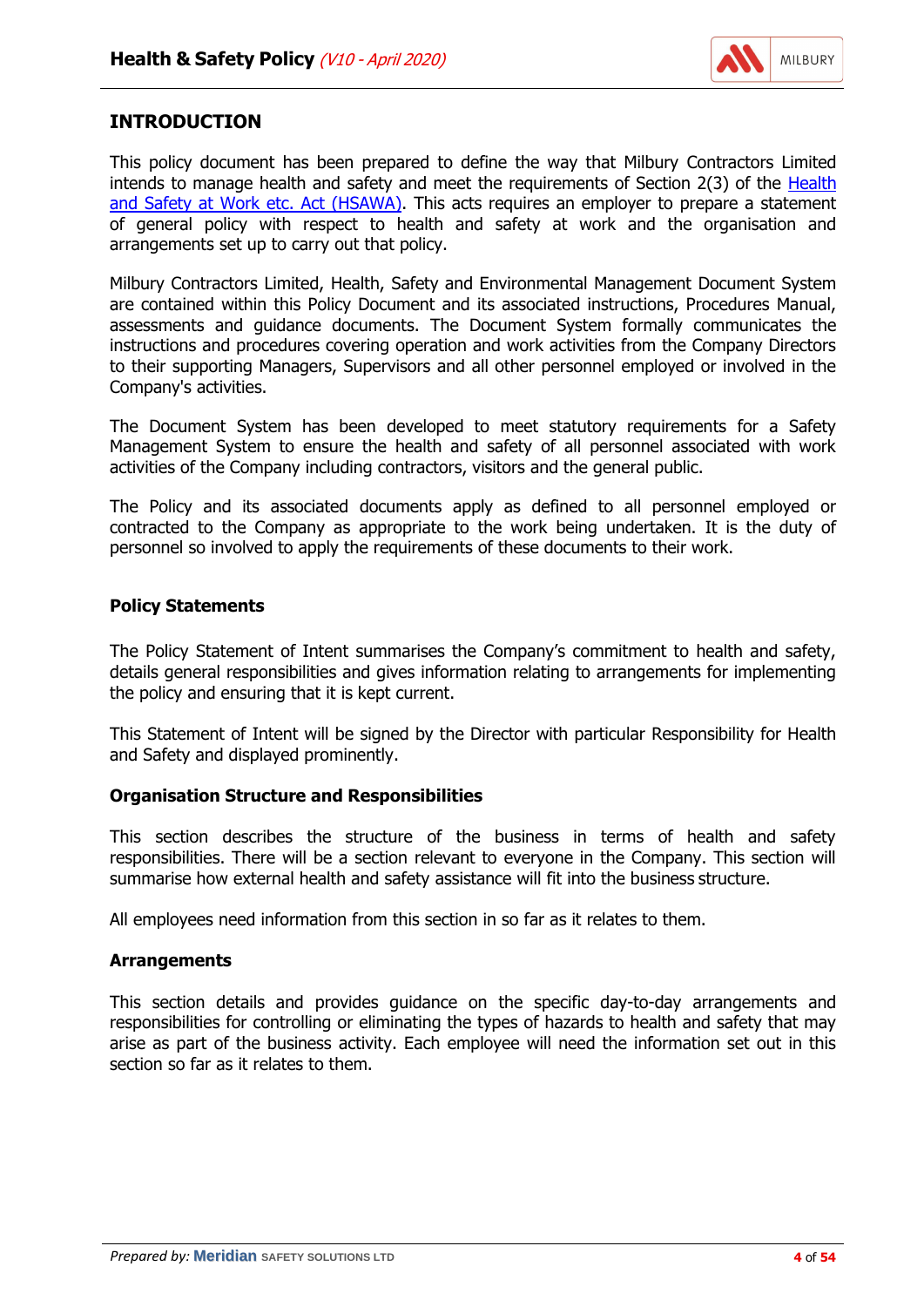## INTRODUCTION

This policy document has been prepared to define the way that Milbury Contractors Limited intends to manage health and safety and meet the requirements of Section 2(3) of the [Health and Safety at Work etc. Act (HSAWA)](). This acts requires an employer to prepare a statement of general policy with respect to health and safety at work and the organisation and arrangements set up to carry out that policy.

Milbury Contractors Limited, Health, Safety and Environmental Management Document System are contained within this Policy Document and its associated instructions, Procedures Manual, assessments and guidance documents. The Document System formally communicates the instructions and procedures covering operation and work activities from the Company Directors to their supporting Managers, Supervisors and all other personnel employed or involved in the Company's activities.

The Document System has been developed to meet statutory requirements for a Safety Management System to ensure the health and safety of all personnel associated with work activities of the Company including contractors, visitors and the general public.

The Policy and its associated documents apply as defined to all personnel employed or contracted to the Company as appropriate to the work being undertaken. It is the duty of personnel so involved to apply the requirements of these documents to their work.

### Policy Statements

The Policy Statement of Intent summarises the Company's commitment to health and safety, details general responsibilities and gives information relating to arrangements for implementing the policy and ensuring that it is kept current.

This Statement of Intent will be signed by the Director with particular Responsibility for Health and Safety and displayed prominently.

### Organisation Structure and Responsibilities

This section describes the structure of the business in terms of health and safety responsibilities. There will be a section relevant to everyone in the Company. This section will summarise how external health and safety assistance will fit into the business structure.

All employees need information from this section in so far as it relates to them.

### Arrangements

This section details and provides guidance on the specific day-to-day arrangements and responsibilities for controlling or eliminating the types of hazards to health and safety that may arise as part of the business activity. Each employee will need the information set out in this section so far as it relates to them.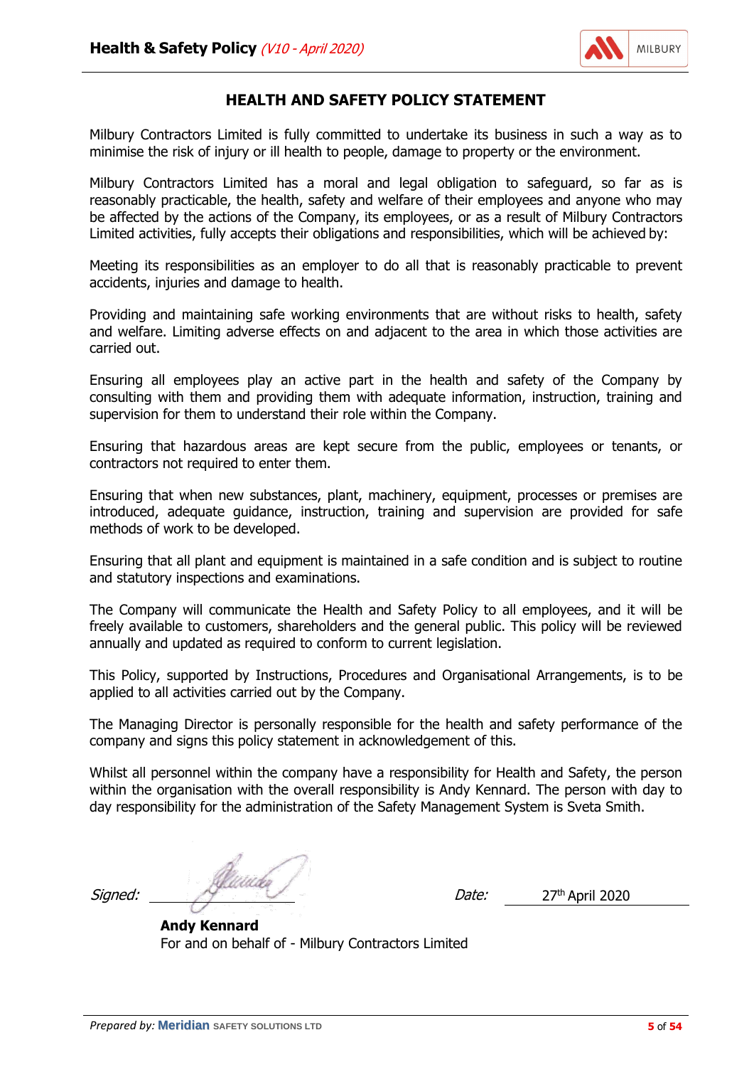## HEALTH AND SAFETY POLICY STATEMENT

Milbury Contractors Limited is fully committed to undertake its business in such a way as to minimise the risk of injury or ill health to people, damage to property or the environment.

Milbury Contractors Limited has a moral and legal obligation to safeguard, so far as is reasonably practicable, the health, safety and welfare of their employees and anyone who may be affected by the actions of the Company, its employees, or as a result of Milbury Contractors Limited activities, fully accepts their obligations and responsibilities, which will be achieved by:

Meeting its responsibilities as an employer to do all that is reasonably practicable to prevent accidents, injuries and damage to health.

Providing and maintaining safe working environments that are without risks to health, safety and welfare. Limiting adverse effects on and adjacent to the area in which those activities are carried out.

Ensuring all employees play an active part in the health and safety of the Company by consulting with them and providing them with adequate information, instruction, training and supervision for them to understand their role within the Company.

Ensuring that hazardous areas are kept secure from the public, employees or tenants, or contractors not required to enter them.

Ensuring that when new substances, plant, machinery, equipment, processes or premises are introduced, adequate guidance, instruction, training and supervision are provided for safe methods of work to be developed.

Ensuring that all plant and equipment is maintained in a safe condition and is subject to routine and statutory inspections and examinations.

The Company will communicate the Health and Safety Policy to all employees, and it will be freely available to customers, shareholders and the general public. This policy will be reviewed annually and updated as required to conform to current legislation.

This Policy, supported by Instructions, Procedures and Organisational Arrangements, is to be applied to all activities carried out by the Company.

The Managing Director is personally responsible for the health and safety performance of the company and signs this policy statement in acknowledgement of this.

Whilst all personnel within the company have a responsibility for Health and Safety, the person within the organisation with the overall responsibility is Andy Kennard. The person with day to day responsibility for the administration of the Safety Management System is Sveta Smith.

*Signed:* ______________ *Date:* 27th April 2020

**Andy Kennard**
For and on behalf of - Milbury Contractors Limited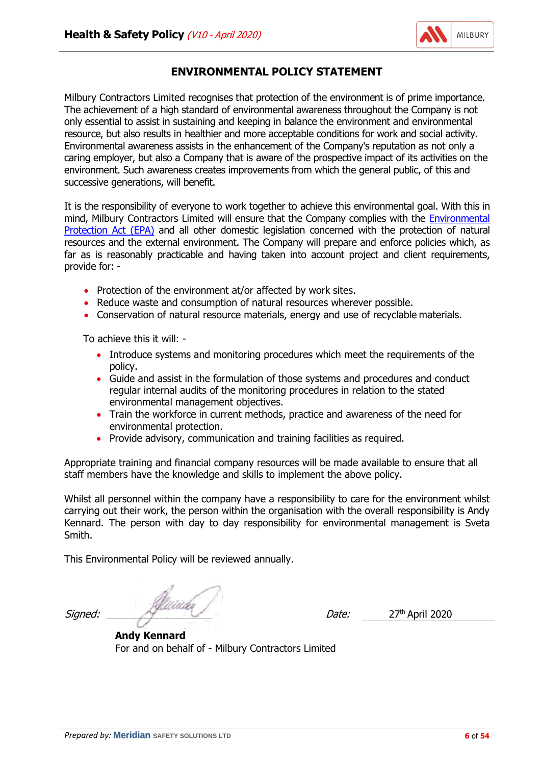## ENVIRONMENTAL POLICY STATEMENT

Milbury Contractors Limited recognises that protection of the environment is of prime importance. The achievement of a high standard of environmental awareness throughout the Company is not only essential to assist in sustaining and keeping in balance the environment and environmental resource, but also results in healthier and more acceptable conditions for work and social activity. Environmental awareness assists in the enhancement of the Company's reputation as not only a caring employer, but also a Company that is aware of the prospective impact of its activities on the environment. Such awareness creates improvements from which the general public, of this and successive generations, will benefit.

It is the responsibility of everyone to work together to achieve this environmental goal. With this in mind, Milbury Contractors Limited will ensure that the Company complies with the Environmental Protection Act (EPA) and all other domestic legislation concerned with the protection of natural resources and the external environment. The Company will prepare and enforce policies which, as far as is reasonably practicable and having taken into account project and client requirements, provide for: -

- Protection of the environment at/or affected by work sites.
- Reduce waste and consumption of natural resources wherever possible.
- Conservation of natural resource materials, energy and use of recyclable materials.

To achieve this it will: -

- Introduce systems and monitoring procedures which meet the requirements of the policy.
- Guide and assist in the formulation of those systems and procedures and conduct regular internal audits of the monitoring procedures in relation to the stated environmental management objectives.
- Train the workforce in current methods, practice and awareness of the need for environmental protection.
- Provide advisory, communication and training facilities as required.

Appropriate training and financial company resources will be made available to ensure that all staff members have the knowledge and skills to implement the above policy.

Whilst all personnel within the company have a responsibility to care for the environment whilst carrying out their work, the person within the organisation with the overall responsibility is Andy Kennard. The person with day to day responsibility for environmental management is Sveta Smith.

This Environmental Policy will be reviewed annually.

*Signed:* ____________________ *Date:* 27th April 2020

**Andy Kennard**
For and on behalf of - Milbury Contractors Limited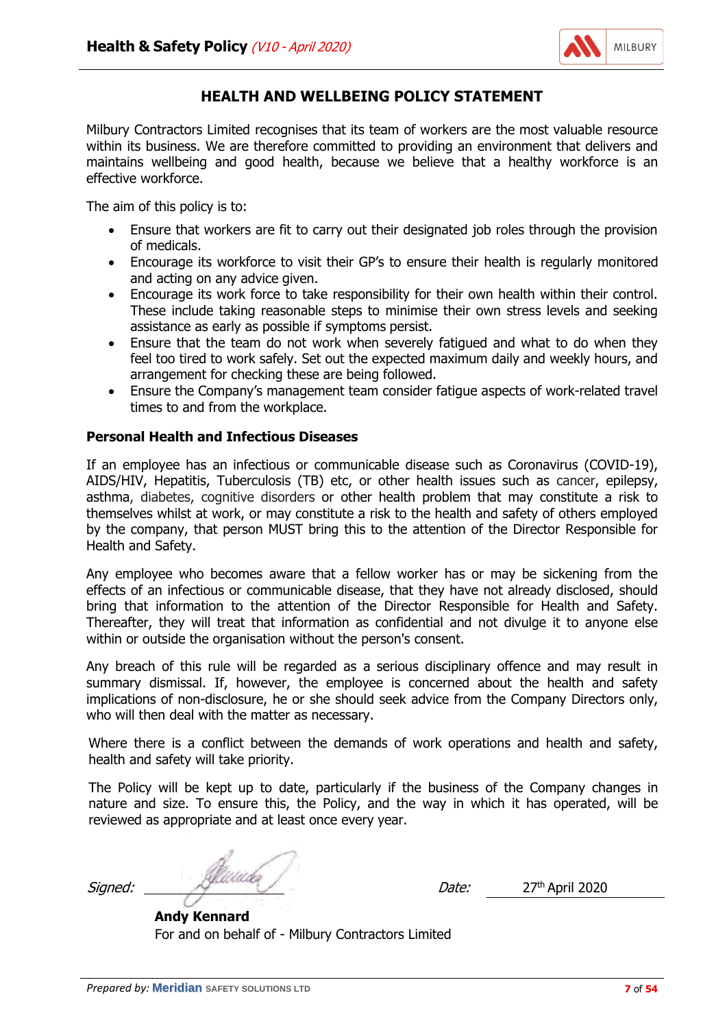## HEALTH AND WELLBEING POLICY STATEMENT

Milbury Contractors Limited recognises that its team of workers are the most valuable resource within its business. We are therefore committed to providing an environment that delivers and maintains wellbeing and good health, because we believe that a healthy workforce is an effective workforce.

The aim of this policy is to:

- Ensure that workers are fit to carry out their designated job roles through the provision of medicals.
- Encourage its workforce to visit their GP's to ensure their health is regularly monitored and acting on any advice given.
- Encourage its work force to take responsibility for their own health within their control. These include taking reasonable steps to minimise their own stress levels and seeking assistance as early as possible if symptoms persist.
- Ensure that the team do not work when severely fatigued and what to do when they feel too tired to work safely. Set out the expected maximum daily and weekly hours, and arrangement for checking these are being followed.
- Ensure the Company's management team consider fatigue aspects of work-related travel times to and from the workplace.

### Personal Health and Infectious Diseases

If an employee has an infectious or communicable disease such as Coronavirus (COVID-19), AIDS/HIV, Hepatitis, Tuberculosis (TB) etc, or other health issues such as cancer, epilepsy, asthma, diabetes, cognitive disorders or other health problem that may constitute a risk to themselves whilst at work, or may constitute a risk to the health and safety of others employed by the company, that person MUST bring this to the attention of the Director Responsible for Health and Safety.

Any employee who becomes aware that a fellow worker has or may be sickening from the effects of an infectious or communicable disease, that they have not already disclosed, should bring that information to the attention of the Director Responsible for Health and Safety. Thereafter, they will treat that information as confidential and not divulge it to anyone else within or outside the organisation without the person's consent.

Any breach of this rule will be regarded as a serious disciplinary offence and may result in summary dismissal. If, however, the employee is concerned about the health and safety implications of non-disclosure, he or she should seek advice from the Company Directors only, who will then deal with the matter as necessary.

Where there is a conflict between the demands of work operations and health and safety, health and safety will take priority.

The Policy will be kept up to date, particularly if the business of the Company changes in nature and size. To ensure this, the Policy, and the way in which it has operated, will be reviewed as appropriate and at least once every year.

*Signed:* ____________ *Date:* 27th April 2020

**Andy Kennard**
For and on behalf of - Milbury Contractors Limited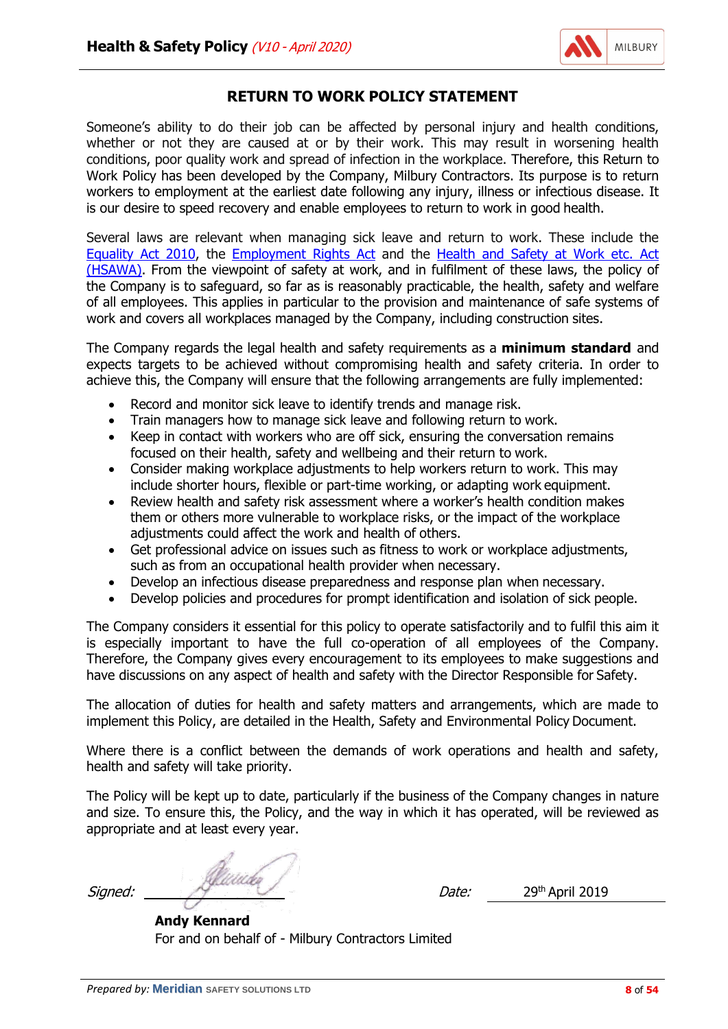## RETURN TO WORK POLICY STATEMENT

Someone's ability to do their job can be affected by personal injury and health conditions, whether or not they are caused at or by their work. This may result in worsening health conditions, poor quality work and spread of infection in the workplace. Therefore, this Return to Work Policy has been developed by the Company, Milbury Contractors. Its purpose is to return workers to employment at the earliest date following any injury, illness or infectious disease. It is our desire to speed recovery and enable employees to return to work in good health.

Several laws are relevant when managing sick leave and return to work. These include the Equality Act 2010, the Employment Rights Act and the Health and Safety at Work etc. Act (HSAWA). From the viewpoint of safety at work, and in fulfilment of these laws, the policy of the Company is to safeguard, so far as is reasonably practicable, the health, safety and welfare of all employees. This applies in particular to the provision and maintenance of safe systems of work and covers all workplaces managed by the Company, including construction sites.

The Company regards the legal health and safety requirements as a **minimum standard** and expects targets to be achieved without compromising health and safety criteria. In order to achieve this, the Company will ensure that the following arrangements are fully implemented:

- Record and monitor sick leave to identify trends and manage risk.
- Train managers how to manage sick leave and following return to work.
- Keep in contact with workers who are off sick, ensuring the conversation remains focused on their health, safety and wellbeing and their return to work.
- Consider making workplace adjustments to help workers return to work. This may include shorter hours, flexible or part-time working, or adapting work equipment.
- Review health and safety risk assessment where a worker's health condition makes them or others more vulnerable to workplace risks, or the impact of the workplace adjustments could affect the work and health of others.
- Get professional advice on issues such as fitness to work or workplace adjustments, such as from an occupational health provider when necessary.
- Develop an infectious disease preparedness and response plan when necessary.
- Develop policies and procedures for prompt identification and isolation of sick people.

The Company considers it essential for this policy to operate satisfactorily and to fulfil this aim it is especially important to have the full co-operation of all employees of the Company. Therefore, the Company gives every encouragement to its employees to make suggestions and have discussions on any aspect of health and safety with the Director Responsible for Safety.

The allocation of duties for health and safety matters and arrangements, which are made to implement this Policy, are detailed in the Health, Safety and Environmental Policy Document.

Where there is a conflict between the demands of work operations and health and safety, health and safety will take priority.

The Policy will be kept up to date, particularly if the business of the Company changes in nature and size. To ensure this, the Policy, and the way in which it has operated, will be reviewed as appropriate and at least every year.

*Signed:* ______________ *Date:* 29th April 2019

**Andy Kennard**
For and on behalf of - Milbury Contractors Limited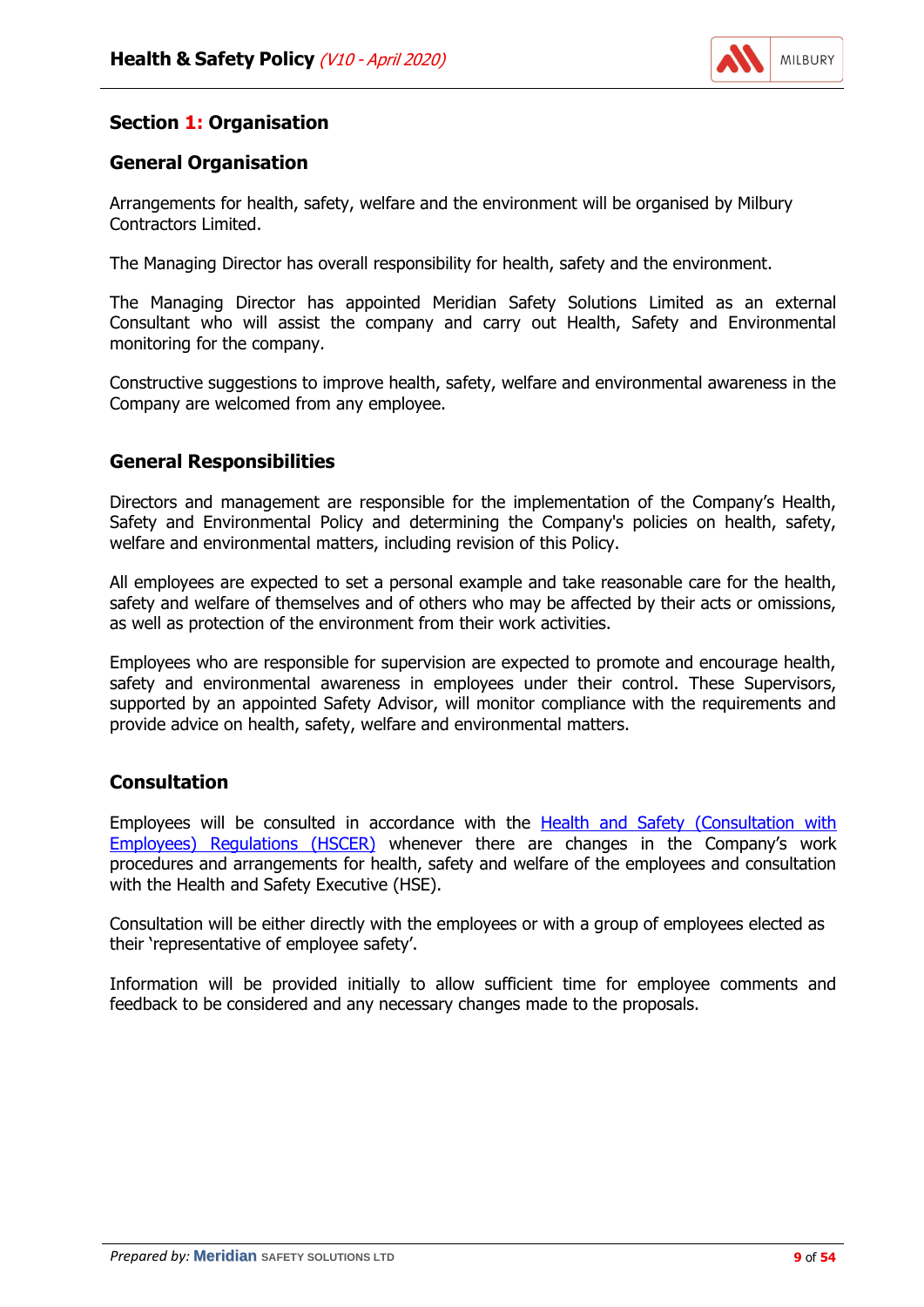## Section 1: Organisation

### General Organisation

Arrangements for health, safety, welfare and the environment will be organised by Milbury Contractors Limited.

The Managing Director has overall responsibility for health, safety and the environment.

The Managing Director has appointed Meridian Safety Solutions Limited as an external Consultant who will assist the company and carry out Health, Safety and Environmental monitoring for the company.

Constructive suggestions to improve health, safety, welfare and environmental awareness in the Company are welcomed from any employee.

### General Responsibilities

Directors and management are responsible for the implementation of the Company's Health, Safety and Environmental Policy and determining the Company's policies on health, safety, welfare and environmental matters, including revision of this Policy.

All employees are expected to set a personal example and take reasonable care for the health, safety and welfare of themselves and of others who may be affected by their acts or omissions, as well as protection of the environment from their work activities.

Employees who are responsible for supervision are expected to promote and encourage health, safety and environmental awareness in employees under their control. These Supervisors, supported by an appointed Safety Advisor, will monitor compliance with the requirements and provide advice on health, safety, welfare and environmental matters.

### Consultation

Employees will be consulted in accordance with the Health and Safety (Consultation with Employees) Regulations (HSCER) whenever there are changes in the Company's work procedures and arrangements for health, safety and welfare of the employees and consultation with the Health and Safety Executive (HSE).

Consultation will be either directly with the employees or with a group of employees elected as their 'representative of employee safety'.

Information will be provided initially to allow sufficient time for employee comments and feedback to be considered and any necessary changes made to the proposals.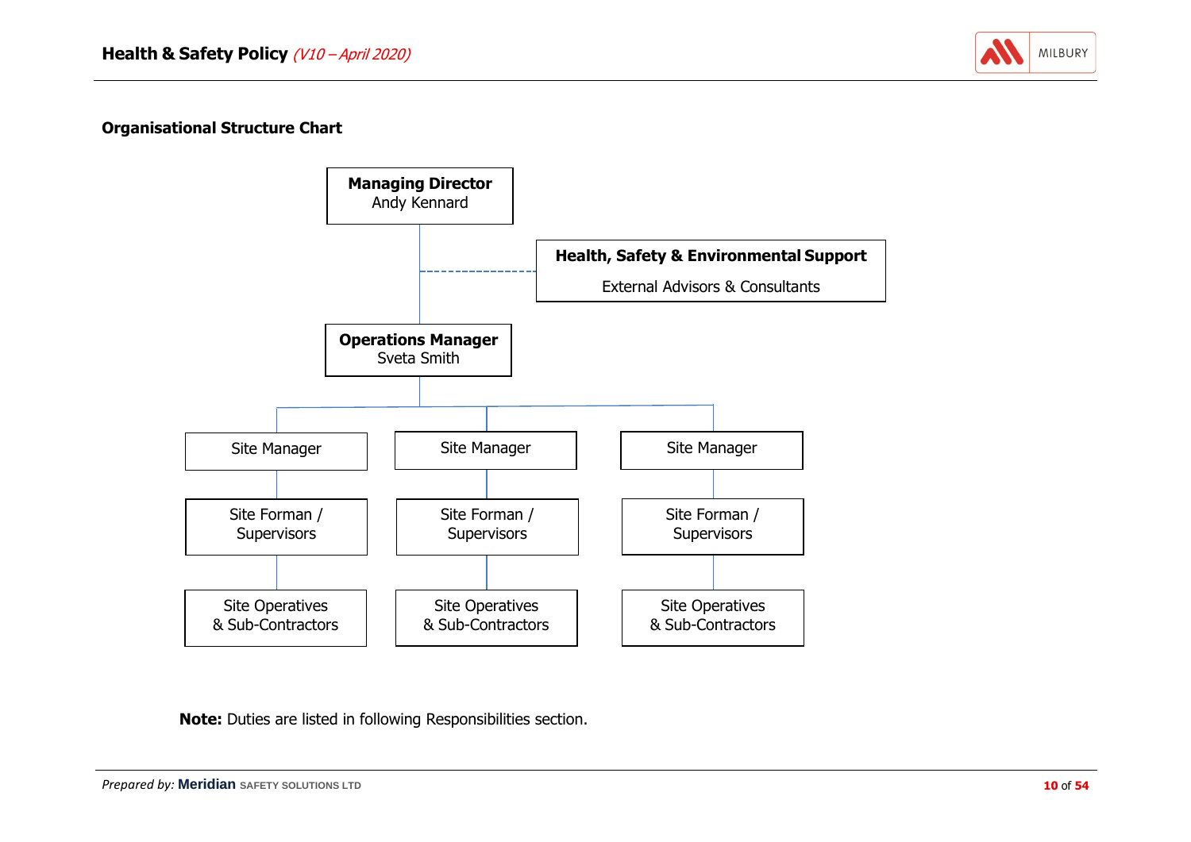## Organisational Structure Chart

**Managing Director**
Andy Kennard

**Health, Safety & Environmental Support**
External Advisors & Consultants

**Operations Manager**
Sveta Smith

| Site Manager | Site Manager | Site Manager |
|---|---|---|
| Site Forman / Supervisors | Site Forman / Supervisors | Site Forman / Supervisors |
| Site Operatives & Sub-Contractors | Site Operatives & Sub-Contractors | Site Operatives & Sub-Contractors |

**Note:** Duties are listed in following Responsibilities section.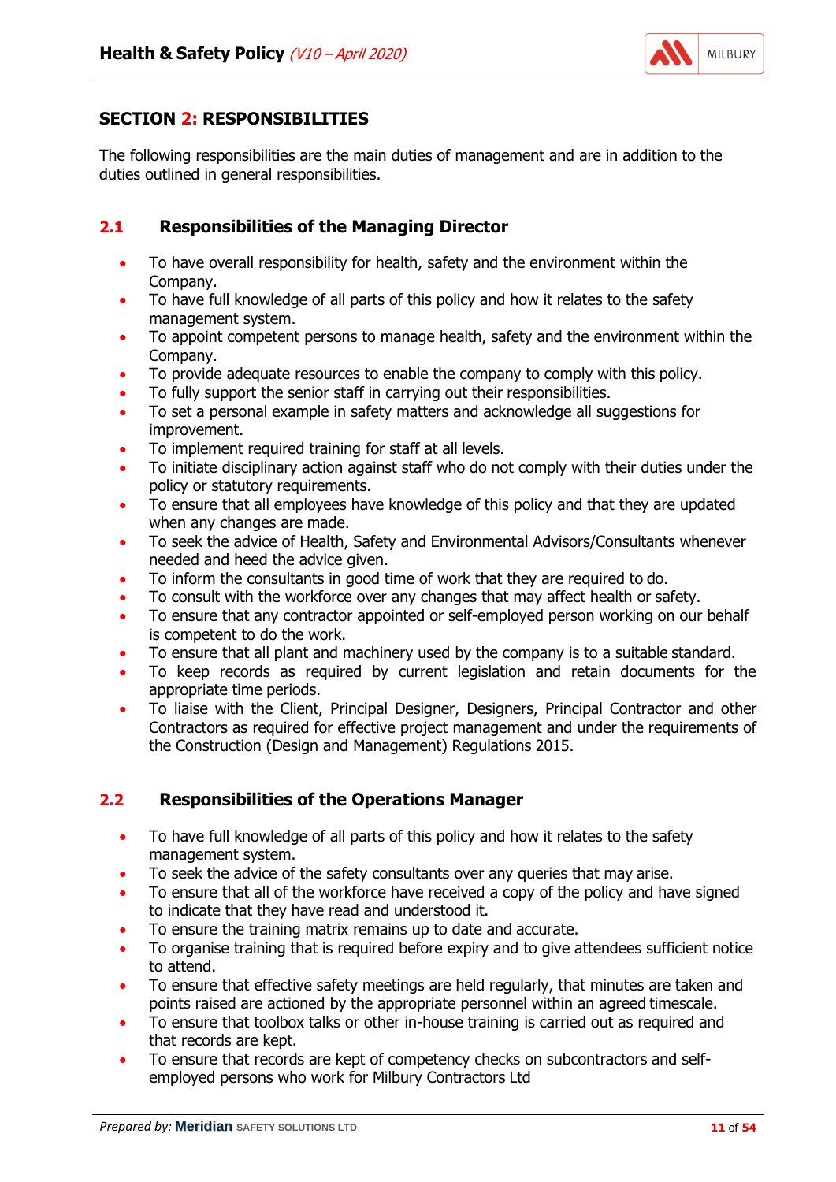## SECTION 2: RESPONSIBILITIES

The following responsibilities are the main duties of management and are in addition to the duties outlined in general responsibilities.

### 2.1 Responsibilities of the Managing Director

- To have overall responsibility for health, safety and the environment within the Company.
- To have full knowledge of all parts of this policy and how it relates to the safety management system.
- To appoint competent persons to manage health, safety and the environment within the Company.
- To provide adequate resources to enable the company to comply with this policy.
- To fully support the senior staff in carrying out their responsibilities.
- To set a personal example in safety matters and acknowledge all suggestions for improvement.
- To implement required training for staff at all levels.
- To initiate disciplinary action against staff who do not comply with their duties under the policy or statutory requirements.
- To ensure that all employees have knowledge of this policy and that they are updated when any changes are made.
- To seek the advice of Health, Safety and Environmental Advisors/Consultants whenever needed and heed the advice given.
- To inform the consultants in good time of work that they are required to do.
- To consult with the workforce over any changes that may affect health or safety.
- To ensure that any contractor appointed or self-employed person working on our behalf is competent to do the work.
- To ensure that all plant and machinery used by the company is to a suitable standard.
- To keep records as required by current legislation and retain documents for the appropriate time periods.
- To liaise with the Client, Principal Designer, Designers, Principal Contractor and other Contractors as required for effective project management and under the requirements of the Construction (Design and Management) Regulations 2015.

### 2.2 Responsibilities of the Operations Manager

- To have full knowledge of all parts of this policy and how it relates to the safety management system.
- To seek the advice of the safety consultants over any queries that may arise.
- To ensure that all of the workforce have received a copy of the policy and have signed to indicate that they have read and understood it.
- To ensure the training matrix remains up to date and accurate.
- To organise training that is required before expiry and to give attendees sufficient notice to attend.
- To ensure that effective safety meetings are held regularly, that minutes are taken and points raised are actioned by the appropriate personnel within an agreed timescale.
- To ensure that toolbox talks or other in-house training is carried out as required and that records are kept.
- To ensure that records are kept of competency checks on subcontractors and self-employed persons who work for Milbury Contractors Ltd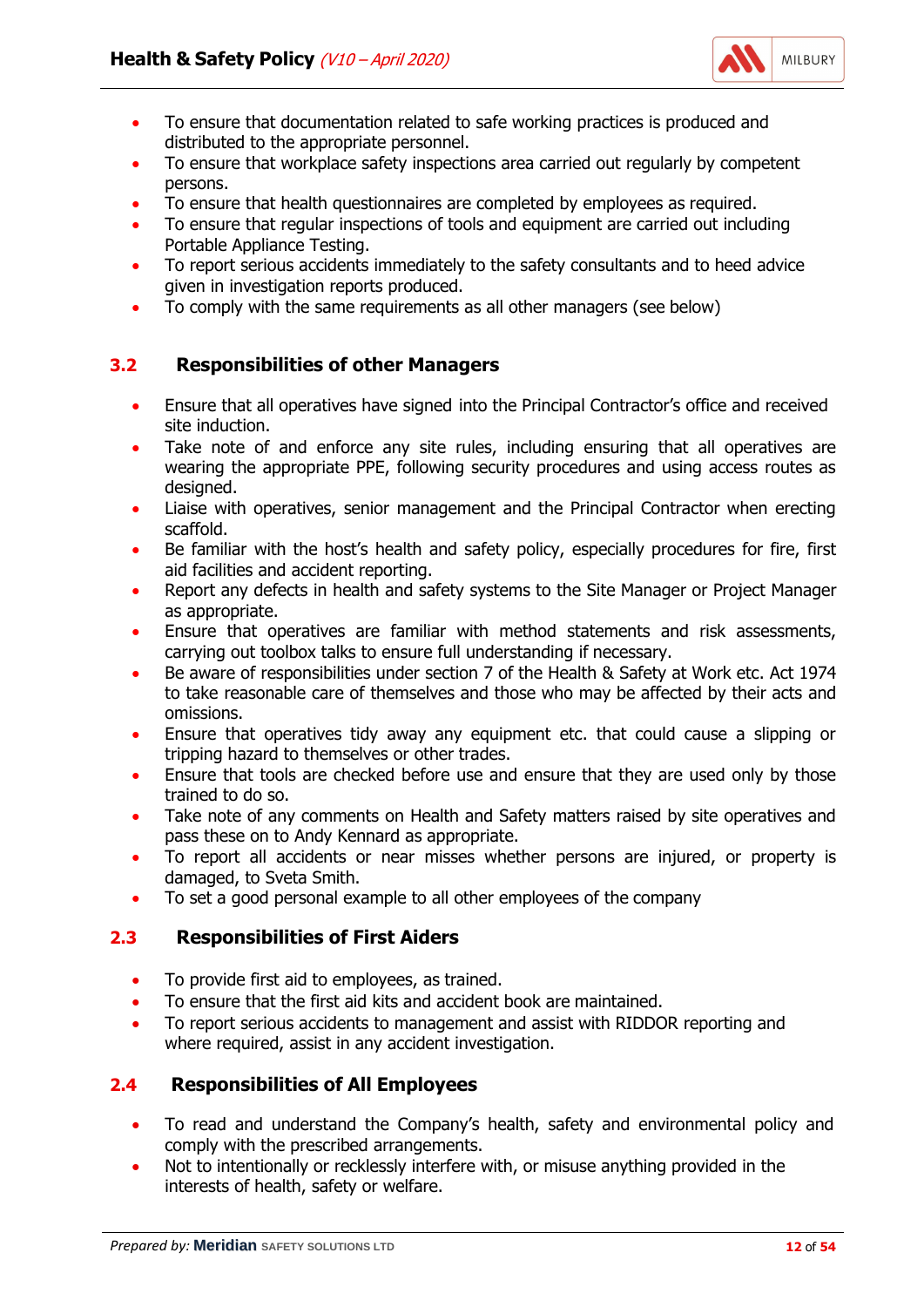- To ensure that documentation related to safe working practices is produced and distributed to the appropriate personnel.
- To ensure that workplace safety inspections area carried out regularly by competent persons.
- To ensure that health questionnaires are completed by employees as required.
- To ensure that regular inspections of tools and equipment are carried out including Portable Appliance Testing.
- To report serious accidents immediately to the safety consultants and to heed advice given in investigation reports produced.
- To comply with the same requirements as all other managers (see below)

## 3.2 Responsibilities of other Managers

- Ensure that all operatives have signed into the Principal Contractor's office and received site induction.
- Take note of and enforce any site rules, including ensuring that all operatives are wearing the appropriate PPE, following security procedures and using access routes as designed.
- Liaise with operatives, senior management and the Principal Contractor when erecting scaffold.
- Be familiar with the host's health and safety policy, especially procedures for fire, first aid facilities and accident reporting.
- Report any defects in health and safety systems to the Site Manager or Project Manager as appropriate.
- Ensure that operatives are familiar with method statements and risk assessments, carrying out toolbox talks to ensure full understanding if necessary.
- Be aware of responsibilities under section 7 of the Health & Safety at Work etc. Act 1974 to take reasonable care of themselves and those who may be affected by their acts and omissions.
- Ensure that operatives tidy away any equipment etc. that could cause a slipping or tripping hazard to themselves or other trades.
- Ensure that tools are checked before use and ensure that they are used only by those trained to do so.
- Take note of any comments on Health and Safety matters raised by site operatives and pass these on to Andy Kennard as appropriate.
- To report all accidents or near misses whether persons are injured, or property is damaged, to Sveta Smith.
- To set a good personal example to all other employees of the company

## 2.3 Responsibilities of First Aiders

- To provide first aid to employees, as trained.
- To ensure that the first aid kits and accident book are maintained.
- To report serious accidents to management and assist with RIDDOR reporting and where required, assist in any accident investigation.

## 2.4 Responsibilities of All Employees

- To read and understand the Company's health, safety and environmental policy and comply with the prescribed arrangements.
- Not to intentionally or recklessly interfere with, or misuse anything provided in the interests of health, safety or welfare.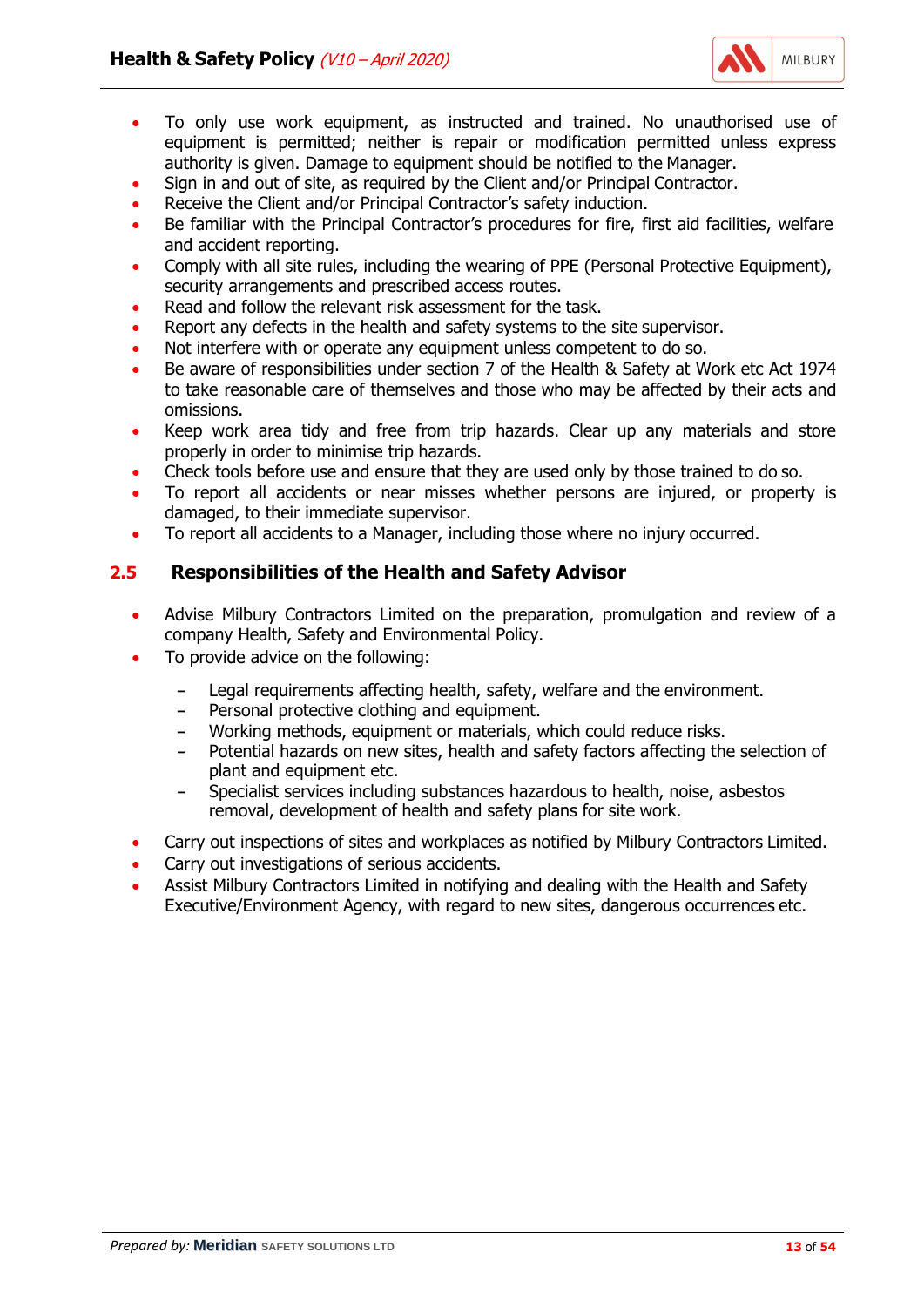- To only use work equipment, as instructed and trained. No unauthorised use of equipment is permitted; neither is repair or modification permitted unless express authority is given. Damage to equipment should be notified to the Manager.
- Sign in and out of site, as required by the Client and/or Principal Contractor.
- Receive the Client and/or Principal Contractor's safety induction.
- Be familiar with the Principal Contractor's procedures for fire, first aid facilities, welfare and accident reporting.
- Comply with all site rules, including the wearing of PPE (Personal Protective Equipment), security arrangements and prescribed access routes.
- Read and follow the relevant risk assessment for the task.
- Report any defects in the health and safety systems to the site supervisor.
- Not interfere with or operate any equipment unless competent to do so.
- Be aware of responsibilities under section 7 of the Health & Safety at Work etc Act 1974 to take reasonable care of themselves and those who may be affected by their acts and omissions.
- Keep work area tidy and free from trip hazards. Clear up any materials and store properly in order to minimise trip hazards.
- Check tools before use and ensure that they are used only by those trained to do so.
- To report all accidents or near misses whether persons are injured, or property is damaged, to their immediate supervisor.
- To report all accidents to a Manager, including those where no injury occurred.

## 2.5 Responsibilities of the Health and Safety Advisor

- Advise Milbury Contractors Limited on the preparation, promulgation and review of a company Health, Safety and Environmental Policy.
- To provide advice on the following:
  - Legal requirements affecting health, safety, welfare and the environment.
  - Personal protective clothing and equipment.
  - Working methods, equipment or materials, which could reduce risks.
  - Potential hazards on new sites, health and safety factors affecting the selection of plant and equipment etc.
  - Specialist services including substances hazardous to health, noise, asbestos removal, development of health and safety plans for site work.
- Carry out inspections of sites and workplaces as notified by Milbury Contractors Limited.
- Carry out investigations of serious accidents.
- Assist Milbury Contractors Limited in notifying and dealing with the Health and Safety Executive/Environment Agency, with regard to new sites, dangerous occurrences etc.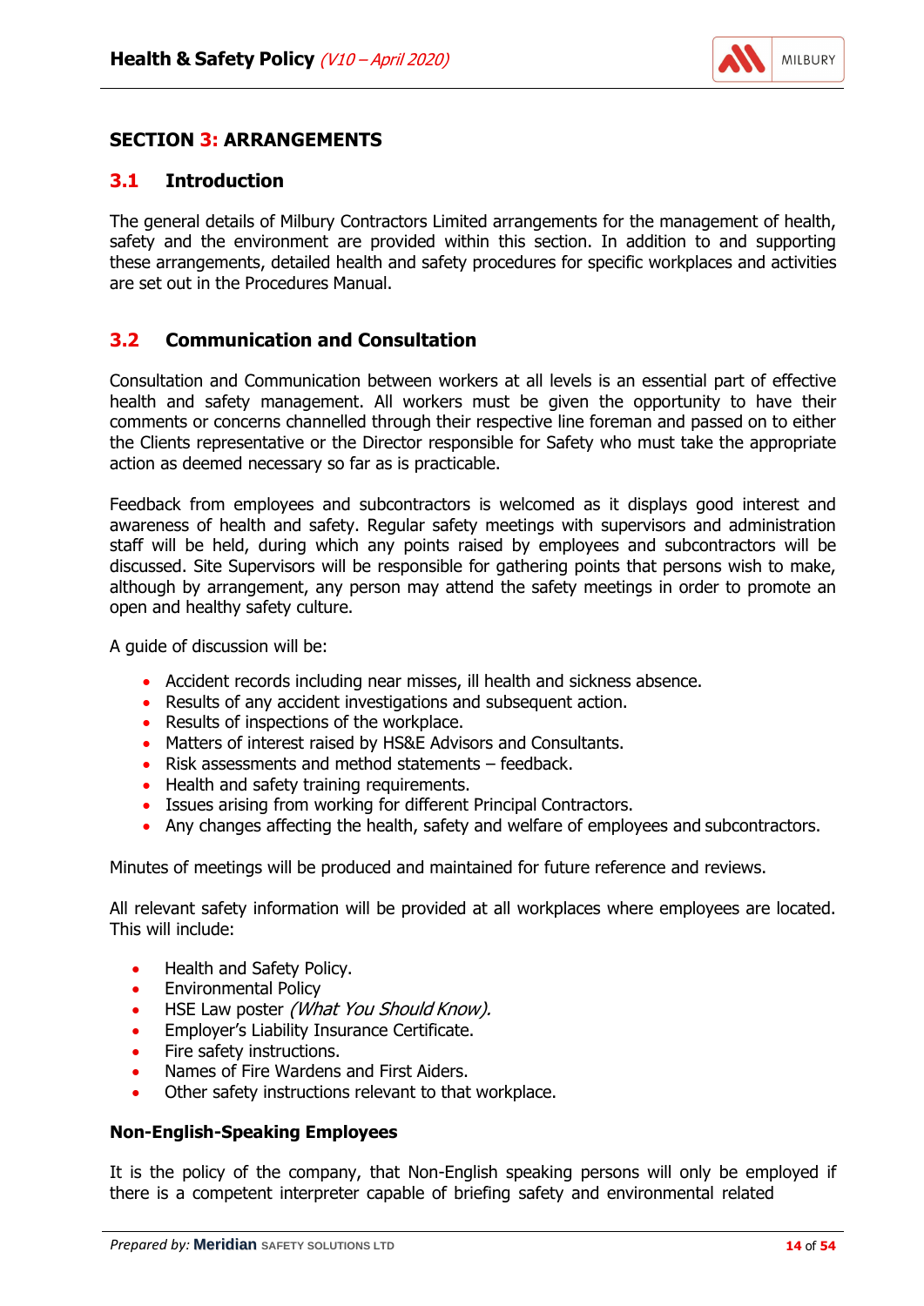## SECTION 3: ARRANGEMENTS

### 3.1 Introduction

The general details of Milbury Contractors Limited arrangements for the management of health, safety and the environment are provided within this section. In addition to and supporting these arrangements, detailed health and safety procedures for specific workplaces and activities are set out in the Procedures Manual.

### 3.2 Communication and Consultation

Consultation and Communication between workers at all levels is an essential part of effective health and safety management. All workers must be given the opportunity to have their comments or concerns channelled through their respective line foreman and passed on to either the Clients representative or the Director responsible for Safety who must take the appropriate action as deemed necessary so far as is practicable.

Feedback from employees and subcontractors is welcomed as it displays good interest and awareness of health and safety. Regular safety meetings with supervisors and administration staff will be held, during which any points raised by employees and subcontractors will be discussed. Site Supervisors will be responsible for gathering points that persons wish to make, although by arrangement, any person may attend the safety meetings in order to promote an open and healthy safety culture.

A guide of discussion will be:

- Accident records including near misses, ill health and sickness absence.
- Results of any accident investigations and subsequent action.
- Results of inspections of the workplace.
- Matters of interest raised by HS&E Advisors and Consultants.
- Risk assessments and method statements – feedback.
- Health and safety training requirements.
- Issues arising from working for different Principal Contractors.
- Any changes affecting the health, safety and welfare of employees and subcontractors.

Minutes of meetings will be produced and maintained for future reference and reviews.

All relevant safety information will be provided at all workplaces where employees are located. This will include:

- Health and Safety Policy.
- Environmental Policy
- HSE Law poster *(What You Should Know).*
- Employer's Liability Insurance Certificate.
- Fire safety instructions.
- Names of Fire Wardens and First Aiders.
- Other safety instructions relevant to that workplace.

#### Non-English-Speaking Employees

It is the policy of the company, that Non-English speaking persons will only be employed if there is a competent interpreter capable of briefing safety and environmental related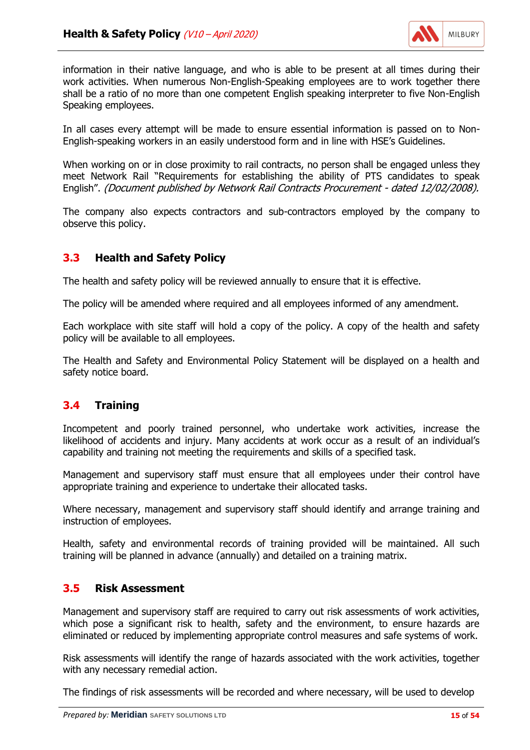information in their native language, and who is able to be present at all times during their work activities. When numerous Non-English-Speaking employees are to work together there shall be a ratio of no more than one competent English speaking interpreter to five Non-English Speaking employees.

In all cases every attempt will be made to ensure essential information is passed on to Non-English-speaking workers in an easily understood form and in line with HSE's Guidelines.

When working on or in close proximity to rail contracts, no person shall be engaged unless they meet Network Rail "Requirements for establishing the ability of PTS candidates to speak English". *(Document published by Network Rail Contracts Procurement - dated 12/02/2008).*

The company also expects contractors and sub-contractors employed by the company to observe this policy.

## 3.3 Health and Safety Policy

The health and safety policy will be reviewed annually to ensure that it is effective.

The policy will be amended where required and all employees informed of any amendment.

Each workplace with site staff will hold a copy of the policy. A copy of the health and safety policy will be available to all employees.

The Health and Safety and Environmental Policy Statement will be displayed on a health and safety notice board.

## 3.4 Training

Incompetent and poorly trained personnel, who undertake work activities, increase the likelihood of accidents and injury. Many accidents at work occur as a result of an individual's capability and training not meeting the requirements and skills of a specified task.

Management and supervisory staff must ensure that all employees under their control have appropriate training and experience to undertake their allocated tasks.

Where necessary, management and supervisory staff should identify and arrange training and instruction of employees.

Health, safety and environmental records of training provided will be maintained. All such training will be planned in advance (annually) and detailed on a training matrix.

## 3.5 Risk Assessment

Management and supervisory staff are required to carry out risk assessments of work activities, which pose a significant risk to health, safety and the environment, to ensure hazards are eliminated or reduced by implementing appropriate control measures and safe systems of work.

Risk assessments will identify the range of hazards associated with the work activities, together with any necessary remedial action.

The findings of risk assessments will be recorded and where necessary, will be used to develop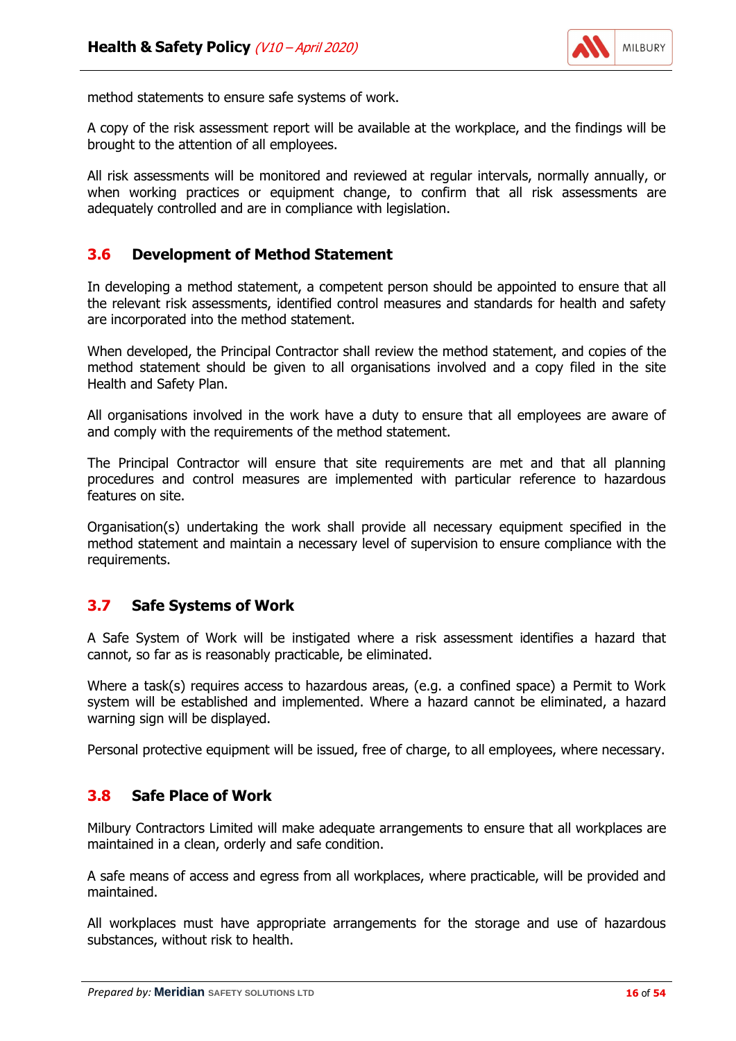method statements to ensure safe systems of work.

A copy of the risk assessment report will be available at the workplace, and the findings will be brought to the attention of all employees.

All risk assessments will be monitored and reviewed at regular intervals, normally annually, or when working practices or equipment change, to confirm that all risk assessments are adequately controlled and are in compliance with legislation.

## 3.6 Development of Method Statement

In developing a method statement, a competent person should be appointed to ensure that all the relevant risk assessments, identified control measures and standards for health and safety are incorporated into the method statement.

When developed, the Principal Contractor shall review the method statement, and copies of the method statement should be given to all organisations involved and a copy filed in the site Health and Safety Plan.

All organisations involved in the work have a duty to ensure that all employees are aware of and comply with the requirements of the method statement.

The Principal Contractor will ensure that site requirements are met and that all planning procedures and control measures are implemented with particular reference to hazardous features on site.

Organisation(s) undertaking the work shall provide all necessary equipment specified in the method statement and maintain a necessary level of supervision to ensure compliance with the requirements.

## 3.7 Safe Systems of Work

A Safe System of Work will be instigated where a risk assessment identifies a hazard that cannot, so far as is reasonably practicable, be eliminated.

Where a task(s) requires access to hazardous areas, (e.g. a confined space) a Permit to Work system will be established and implemented. Where a hazard cannot be eliminated, a hazard warning sign will be displayed.

Personal protective equipment will be issued, free of charge, to all employees, where necessary.

## 3.8 Safe Place of Work

Milbury Contractors Limited will make adequate arrangements to ensure that all workplaces are maintained in a clean, orderly and safe condition.

A safe means of access and egress from all workplaces, where practicable, will be provided and maintained.

All workplaces must have appropriate arrangements for the storage and use of hazardous substances, without risk to health.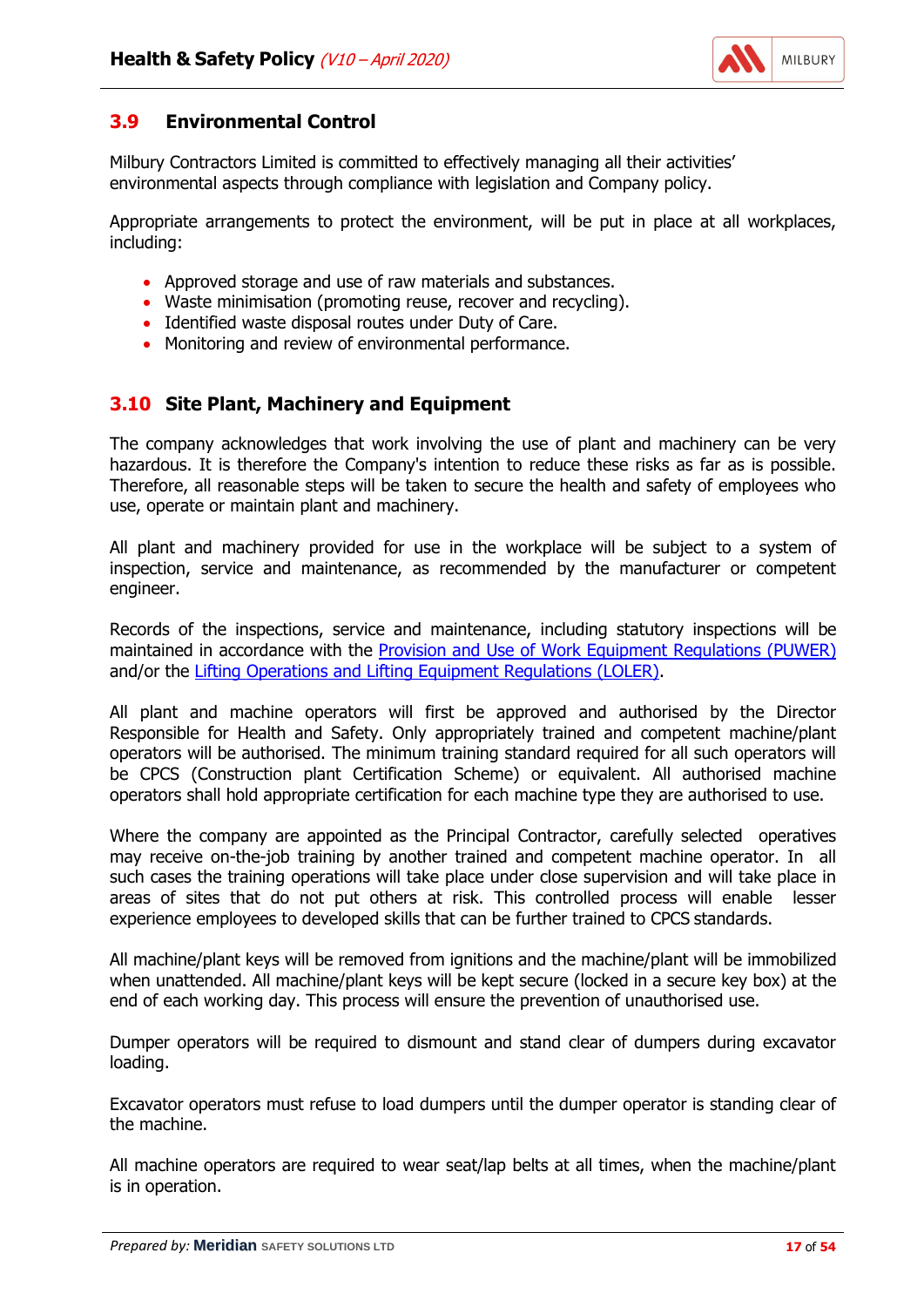## 3.9 Environmental Control

Milbury Contractors Limited is committed to effectively managing all their activities' environmental aspects through compliance with legislation and Company policy.

Appropriate arrangements to protect the environment, will be put in place at all workplaces, including:

- Approved storage and use of raw materials and substances.
- Waste minimisation (promoting reuse, recover and recycling).
- Identified waste disposal routes under Duty of Care.
- Monitoring and review of environmental performance.

## 3.10 Site Plant, Machinery and Equipment

The company acknowledges that work involving the use of plant and machinery can be very hazardous. It is therefore the Company's intention to reduce these risks as far as is possible. Therefore, all reasonable steps will be taken to secure the health and safety of employees who use, operate or maintain plant and machinery.

All plant and machinery provided for use in the workplace will be subject to a system of inspection, service and maintenance, as recommended by the manufacturer or competent engineer.

Records of the inspections, service and maintenance, including statutory inspections will be maintained in accordance with the Provision and Use of Work Equipment Regulations (PUWER) and/or the Lifting Operations and Lifting Equipment Regulations (LOLER).

All plant and machine operators will first be approved and authorised by the Director Responsible for Health and Safety. Only appropriately trained and competent machine/plant operators will be authorised. The minimum training standard required for all such operators will be CPCS (Construction plant Certification Scheme) or equivalent. All authorised machine operators shall hold appropriate certification for each machine type they are authorised to use.

Where the company are appointed as the Principal Contractor, carefully selected operatives may receive on-the-job training by another trained and competent machine operator. In all such cases the training operations will take place under close supervision and will take place in areas of sites that do not put others at risk. This controlled process will enable lesser experience employees to developed skills that can be further trained to CPCS standards.

All machine/plant keys will be removed from ignitions and the machine/plant will be immobilized when unattended. All machine/plant keys will be kept secure (locked in a secure key box) at the end of each working day. This process will ensure the prevention of unauthorised use.

Dumper operators will be required to dismount and stand clear of dumpers during excavator loading.

Excavator operators must refuse to load dumpers until the dumper operator is standing clear of the machine.

All machine operators are required to wear seat/lap belts at all times, when the machine/plant is in operation.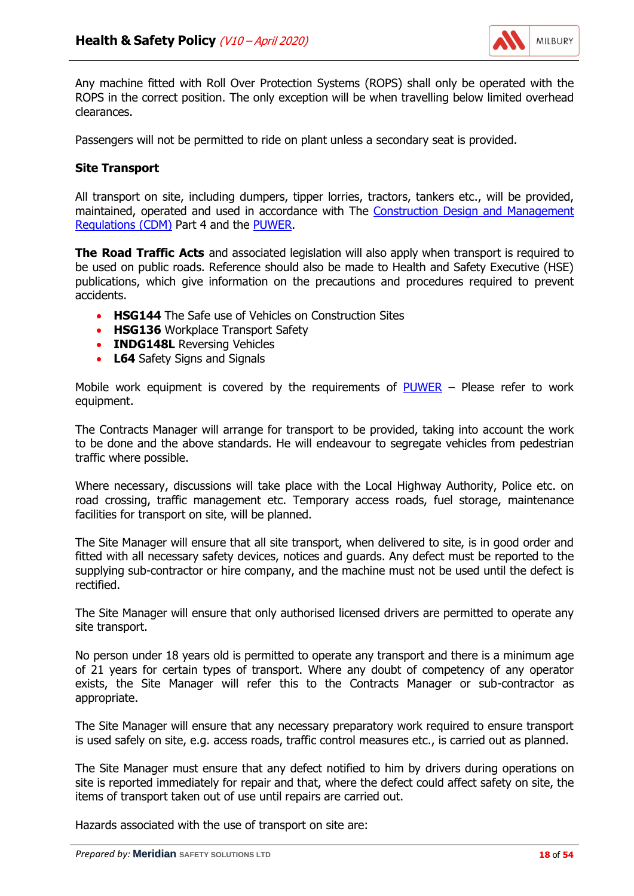Any machine fitted with Roll Over Protection Systems (ROPS) shall only be operated with the ROPS in the correct position. The only exception will be when travelling below limited overhead clearances.

Passengers will not be permitted to ride on plant unless a secondary seat is provided.

**Site Transport**

All transport on site, including dumpers, tipper lorries, tractors, tankers etc., will be provided, maintained, operated and used in accordance with The Construction Design and Management Regulations (CDM) Part 4 and the PUWER.

**The Road Traffic Acts** and associated legislation will also apply when transport is required to be used on public roads. Reference should also be made to Health and Safety Executive (HSE) publications, which give information on the precautions and procedures required to prevent accidents.

- **HSG144** The Safe use of Vehicles on Construction Sites
- **HSG136** Workplace Transport Safety
- **INDG148L** Reversing Vehicles
- **L64** Safety Signs and Signals

Mobile work equipment is covered by the requirements of PUWER – Please refer to work equipment.

The Contracts Manager will arrange for transport to be provided, taking into account the work to be done and the above standards. He will endeavour to segregate vehicles from pedestrian traffic where possible.

Where necessary, discussions will take place with the Local Highway Authority, Police etc. on road crossing, traffic management etc. Temporary access roads, fuel storage, maintenance facilities for transport on site, will be planned.

The Site Manager will ensure that all site transport, when delivered to site, is in good order and fitted with all necessary safety devices, notices and guards. Any defect must be reported to the supplying sub-contractor or hire company, and the machine must not be used until the defect is rectified.

The Site Manager will ensure that only authorised licensed drivers are permitted to operate any site transport.

No person under 18 years old is permitted to operate any transport and there is a minimum age of 21 years for certain types of transport. Where any doubt of competency of any operator exists, the Site Manager will refer this to the Contracts Manager or sub-contractor as appropriate.

The Site Manager will ensure that any necessary preparatory work required to ensure transport is used safely on site, e.g. access roads, traffic control measures etc., is carried out as planned.

The Site Manager must ensure that any defect notified to him by drivers during operations on site is reported immediately for repair and that, where the defect could affect safety on site, the items of transport taken out of use until repairs are carried out.

Hazards associated with the use of transport on site are: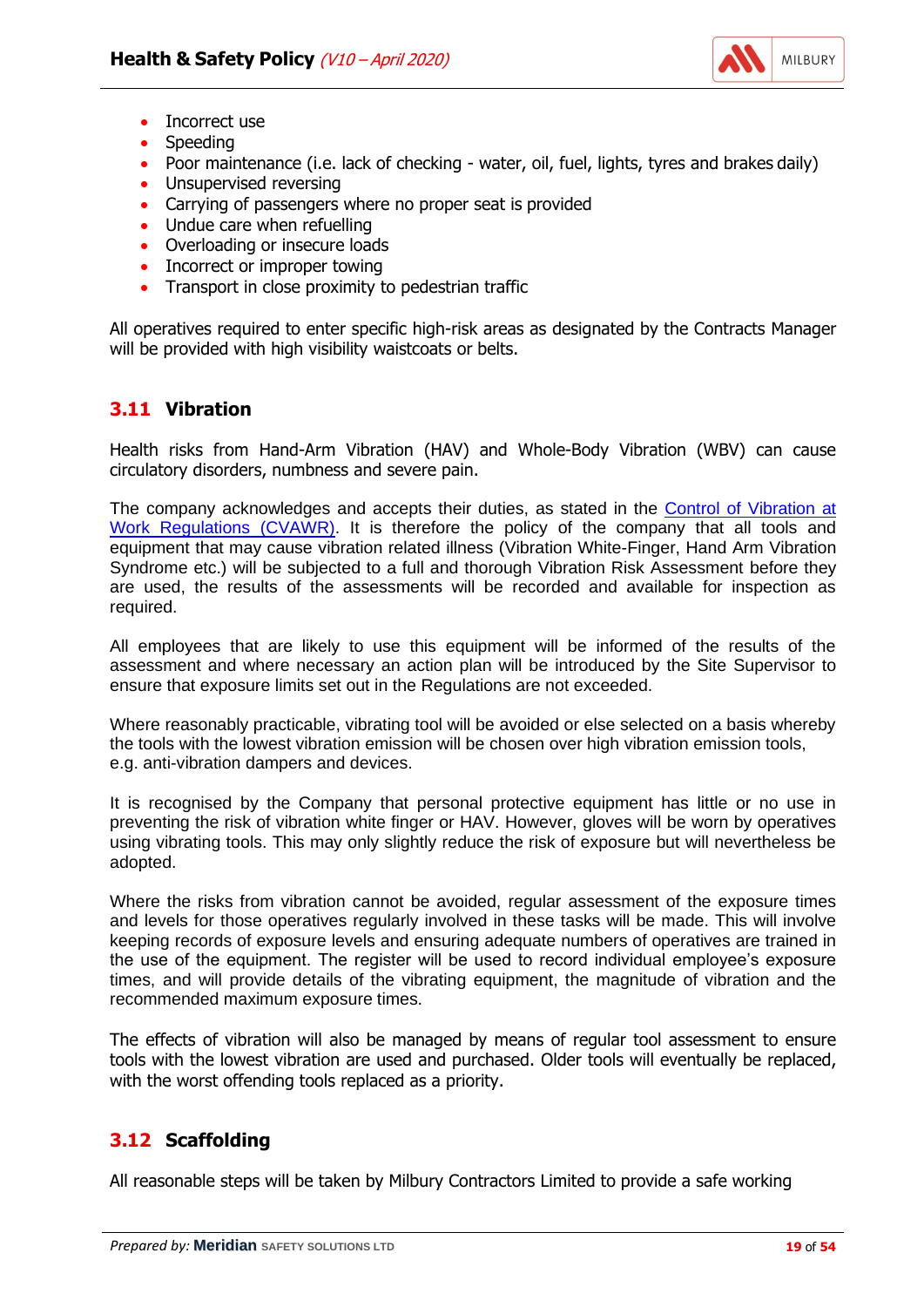- Incorrect use
- Speeding
- Poor maintenance (i.e. lack of checking - water, oil, fuel, lights, tyres and brakes daily)
- Unsupervised reversing
- Carrying of passengers where no proper seat is provided
- Undue care when refuelling
- Overloading or insecure loads
- Incorrect or improper towing
- Transport in close proximity to pedestrian traffic

All operatives required to enter specific high-risk areas as designated by the Contracts Manager will be provided with high visibility waistcoats or belts.

## 3.11 Vibration

Health risks from Hand-Arm Vibration (HAV) and Whole-Body Vibration (WBV) can cause circulatory disorders, numbness and severe pain.

The company acknowledges and accepts their duties, as stated in the Control of Vibration at Work Regulations (CVAWR). It is therefore the policy of the company that all tools and equipment that may cause vibration related illness (Vibration White-Finger, Hand Arm Vibration Syndrome etc.) will be subjected to a full and thorough Vibration Risk Assessment before they are used, the results of the assessments will be recorded and available for inspection as required.

All employees that are likely to use this equipment will be informed of the results of the assessment and where necessary an action plan will be introduced by the Site Supervisor to ensure that exposure limits set out in the Regulations are not exceeded.

Where reasonably practicable, vibrating tool will be avoided or else selected on a basis whereby the tools with the lowest vibration emission will be chosen over high vibration emission tools, e.g. anti-vibration dampers and devices.

It is recognised by the Company that personal protective equipment has little or no use in preventing the risk of vibration white finger or HAV. However, gloves will be worn by operatives using vibrating tools. This may only slightly reduce the risk of exposure but will nevertheless be adopted.

Where the risks from vibration cannot be avoided, regular assessment of the exposure times and levels for those operatives regularly involved in these tasks will be made. This will involve keeping records of exposure levels and ensuring adequate numbers of operatives are trained in the use of the equipment. The register will be used to record individual employee's exposure times, and will provide details of the vibrating equipment, the magnitude of vibration and the recommended maximum exposure times.

The effects of vibration will also be managed by means of regular tool assessment to ensure tools with the lowest vibration are used and purchased. Older tools will eventually be replaced, with the worst offending tools replaced as a priority.

## 3.12 Scaffolding

All reasonable steps will be taken by Milbury Contractors Limited to provide a safe working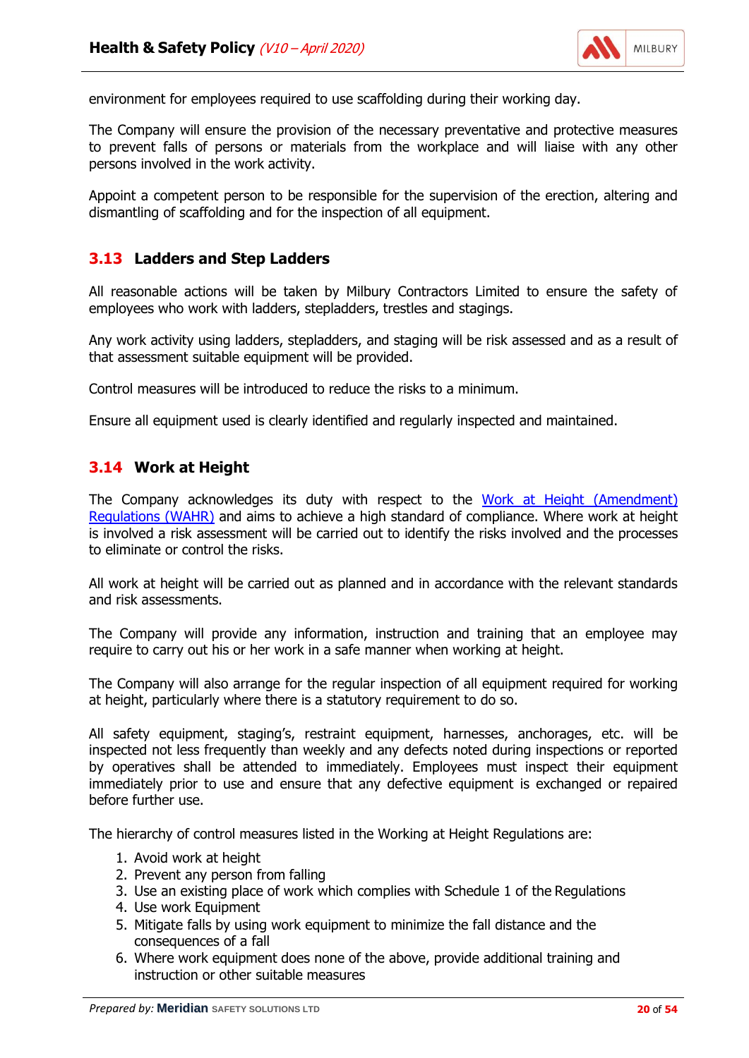environment for employees required to use scaffolding during their working day.

The Company will ensure the provision of the necessary preventative and protective measures to prevent falls of persons or materials from the workplace and will liaise with any other persons involved in the work activity.

Appoint a competent person to be responsible for the supervision of the erection, altering and dismantling of scaffolding and for the inspection of all equipment.

## 3.13 Ladders and Step Ladders

All reasonable actions will be taken by Milbury Contractors Limited to ensure the safety of employees who work with ladders, stepladders, trestles and stagings.

Any work activity using ladders, stepladders, and staging will be risk assessed and as a result of that assessment suitable equipment will be provided.

Control measures will be introduced to reduce the risks to a minimum.

Ensure all equipment used is clearly identified and regularly inspected and maintained.

## 3.14 Work at Height

The Company acknowledges its duty with respect to the Work at Height (Amendment) Regulations (WAHR) and aims to achieve a high standard of compliance. Where work at height is involved a risk assessment will be carried out to identify the risks involved and the processes to eliminate or control the risks.

All work at height will be carried out as planned and in accordance with the relevant standards and risk assessments.

The Company will provide any information, instruction and training that an employee may require to carry out his or her work in a safe manner when working at height.

The Company will also arrange for the regular inspection of all equipment required for working at height, particularly where there is a statutory requirement to do so.

All safety equipment, staging's, restraint equipment, harnesses, anchorages, etc. will be inspected not less frequently than weekly and any defects noted during inspections or reported by operatives shall be attended to immediately. Employees must inspect their equipment immediately prior to use and ensure that any defective equipment is exchanged or repaired before further use.

The hierarchy of control measures listed in the Working at Height Regulations are:

1. Avoid work at height
2. Prevent any person from falling
3. Use an existing place of work which complies with Schedule 1 of the Regulations
4. Use work Equipment
5. Mitigate falls by using work equipment to minimize the fall distance and the consequences of a fall
6. Where work equipment does none of the above, provide additional training and instruction or other suitable measures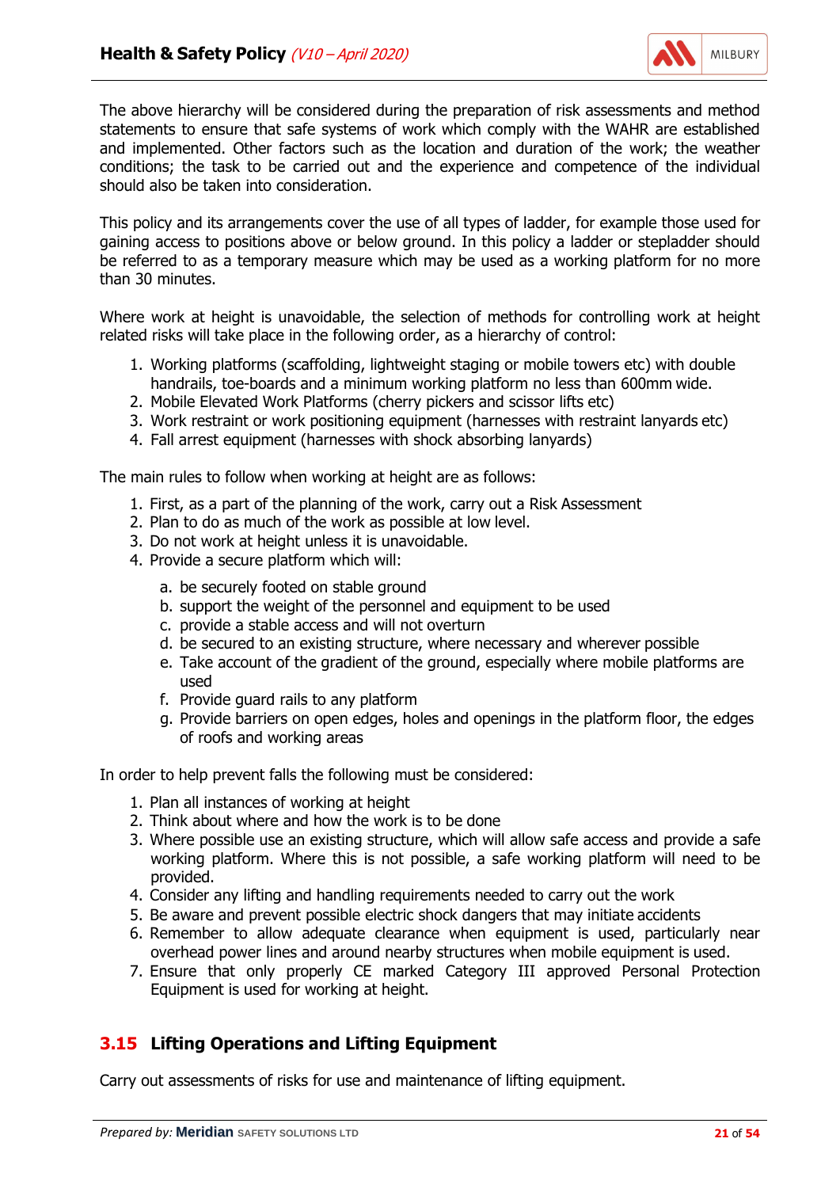The above hierarchy will be considered during the preparation of risk assessments and method statements to ensure that safe systems of work which comply with the WAHR are established and implemented. Other factors such as the location and duration of the work; the weather conditions; the task to be carried out and the experience and competence of the individual should also be taken into consideration.

This policy and its arrangements cover the use of all types of ladder, for example those used for gaining access to positions above or below ground. In this policy a ladder or stepladder should be referred to as a temporary measure which may be used as a working platform for no more than 30 minutes.

Where work at height is unavoidable, the selection of methods for controlling work at height related risks will take place in the following order, as a hierarchy of control:

1. Working platforms (scaffolding, lightweight staging or mobile towers etc) with double handrails, toe-boards and a minimum working platform no less than 600mm wide.
2. Mobile Elevated Work Platforms (cherry pickers and scissor lifts etc)
3. Work restraint or work positioning equipment (harnesses with restraint lanyards etc)
4. Fall arrest equipment (harnesses with shock absorbing lanyards)

The main rules to follow when working at height are as follows:

1. First, as a part of the planning of the work, carry out a Risk Assessment
2. Plan to do as much of the work as possible at low level.
3. Do not work at height unless it is unavoidable.
4. Provide a secure platform which will:
    a. be securely footed on stable ground
    b. support the weight of the personnel and equipment to be used
    c. provide a stable access and will not overturn
    d. be secured to an existing structure, where necessary and wherever possible
    e. Take account of the gradient of the ground, especially where mobile platforms are used
    f. Provide guard rails to any platform
    g. Provide barriers on open edges, holes and openings in the platform floor, the edges of roofs and working areas

In order to help prevent falls the following must be considered:

1. Plan all instances of working at height
2. Think about where and how the work is to be done
3. Where possible use an existing structure, which will allow safe access and provide a safe working platform. Where this is not possible, a safe working platform will need to be provided.
4. Consider any lifting and handling requirements needed to carry out the work
5. Be aware and prevent possible electric shock dangers that may initiate accidents
6. Remember to allow adequate clearance when equipment is used, particularly near overhead power lines and around nearby structures when mobile equipment is used.
7. Ensure that only properly CE marked Category III approved Personal Protection Equipment is used for working at height.

## 3.15 Lifting Operations and Lifting Equipment

Carry out assessments of risks for use and maintenance of lifting equipment.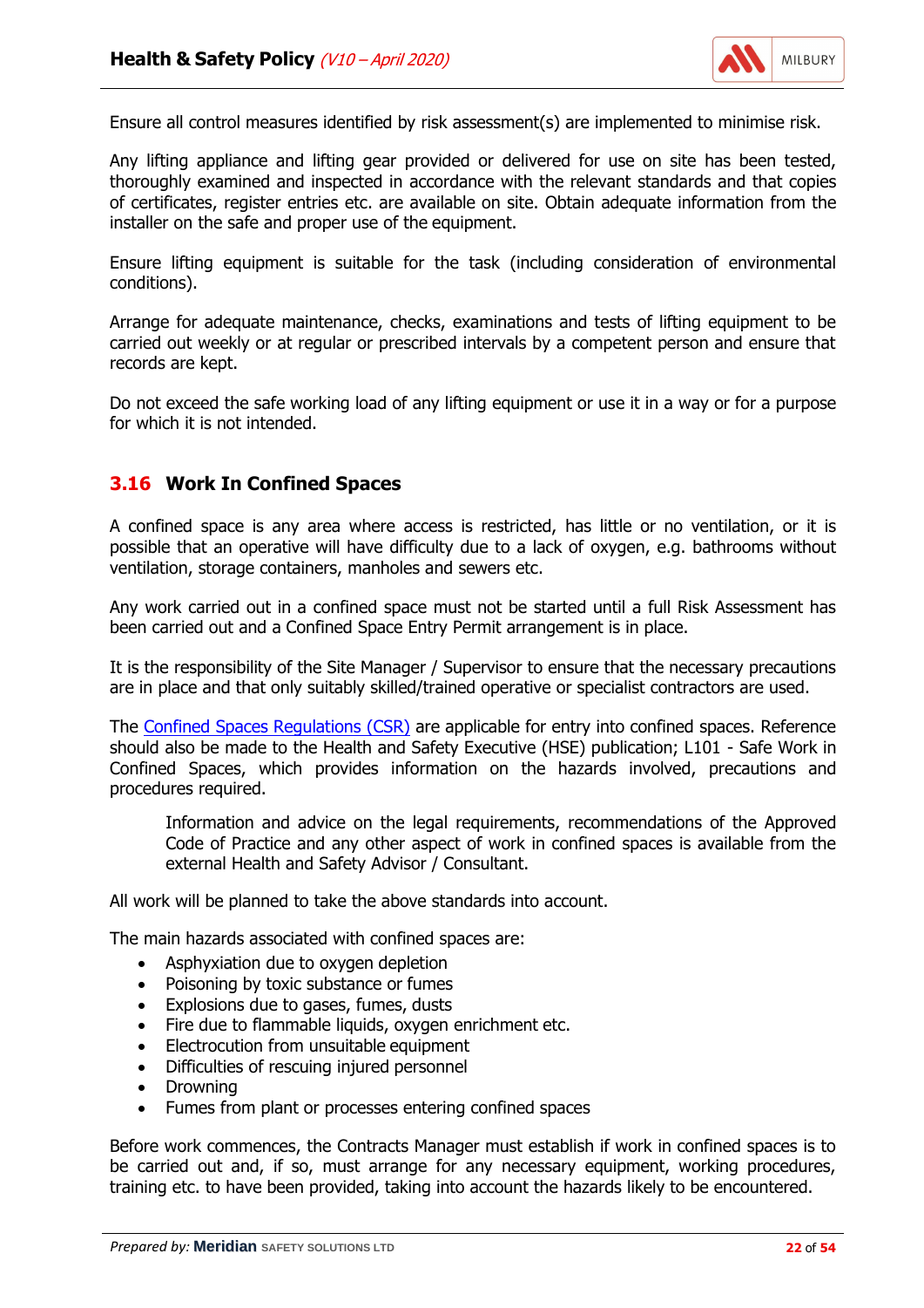Ensure all control measures identified by risk assessment(s) are implemented to minimise risk.

Any lifting appliance and lifting gear provided or delivered for use on site has been tested, thoroughly examined and inspected in accordance with the relevant standards and that copies of certificates, register entries etc. are available on site. Obtain adequate information from the installer on the safe and proper use of the equipment.

Ensure lifting equipment is suitable for the task (including consideration of environmental conditions).

Arrange for adequate maintenance, checks, examinations and tests of lifting equipment to be carried out weekly or at regular or prescribed intervals by a competent person and ensure that records are kept.

Do not exceed the safe working load of any lifting equipment or use it in a way or for a purpose for which it is not intended.

## 3.16 Work In Confined Spaces

A confined space is any area where access is restricted, has little or no ventilation, or it is possible that an operative will have difficulty due to a lack of oxygen, e.g. bathrooms without ventilation, storage containers, manholes and sewers etc.

Any work carried out in a confined space must not be started until a full Risk Assessment has been carried out and a Confined Space Entry Permit arrangement is in place.

It is the responsibility of the Site Manager / Supervisor to ensure that the necessary precautions are in place and that only suitably skilled/trained operative or specialist contractors are used.

The Confined Spaces Regulations (CSR) are applicable for entry into confined spaces. Reference should also be made to the Health and Safety Executive (HSE) publication; L101 - Safe Work in Confined Spaces, which provides information on the hazards involved, precautions and procedures required.

> Information and advice on the legal requirements, recommendations of the Approved Code of Practice and any other aspect of work in confined spaces is available from the external Health and Safety Advisor / Consultant.

All work will be planned to take the above standards into account.

The main hazards associated with confined spaces are:

- Asphyxiation due to oxygen depletion
- Poisoning by toxic substance or fumes
- Explosions due to gases, fumes, dusts
- Fire due to flammable liquids, oxygen enrichment etc.
- Electrocution from unsuitable equipment
- Difficulties of rescuing injured personnel
- Drowning
- Fumes from plant or processes entering confined spaces

Before work commences, the Contracts Manager must establish if work in confined spaces is to be carried out and, if so, must arrange for any necessary equipment, working procedures, training etc. to have been provided, taking into account the hazards likely to be encountered.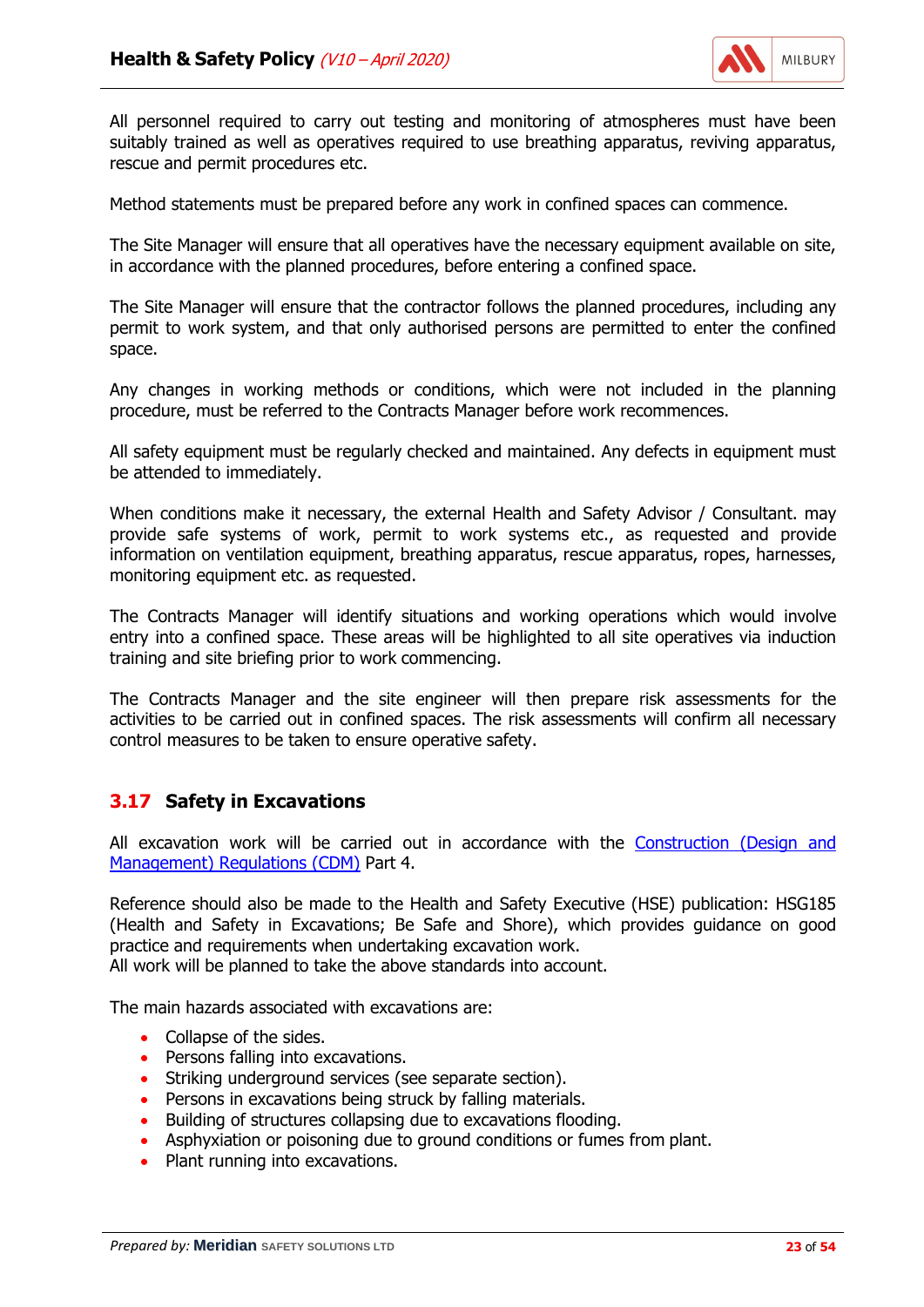All personnel required to carry out testing and monitoring of atmospheres must have been suitably trained as well as operatives required to use breathing apparatus, reviving apparatus, rescue and permit procedures etc.

Method statements must be prepared before any work in confined spaces can commence.

The Site Manager will ensure that all operatives have the necessary equipment available on site, in accordance with the planned procedures, before entering a confined space.

The Site Manager will ensure that the contractor follows the planned procedures, including any permit to work system, and that only authorised persons are permitted to enter the confined space.

Any changes in working methods or conditions, which were not included in the planning procedure, must be referred to the Contracts Manager before work recommences.

All safety equipment must be regularly checked and maintained. Any defects in equipment must be attended to immediately.

When conditions make it necessary, the external Health and Safety Advisor / Consultant. may provide safe systems of work, permit to work systems etc., as requested and provide information on ventilation equipment, breathing apparatus, rescue apparatus, ropes, harnesses, monitoring equipment etc. as requested.

The Contracts Manager will identify situations and working operations which would involve entry into a confined space. These areas will be highlighted to all site operatives via induction training and site briefing prior to work commencing.

The Contracts Manager and the site engineer will then prepare risk assessments for the activities to be carried out in confined spaces. The risk assessments will confirm all necessary control measures to be taken to ensure operative safety.

## 3.17 Safety in Excavations

All excavation work will be carried out in accordance with the Construction (Design and Management) Regulations (CDM) Part 4.

Reference should also be made to the Health and Safety Executive (HSE) publication: HSG185 (Health and Safety in Excavations; Be Safe and Shore), which provides guidance on good practice and requirements when undertaking excavation work.
All work will be planned to take the above standards into account.

The main hazards associated with excavations are:

- Collapse of the sides.
- Persons falling into excavations.
- Striking underground services (see separate section).
- Persons in excavations being struck by falling materials.
- Building of structures collapsing due to excavations flooding.
- Asphyxiation or poisoning due to ground conditions or fumes from plant.
- Plant running into excavations.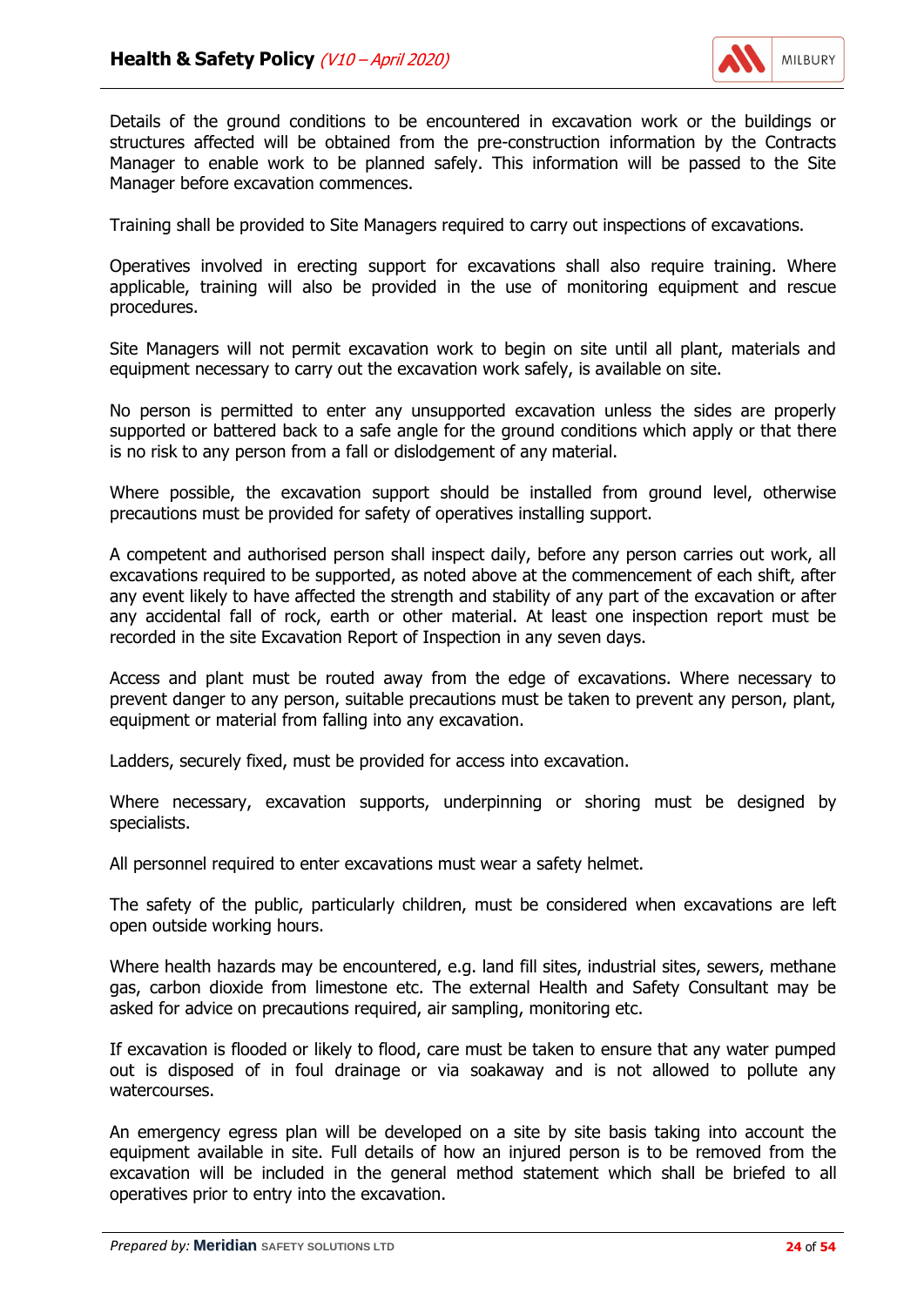Details of the ground conditions to be encountered in excavation work or the buildings or structures affected will be obtained from the pre-construction information by the Contracts Manager to enable work to be planned safely. This information will be passed to the Site Manager before excavation commences.

Training shall be provided to Site Managers required to carry out inspections of excavations.

Operatives involved in erecting support for excavations shall also require training. Where applicable, training will also be provided in the use of monitoring equipment and rescue procedures.

Site Managers will not permit excavation work to begin on site until all plant, materials and equipment necessary to carry out the excavation work safely, is available on site.

No person is permitted to enter any unsupported excavation unless the sides are properly supported or battered back to a safe angle for the ground conditions which apply or that there is no risk to any person from a fall or dislodgement of any material.

Where possible, the excavation support should be installed from ground level, otherwise precautions must be provided for safety of operatives installing support.

A competent and authorised person shall inspect daily, before any person carries out work, all excavations required to be supported, as noted above at the commencement of each shift, after any event likely to have affected the strength and stability of any part of the excavation or after any accidental fall of rock, earth or other material. At least one inspection report must be recorded in the site Excavation Report of Inspection in any seven days.

Access and plant must be routed away from the edge of excavations. Where necessary to prevent danger to any person, suitable precautions must be taken to prevent any person, plant, equipment or material from falling into any excavation.

Ladders, securely fixed, must be provided for access into excavation.

Where necessary, excavation supports, underpinning or shoring must be designed by specialists.

All personnel required to enter excavations must wear a safety helmet.

The safety of the public, particularly children, must be considered when excavations are left open outside working hours.

Where health hazards may be encountered, e.g. land fill sites, industrial sites, sewers, methane gas, carbon dioxide from limestone etc. The external Health and Safety Consultant may be asked for advice on precautions required, air sampling, monitoring etc.

If excavation is flooded or likely to flood, care must be taken to ensure that any water pumped out is disposed of in foul drainage or via soakaway and is not allowed to pollute any watercourses.

An emergency egress plan will be developed on a site by site basis taking into account the equipment available in site. Full details of how an injured person is to be removed from the excavation will be included in the general method statement which shall be briefed to all operatives prior to entry into the excavation.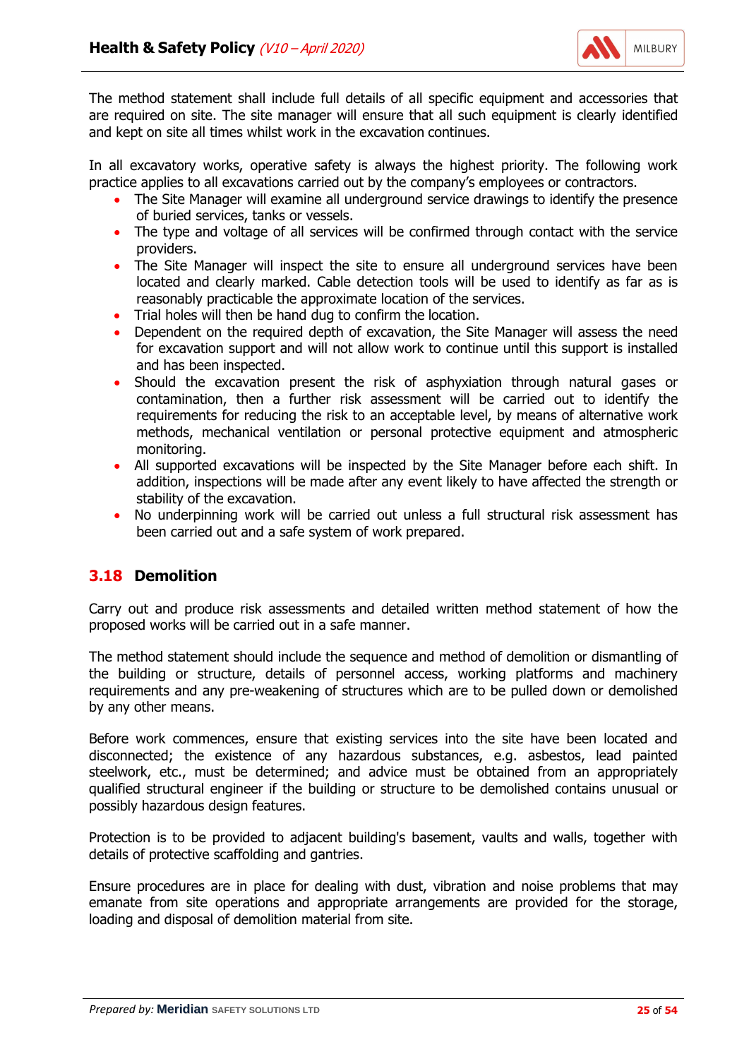The method statement shall include full details of all specific equipment and accessories that are required on site. The site manager will ensure that all such equipment is clearly identified and kept on site all times whilst work in the excavation continues.

In all excavatory works, operative safety is always the highest priority. The following work practice applies to all excavations carried out by the company's employees or contractors.

- The Site Manager will examine all underground service drawings to identify the presence of buried services, tanks or vessels.
- The type and voltage of all services will be confirmed through contact with the service providers.
- The Site Manager will inspect the site to ensure all underground services have been located and clearly marked. Cable detection tools will be used to identify as far as is reasonably practicable the approximate location of the services.
- Trial holes will then be hand dug to confirm the location.
- Dependent on the required depth of excavation, the Site Manager will assess the need for excavation support and will not allow work to continue until this support is installed and has been inspected.
- Should the excavation present the risk of asphyxiation through natural gases or contamination, then a further risk assessment will be carried out to identify the requirements for reducing the risk to an acceptable level, by means of alternative work methods, mechanical ventilation or personal protective equipment and atmospheric monitoring.
- All supported excavations will be inspected by the Site Manager before each shift. In addition, inspections will be made after any event likely to have affected the strength or stability of the excavation.
- No underpinning work will be carried out unless a full structural risk assessment has been carried out and a safe system of work prepared.

## 3.18 Demolition

Carry out and produce risk assessments and detailed written method statement of how the proposed works will be carried out in a safe manner.

The method statement should include the sequence and method of demolition or dismantling of the building or structure, details of personnel access, working platforms and machinery requirements and any pre-weakening of structures which are to be pulled down or demolished by any other means.

Before work commences, ensure that existing services into the site have been located and disconnected; the existence of any hazardous substances, e.g. asbestos, lead painted steelwork, etc., must be determined; and advice must be obtained from an appropriately qualified structural engineer if the building or structure to be demolished contains unusual or possibly hazardous design features.

Protection is to be provided to adjacent building's basement, vaults and walls, together with details of protective scaffolding and gantries.

Ensure procedures are in place for dealing with dust, vibration and noise problems that may emanate from site operations and appropriate arrangements are provided for the storage, loading and disposal of demolition material from site.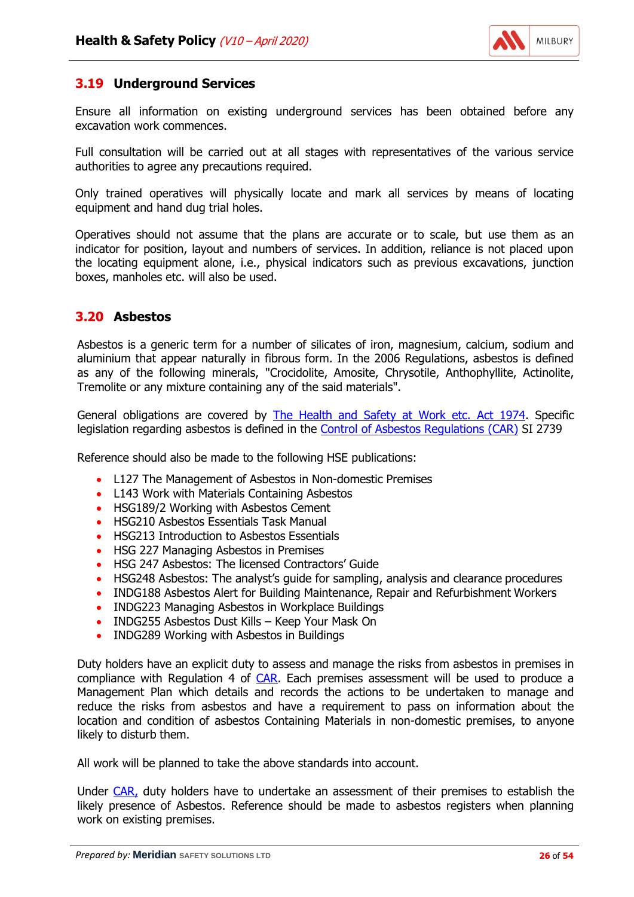## 3.19 Underground Services

Ensure all information on existing underground services has been obtained before any excavation work commences.

Full consultation will be carried out at all stages with representatives of the various service authorities to agree any precautions required.

Only trained operatives will physically locate and mark all services by means of locating equipment and hand dug trial holes.

Operatives should not assume that the plans are accurate or to scale, but use them as an indicator for position, layout and numbers of services. In addition, reliance is not placed upon the locating equipment alone, i.e., physical indicators such as previous excavations, junction boxes, manholes etc. will also be used.

## 3.20 Asbestos

Asbestos is a generic term for a number of silicates of iron, magnesium, calcium, sodium and aluminium that appear naturally in fibrous form. In the 2006 Regulations, asbestos is defined as any of the following minerals, "Crocidolite, Amosite, Chrysotile, Anthophyllite, Actinolite, Tremolite or any mixture containing any of the said materials".

General obligations are covered by The Health and Safety at Work etc. Act 1974. Specific legislation regarding asbestos is defined in the Control of Asbestos Regulations (CAR) SI 2739

Reference should also be made to the following HSE publications:

- L127 The Management of Asbestos in Non-domestic Premises
- L143 Work with Materials Containing Asbestos
- HSG189/2 Working with Asbestos Cement
- HSG210 Asbestos Essentials Task Manual
- HSG213 Introduction to Asbestos Essentials
- HSG 227 Managing Asbestos in Premises
- HSG 247 Asbestos: The licensed Contractors' Guide
- HSG248 Asbestos: The analyst's guide for sampling, analysis and clearance procedures
- INDG188 Asbestos Alert for Building Maintenance, Repair and Refurbishment Workers
- INDG223 Managing Asbestos in Workplace Buildings
- INDG255 Asbestos Dust Kills – Keep Your Mask On
- INDG289 Working with Asbestos in Buildings

Duty holders have an explicit duty to assess and manage the risks from asbestos in premises in compliance with Regulation 4 of CAR. Each premises assessment will be used to produce a Management Plan which details and records the actions to be undertaken to manage and reduce the risks from asbestos and have a requirement to pass on information about the location and condition of asbestos Containing Materials in non-domestic premises, to anyone likely to disturb them.

All work will be planned to take the above standards into account.

Under CAR, duty holders have to undertake an assessment of their premises to establish the likely presence of Asbestos. Reference should be made to asbestos registers when planning work on existing premises.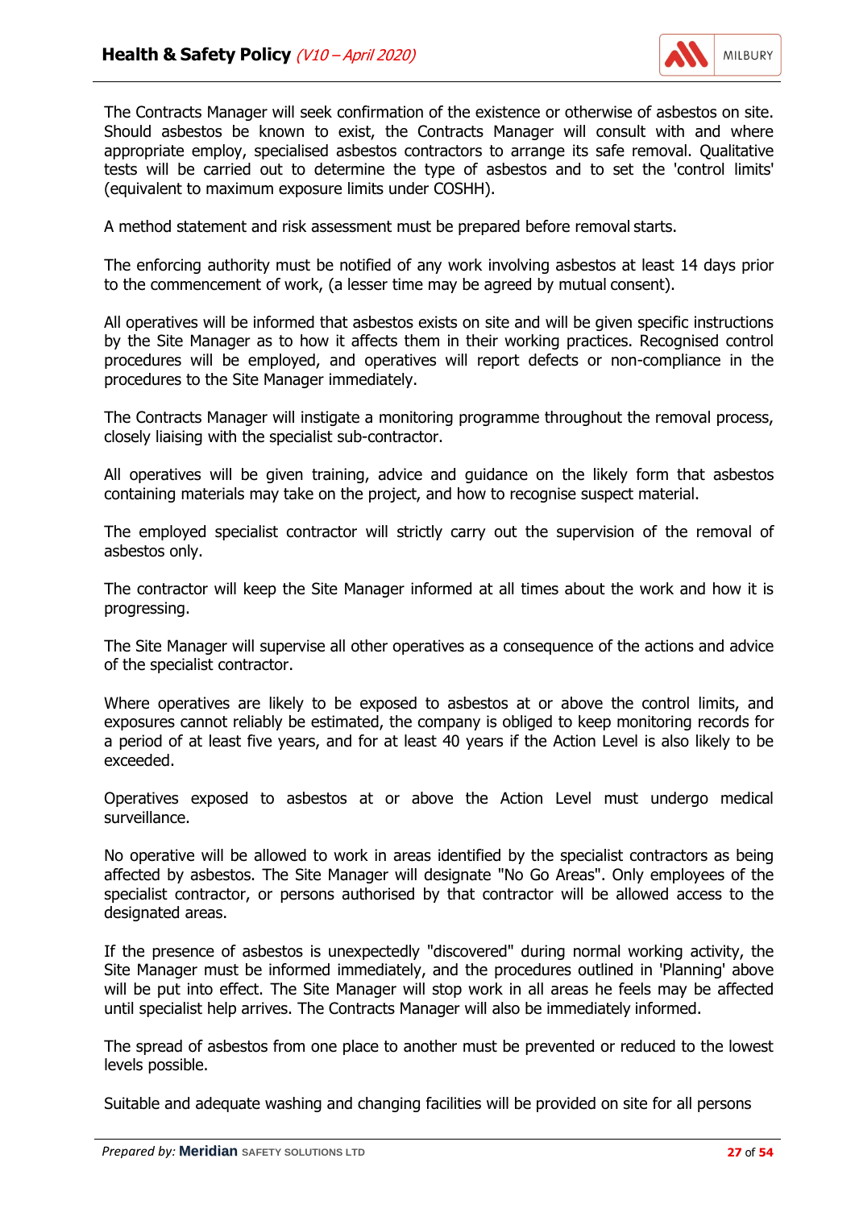The Contracts Manager will seek confirmation of the existence or otherwise of asbestos on site. Should asbestos be known to exist, the Contracts Manager will consult with and where appropriate employ, specialised asbestos contractors to arrange its safe removal. Qualitative tests will be carried out to determine the type of asbestos and to set the 'control limits' (equivalent to maximum exposure limits under COSHH).

A method statement and risk assessment must be prepared before removal starts.

The enforcing authority must be notified of any work involving asbestos at least 14 days prior to the commencement of work, (a lesser time may be agreed by mutual consent).

All operatives will be informed that asbestos exists on site and will be given specific instructions by the Site Manager as to how it affects them in their working practices. Recognised control procedures will be employed, and operatives will report defects or non-compliance in the procedures to the Site Manager immediately.

The Contracts Manager will instigate a monitoring programme throughout the removal process, closely liaising with the specialist sub-contractor.

All operatives will be given training, advice and guidance on the likely form that asbestos containing materials may take on the project, and how to recognise suspect material.

The employed specialist contractor will strictly carry out the supervision of the removal of asbestos only.

The contractor will keep the Site Manager informed at all times about the work and how it is progressing.

The Site Manager will supervise all other operatives as a consequence of the actions and advice of the specialist contractor.

Where operatives are likely to be exposed to asbestos at or above the control limits, and exposures cannot reliably be estimated, the company is obliged to keep monitoring records for a period of at least five years, and for at least 40 years if the Action Level is also likely to be exceeded.

Operatives exposed to asbestos at or above the Action Level must undergo medical surveillance.

No operative will be allowed to work in areas identified by the specialist contractors as being affected by asbestos. The Site Manager will designate "No Go Areas". Only employees of the specialist contractor, or persons authorised by that contractor will be allowed access to the designated areas.

If the presence of asbestos is unexpectedly "discovered" during normal working activity, the Site Manager must be informed immediately, and the procedures outlined in 'Planning' above will be put into effect. The Site Manager will stop work in all areas he feels may be affected until specialist help arrives. The Contracts Manager will also be immediately informed.

The spread of asbestos from one place to another must be prevented or reduced to the lowest levels possible.

Suitable and adequate washing and changing facilities will be provided on site for all persons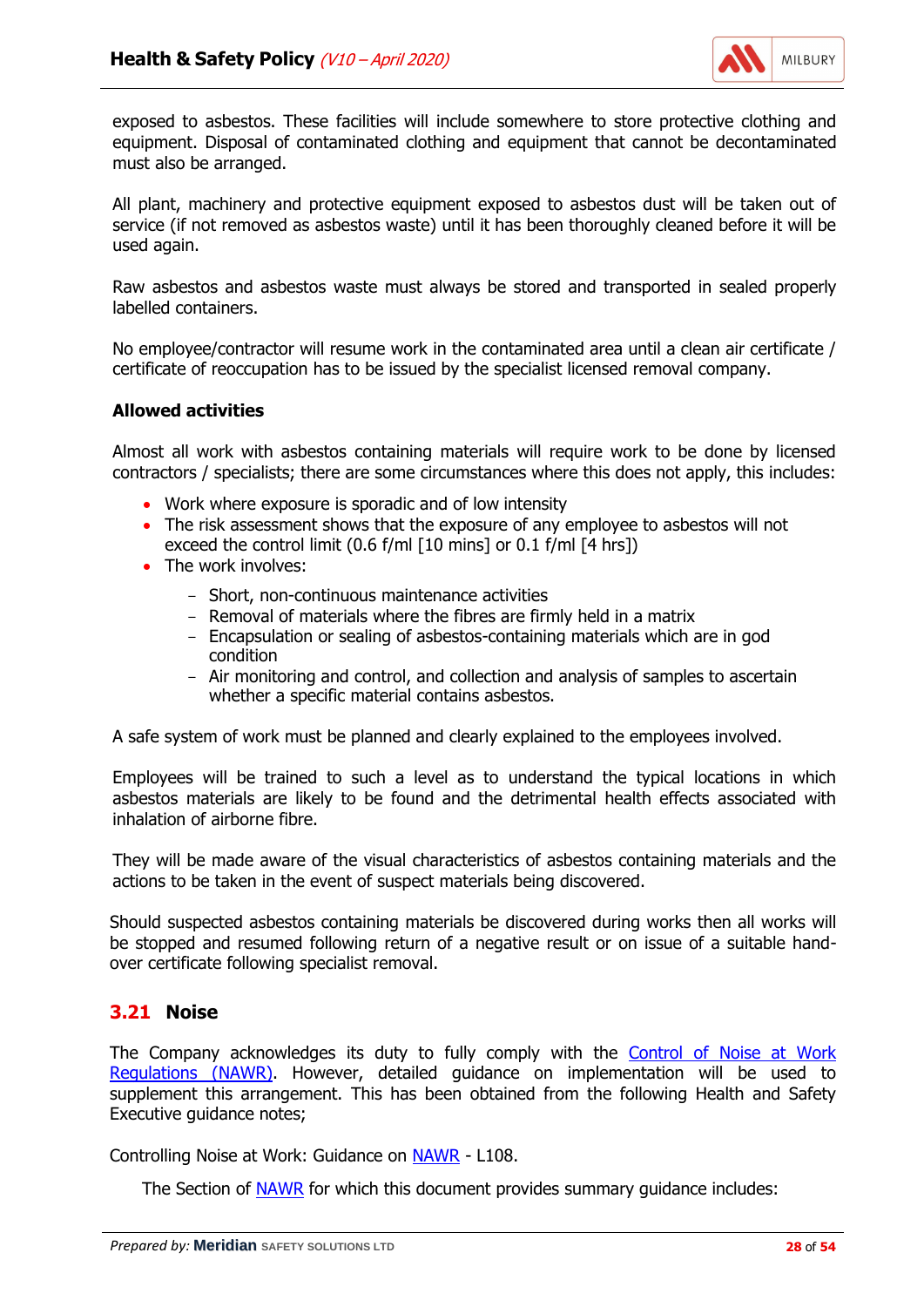exposed to asbestos. These facilities will include somewhere to store protective clothing and equipment. Disposal of contaminated clothing and equipment that cannot be decontaminated must also be arranged.

All plant, machinery and protective equipment exposed to asbestos dust will be taken out of service (if not removed as asbestos waste) until it has been thoroughly cleaned before it will be used again.

Raw asbestos and asbestos waste must always be stored and transported in sealed properly labelled containers.

No employee/contractor will resume work in the contaminated area until a clean air certificate / certificate of reoccupation has to be issued by the specialist licensed removal company.

**Allowed activities**

Almost all work with asbestos containing materials will require work to be done by licensed contractors / specialists; there are some circumstances where this does not apply, this includes:

- Work where exposure is sporadic and of low intensity
- The risk assessment shows that the exposure of any employee to asbestos will not exceed the control limit (0.6 f/ml [10 mins] or 0.1 f/ml [4 hrs])
- The work involves:
  - Short, non-continuous maintenance activities
  - Removal of materials where the fibres are firmly held in a matrix
  - Encapsulation or sealing of asbestos-containing materials which are in god condition
  - Air monitoring and control, and collection and analysis of samples to ascertain whether a specific material contains asbestos.

A safe system of work must be planned and clearly explained to the employees involved.

Employees will be trained to such a level as to understand the typical locations in which asbestos materials are likely to be found and the detrimental health effects associated with inhalation of airborne fibre.

They will be made aware of the visual characteristics of asbestos containing materials and the actions to be taken in the event of suspect materials being discovered.

Should suspected asbestos containing materials be discovered during works then all works will be stopped and resumed following return of a negative result or on issue of a suitable hand-over certificate following specialist removal.

## 3.21 Noise

The Company acknowledges its duty to fully comply with the Control of Noise at Work Regulations (NAWR). However, detailed guidance on implementation will be used to supplement this arrangement. This has been obtained from the following Health and Safety Executive guidance notes;

Controlling Noise at Work: Guidance on NAWR - L108.

The Section of NAWR for which this document provides summary guidance includes: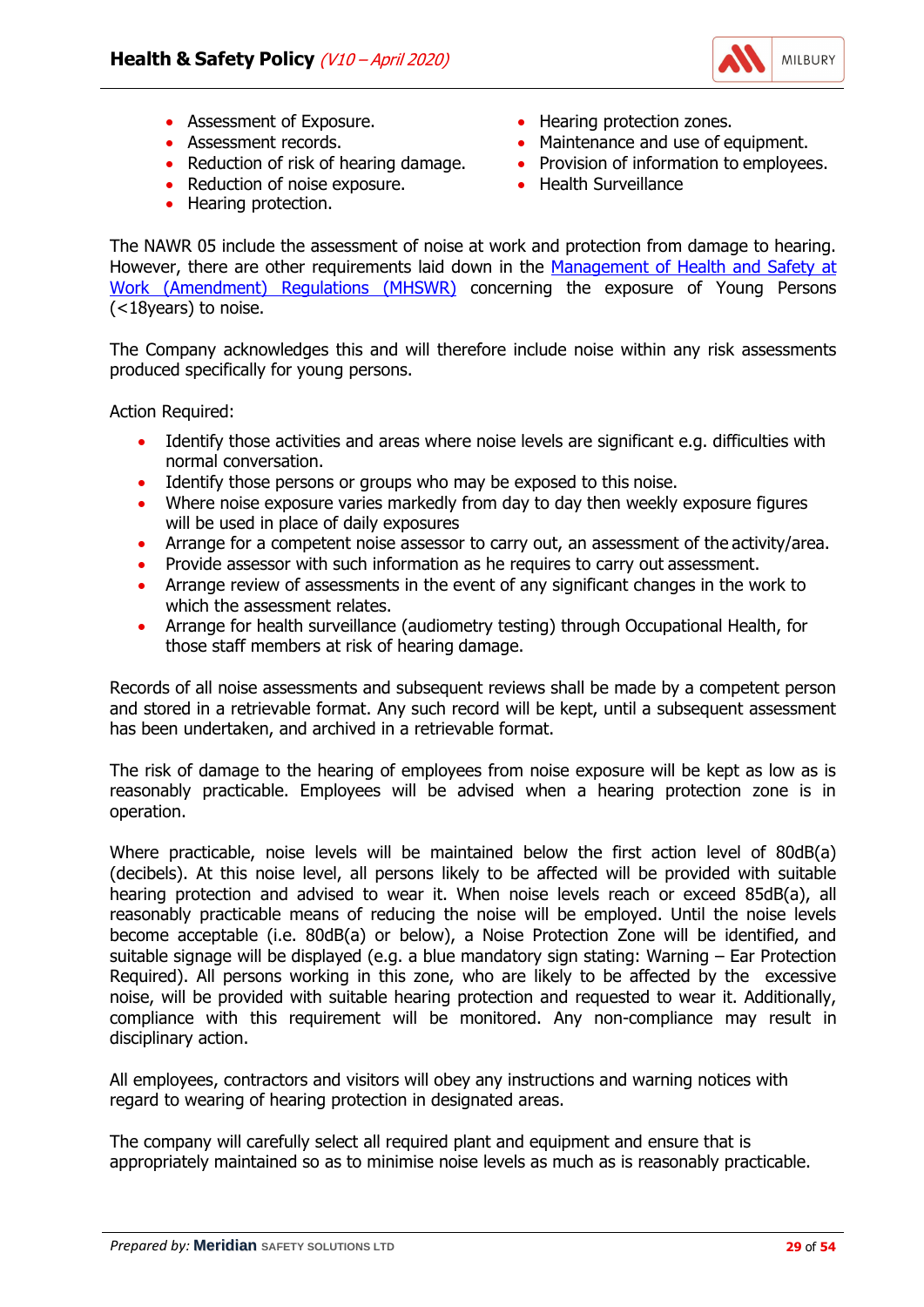- Assessment of Exposure.
- Assessment records.
- Reduction of risk of hearing damage.
- Reduction of noise exposure.
- Hearing protection.
- Hearing protection zones.
- Maintenance and use of equipment.
- Provision of information to employees.
- Health Surveillance

The NAWR 05 include the assessment of noise at work and protection from damage to hearing. However, there are other requirements laid down in the [Management of Health and Safety at Work (Amendment) Regulations (MHSWR)]() concerning the exposure of Young Persons (<18years) to noise.

The Company acknowledges this and will therefore include noise within any risk assessments produced specifically for young persons.

Action Required:

- Identify those activities and areas where noise levels are significant e.g. difficulties with normal conversation.
- Identify those persons or groups who may be exposed to this noise.
- Where noise exposure varies markedly from day to day then weekly exposure figures will be used in place of daily exposures
- Arrange for a competent noise assessor to carry out, an assessment of the activity/area.
- Provide assessor with such information as he requires to carry out assessment.
- Arrange review of assessments in the event of any significant changes in the work to which the assessment relates.
- Arrange for health surveillance (audiometry testing) through Occupational Health, for those staff members at risk of hearing damage.

Records of all noise assessments and subsequent reviews shall be made by a competent person and stored in a retrievable format. Any such record will be kept, until a subsequent assessment has been undertaken, and archived in a retrievable format.

The risk of damage to the hearing of employees from noise exposure will be kept as low as is reasonably practicable. Employees will be advised when a hearing protection zone is in operation.

Where practicable, noise levels will be maintained below the first action level of 80dB(a) (decibels). At this noise level, all persons likely to be affected will be provided with suitable hearing protection and advised to wear it. When noise levels reach or exceed 85dB(a), all reasonably practicable means of reducing the noise will be employed. Until the noise levels become acceptable (i.e. 80dB(a) or below), a Noise Protection Zone will be identified, and suitable signage will be displayed (e.g. a blue mandatory sign stating: Warning – Ear Protection Required). All persons working in this zone, who are likely to be affected by the excessive noise, will be provided with suitable hearing protection and requested to wear it. Additionally, compliance with this requirement will be monitored. Any non-compliance may result in disciplinary action.

All employees, contractors and visitors will obey any instructions and warning notices with regard to wearing of hearing protection in designated areas.

The company will carefully select all required plant and equipment and ensure that is appropriately maintained so as to minimise noise levels as much as is reasonably practicable.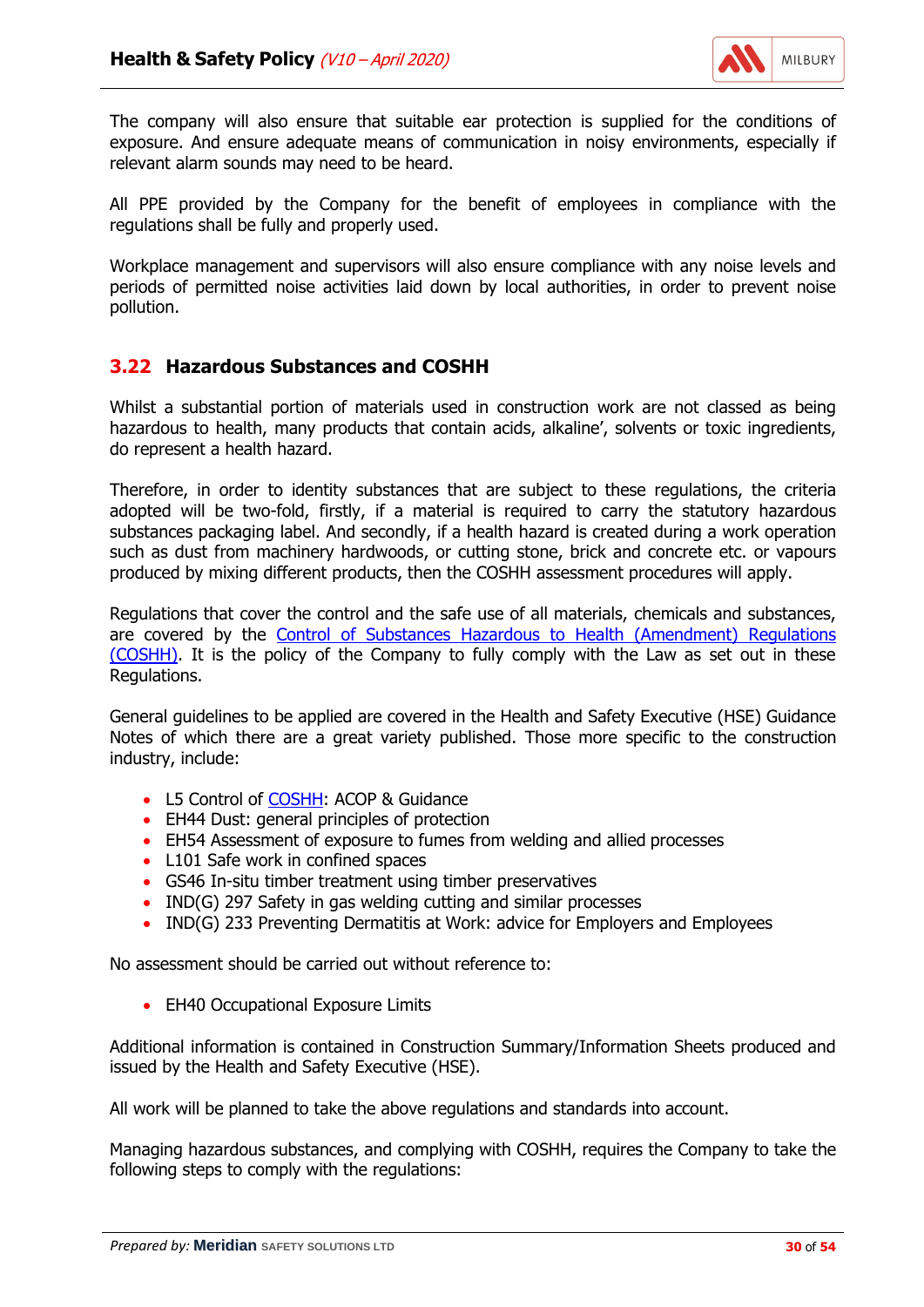The company will also ensure that suitable ear protection is supplied for the conditions of exposure. And ensure adequate means of communication in noisy environments, especially if relevant alarm sounds may need to be heard.

All PPE provided by the Company for the benefit of employees in compliance with the regulations shall be fully and properly used.

Workplace management and supervisors will also ensure compliance with any noise levels and periods of permitted noise activities laid down by local authorities, in order to prevent noise pollution.

## 3.22 Hazardous Substances and COSHH

Whilst a substantial portion of materials used in construction work are not classed as being hazardous to health, many products that contain acids, alkaline', solvents or toxic ingredients, do represent a health hazard.

Therefore, in order to identity substances that are subject to these regulations, the criteria adopted will be two-fold, firstly, if a material is required to carry the statutory hazardous substances packaging label. And secondly, if a health hazard is created during a work operation such as dust from machinery hardwoods, or cutting stone, brick and concrete etc. or vapours produced by mixing different products, then the COSHH assessment procedures will apply.

Regulations that cover the control and the safe use of all materials, chemicals and substances, are covered by the Control of Substances Hazardous to Health (Amendment) Regulations (COSHH). It is the policy of the Company to fully comply with the Law as set out in these Regulations.

General guidelines to be applied are covered in the Health and Safety Executive (HSE) Guidance Notes of which there are a great variety published. Those more specific to the construction industry, include:

- L5 Control of COSHH: ACOP & Guidance
- EH44 Dust: general principles of protection
- EH54 Assessment of exposure to fumes from welding and allied processes
- L101 Safe work in confined spaces
- GS46 In-situ timber treatment using timber preservatives
- IND(G) 297 Safety in gas welding cutting and similar processes
- IND(G) 233 Preventing Dermatitis at Work: advice for Employers and Employees

No assessment should be carried out without reference to:

- EH40 Occupational Exposure Limits

Additional information is contained in Construction Summary/Information Sheets produced and issued by the Health and Safety Executive (HSE).

All work will be planned to take the above regulations and standards into account.

Managing hazardous substances, and complying with COSHH, requires the Company to take the following steps to comply with the regulations: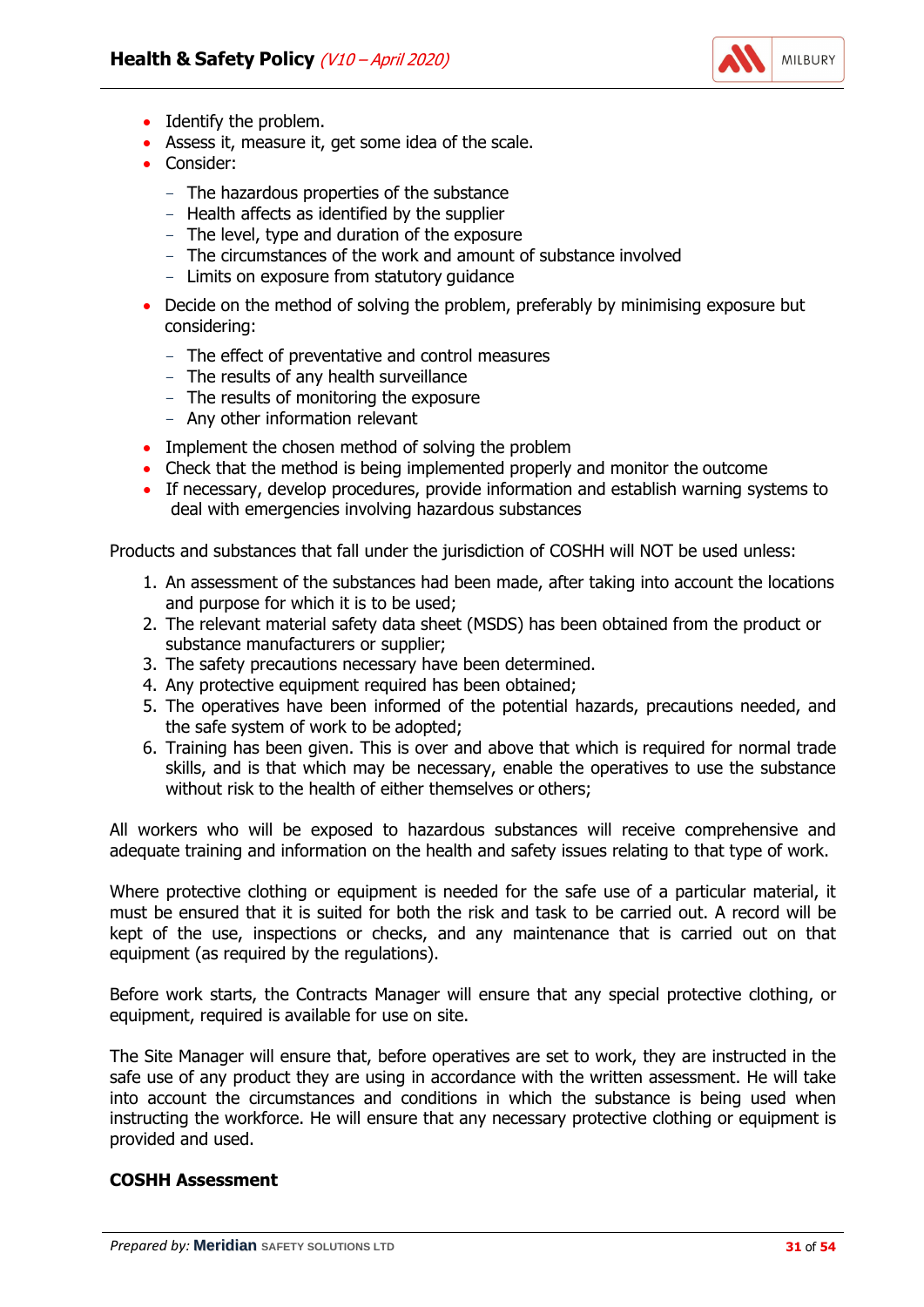- Identify the problem.
- Assess it, measure it, get some idea of the scale.
- Consider:
  - The hazardous properties of the substance
  - Health affects as identified by the supplier
  - The level, type and duration of the exposure
  - The circumstances of the work and amount of substance involved
  - Limits on exposure from statutory guidance
- Decide on the method of solving the problem, preferably by minimising exposure but considering:
  - The effect of preventative and control measures
  - The results of any health surveillance
  - The results of monitoring the exposure
  - Any other information relevant
- Implement the chosen method of solving the problem
- Check that the method is being implemented properly and monitor the outcome
- If necessary, develop procedures, provide information and establish warning systems to deal with emergencies involving hazardous substances

Products and substances that fall under the jurisdiction of COSHH will NOT be used unless:

1. An assessment of the substances had been made, after taking into account the locations and purpose for which it is to be used;
2. The relevant material safety data sheet (MSDS) has been obtained from the product or substance manufacturers or supplier;
3. The safety precautions necessary have been determined.
4. Any protective equipment required has been obtained;
5. The operatives have been informed of the potential hazards, precautions needed, and the safe system of work to be adopted;
6. Training has been given. This is over and above that which is required for normal trade skills, and is that which may be necessary, enable the operatives to use the substance without risk to the health of either themselves or others;

All workers who will be exposed to hazardous substances will receive comprehensive and adequate training and information on the health and safety issues relating to that type of work.

Where protective clothing or equipment is needed for the safe use of a particular material, it must be ensured that it is suited for both the risk and task to be carried out. A record will be kept of the use, inspections or checks, and any maintenance that is carried out on that equipment (as required by the regulations).

Before work starts, the Contracts Manager will ensure that any special protective clothing, or equipment, required is available for use on site.

The Site Manager will ensure that, before operatives are set to work, they are instructed in the safe use of any product they are using in accordance with the written assessment. He will take into account the circumstances and conditions in which the substance is being used when instructing the workforce. He will ensure that any necessary protective clothing or equipment is provided and used.

**COSHH Assessment**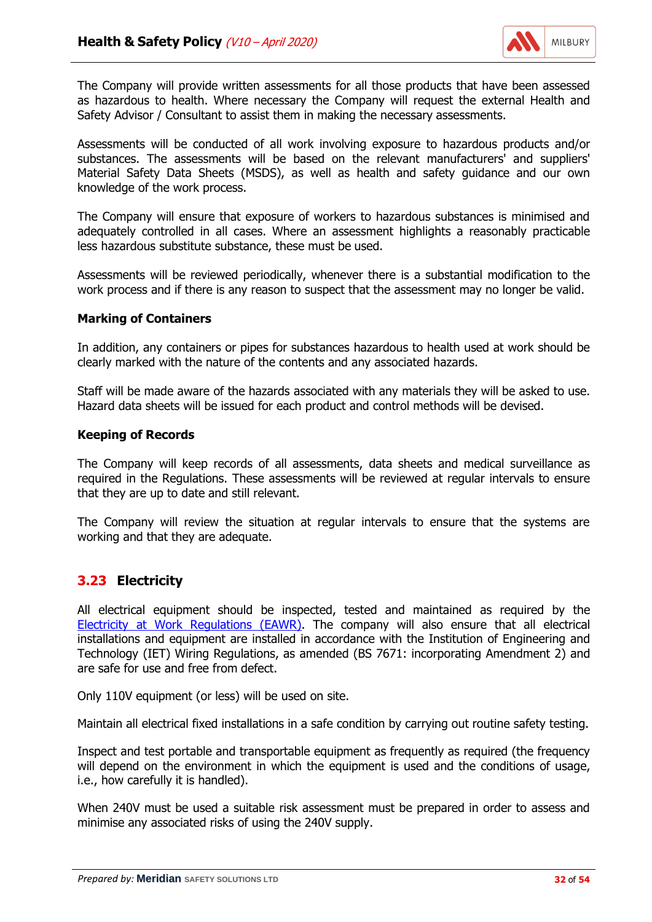The Company will provide written assessments for all those products that have been assessed as hazardous to health. Where necessary the Company will request the external Health and Safety Advisor / Consultant to assist them in making the necessary assessments.

Assessments will be conducted of all work involving exposure to hazardous products and/or substances. The assessments will be based on the relevant manufacturers' and suppliers' Material Safety Data Sheets (MSDS), as well as health and safety guidance and our own knowledge of the work process.

The Company will ensure that exposure of workers to hazardous substances is minimised and adequately controlled in all cases. Where an assessment highlights a reasonably practicable less hazardous substitute substance, these must be used.

Assessments will be reviewed periodically, whenever there is a substantial modification to the work process and if there is any reason to suspect that the assessment may no longer be valid.

**Marking of Containers**

In addition, any containers or pipes for substances hazardous to health used at work should be clearly marked with the nature of the contents and any associated hazards.

Staff will be made aware of the hazards associated with any materials they will be asked to use. Hazard data sheets will be issued for each product and control methods will be devised.

**Keeping of Records**

The Company will keep records of all assessments, data sheets and medical surveillance as required in the Regulations. These assessments will be reviewed at regular intervals to ensure that they are up to date and still relevant.

The Company will review the situation at regular intervals to ensure that the systems are working and that they are adequate.

## 3.23 Electricity

All electrical equipment should be inspected, tested and maintained as required by the Electricity at Work Regulations (EAWR). The company will also ensure that all electrical installations and equipment are installed in accordance with the Institution of Engineering and Technology (IET) Wiring Regulations, as amended (BS 7671: incorporating Amendment 2) and are safe for use and free from defect.

Only 110V equipment (or less) will be used on site.

Maintain all electrical fixed installations in a safe condition by carrying out routine safety testing.

Inspect and test portable and transportable equipment as frequently as required (the frequency will depend on the environment in which the equipment is used and the conditions of usage, i.e., how carefully it is handled).

When 240V must be used a suitable risk assessment must be prepared in order to assess and minimise any associated risks of using the 240V supply.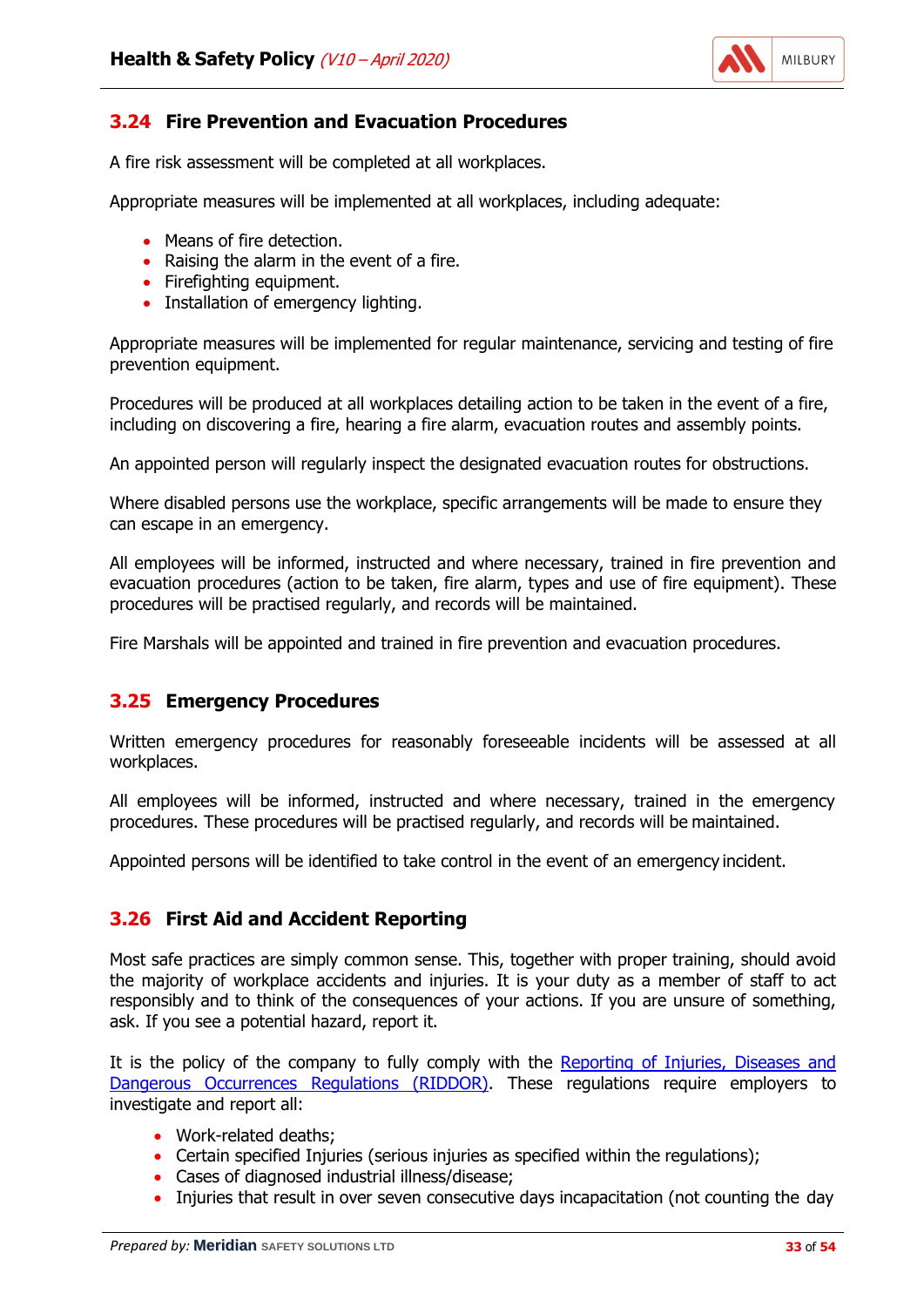## 3.24 Fire Prevention and Evacuation Procedures

A fire risk assessment will be completed at all workplaces.

Appropriate measures will be implemented at all workplaces, including adequate:

- Means of fire detection.
- Raising the alarm in the event of a fire.
- Firefighting equipment.
- Installation of emergency lighting.

Appropriate measures will be implemented for regular maintenance, servicing and testing of fire prevention equipment.

Procedures will be produced at all workplaces detailing action to be taken in the event of a fire, including on discovering a fire, hearing a fire alarm, evacuation routes and assembly points.

An appointed person will regularly inspect the designated evacuation routes for obstructions.

Where disabled persons use the workplace, specific arrangements will be made to ensure they can escape in an emergency.

All employees will be informed, instructed and where necessary, trained in fire prevention and evacuation procedures (action to be taken, fire alarm, types and use of fire equipment). These procedures will be practised regularly, and records will be maintained.

Fire Marshals will be appointed and trained in fire prevention and evacuation procedures.

## 3.25 Emergency Procedures

Written emergency procedures for reasonably foreseeable incidents will be assessed at all workplaces.

All employees will be informed, instructed and where necessary, trained in the emergency procedures. These procedures will be practised regularly, and records will be maintained.

Appointed persons will be identified to take control in the event of an emergency incident.

## 3.26 First Aid and Accident Reporting

Most safe practices are simply common sense. This, together with proper training, should avoid the majority of workplace accidents and injuries. It is your duty as a member of staff to act responsibly and to think of the consequences of your actions. If you are unsure of something, ask. If you see a potential hazard, report it.

It is the policy of the company to fully comply with the Reporting of Injuries, Diseases and Dangerous Occurrences Regulations (RIDDOR). These regulations require employers to investigate and report all:

- Work-related deaths;
- Certain specified Injuries (serious injuries as specified within the regulations);
- Cases of diagnosed industrial illness/disease;
- Injuries that result in over seven consecutive days incapacitation (not counting the day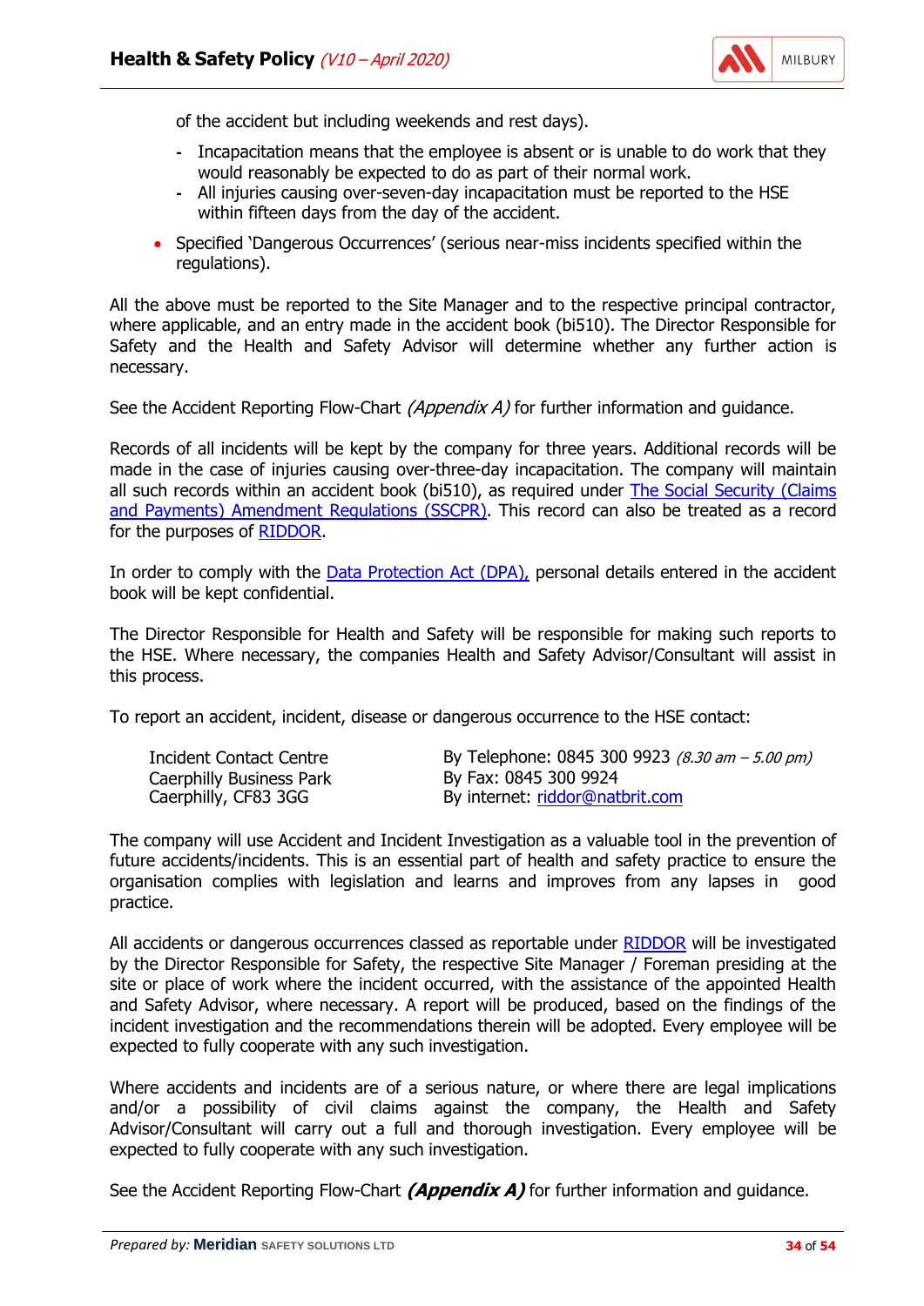of the accident but including weekends and rest days).

- Incapacitation means that the employee is absent or is unable to do work that they would reasonably be expected to do as part of their normal work.
- All injuries causing over-seven-day incapacitation must be reported to the HSE within fifteen days from the day of the accident.

- Specified 'Dangerous Occurrences' (serious near-miss incidents specified within the regulations).

All the above must be reported to the Site Manager and to the respective principal contractor, where applicable, and an entry made in the accident book (bi510). The Director Responsible for Safety and the Health and Safety Advisor will determine whether any further action is necessary.

See the Accident Reporting Flow-Chart *(Appendix A)* for further information and guidance.

Records of all incidents will be kept by the company for three years. Additional records will be made in the case of injuries causing over-three-day incapacitation. The company will maintain all such records within an accident book (bi510), as required under The Social Security (Claims and Payments) Amendment Regulations (SSCPR). This record can also be treated as a record for the purposes of RIDDOR.

In order to comply with the Data Protection Act (DPA), personal details entered in the accident book will be kept confidential.

The Director Responsible for Health and Safety will be responsible for making such reports to the HSE. Where necessary, the companies Health and Safety Advisor/Consultant will assist in this process.

To report an accident, incident, disease or dangerous occurrence to the HSE contact:

| | |
|---|---|
| Incident Contact Centre | By Telephone: 0845 300 9923 *(8.30 am – 5.00 pm)* |
| Caerphilly Business Park | By Fax: 0845 300 9924 |
| Caerphilly, CF83 3GG | By internet: riddor@natbrit.com |

The company will use Accident and Incident Investigation as a valuable tool in the prevention of future accidents/incidents. This is an essential part of health and safety practice to ensure the organisation complies with legislation and learns and improves from any lapses in good practice.

All accidents or dangerous occurrences classed as reportable under RIDDOR will be investigated by the Director Responsible for Safety, the respective Site Manager / Foreman presiding at the site or place of work where the incident occurred, with the assistance of the appointed Health and Safety Advisor, where necessary. A report will be produced, based on the findings of the incident investigation and the recommendations therein will be adopted. Every employee will be expected to fully cooperate with any such investigation.

Where accidents and incidents are of a serious nature, or where there are legal implications and/or a possibility of civil claims against the company, the Health and Safety Advisor/Consultant will carry out a full and thorough investigation. Every employee will be expected to fully cooperate with any such investigation.

See the Accident Reporting Flow-Chart ***(Appendix A)*** for further information and guidance.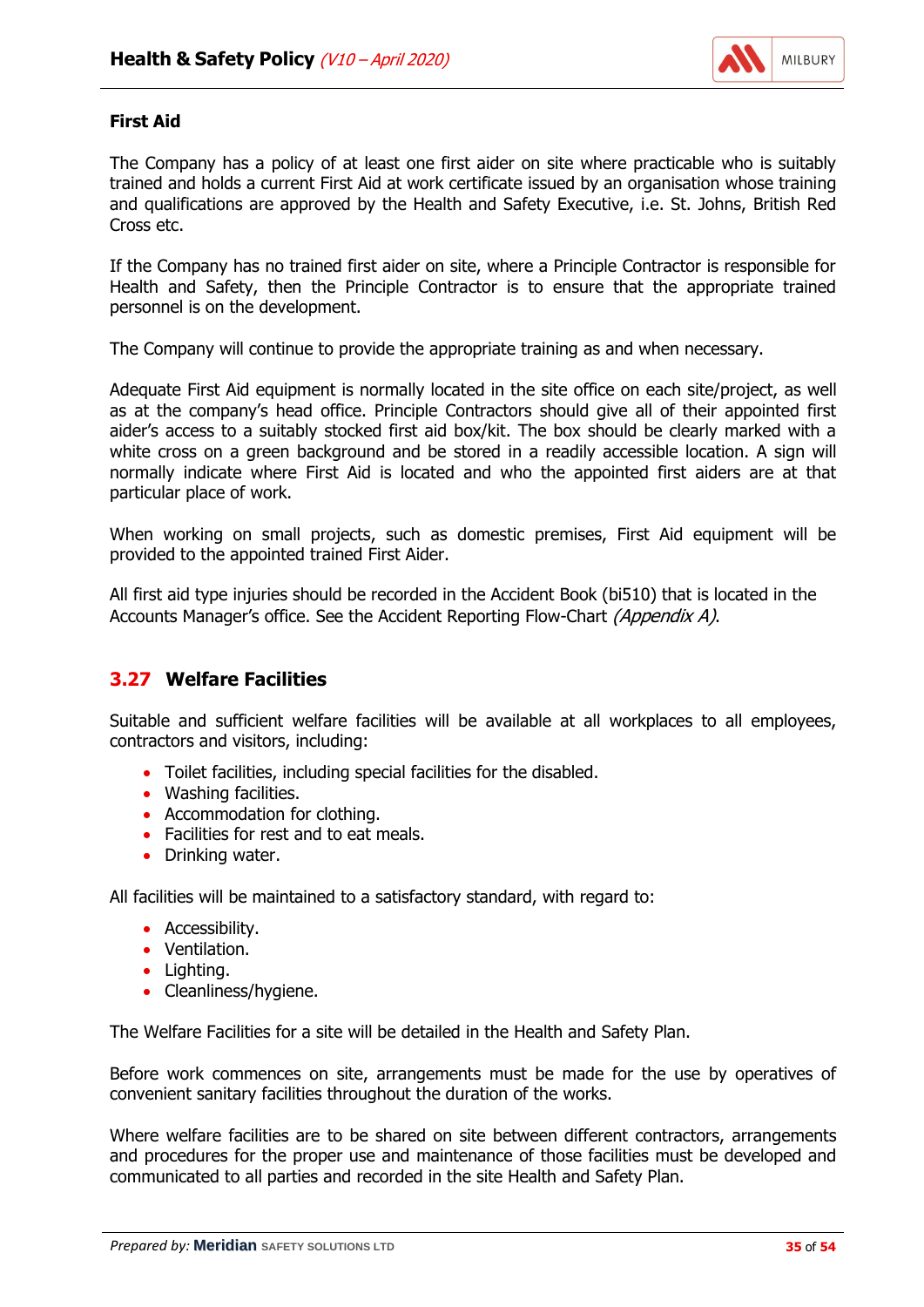**First Aid**

The Company has a policy of at least one first aider on site where practicable who is suitably trained and holds a current First Aid at work certificate issued by an organisation whose training and qualifications are approved by the Health and Safety Executive, i.e. St. Johns, British Red Cross etc.

If the Company has no trained first aider on site, where a Principle Contractor is responsible for Health and Safety, then the Principle Contractor is to ensure that the appropriate trained personnel is on the development.

The Company will continue to provide the appropriate training as and when necessary.

Adequate First Aid equipment is normally located in the site office on each site/project, as well as at the company's head office. Principle Contractors should give all of their appointed first aider's access to a suitably stocked first aid box/kit. The box should be clearly marked with a white cross on a green background and be stored in a readily accessible location. A sign will normally indicate where First Aid is located and who the appointed first aiders are at that particular place of work.

When working on small projects, such as domestic premises, First Aid equipment will be provided to the appointed trained First Aider.

All first aid type injuries should be recorded in the Accident Book (bi510) that is located in the Accounts Manager's office. See the Accident Reporting Flow-Chart *(Appendix A)*.

## 3.27 Welfare Facilities

Suitable and sufficient welfare facilities will be available at all workplaces to all employees, contractors and visitors, including:

- Toilet facilities, including special facilities for the disabled.
- Washing facilities.
- Accommodation for clothing.
- Facilities for rest and to eat meals.
- Drinking water.

All facilities will be maintained to a satisfactory standard, with regard to:

- Accessibility.
- Ventilation.
- Lighting.
- Cleanliness/hygiene.

The Welfare Facilities for a site will be detailed in the Health and Safety Plan.

Before work commences on site, arrangements must be made for the use by operatives of convenient sanitary facilities throughout the duration of the works.

Where welfare facilities are to be shared on site between different contractors, arrangements and procedures for the proper use and maintenance of those facilities must be developed and communicated to all parties and recorded in the site Health and Safety Plan.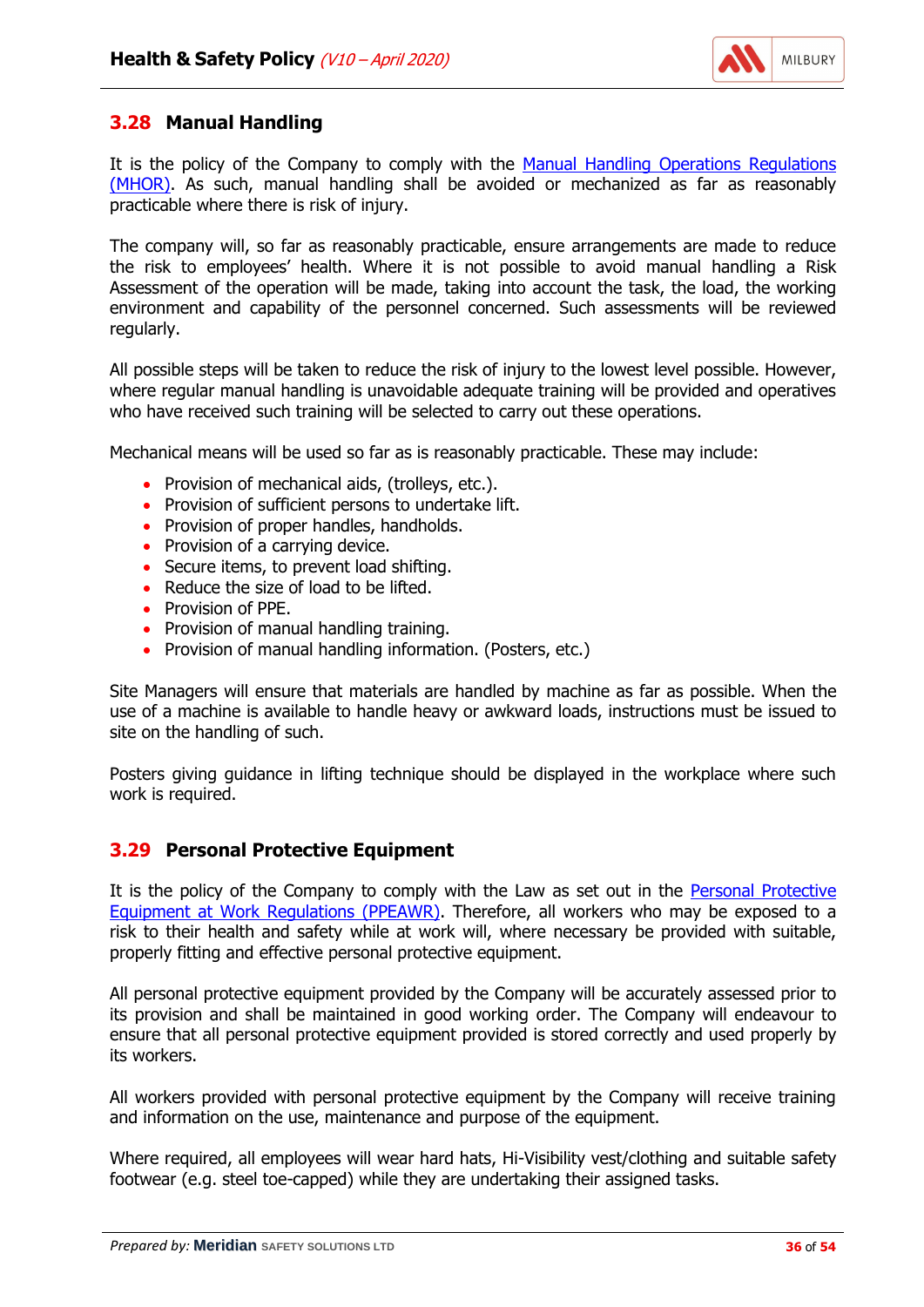## 3.28 Manual Handling

It is the policy of the Company to comply with the Manual Handling Operations Regulations (MHOR). As such, manual handling shall be avoided or mechanized as far as reasonably practicable where there is risk of injury.

The company will, so far as reasonably practicable, ensure arrangements are made to reduce the risk to employees' health. Where it is not possible to avoid manual handling a Risk Assessment of the operation will be made, taking into account the task, the load, the working environment and capability of the personnel concerned. Such assessments will be reviewed regularly.

All possible steps will be taken to reduce the risk of injury to the lowest level possible. However, where regular manual handling is unavoidable adequate training will be provided and operatives who have received such training will be selected to carry out these operations.

Mechanical means will be used so far as is reasonably practicable. These may include:

- Provision of mechanical aids, (trolleys, etc.).
- Provision of sufficient persons to undertake lift.
- Provision of proper handles, handholds.
- Provision of a carrying device.
- Secure items, to prevent load shifting.
- Reduce the size of load to be lifted.
- Provision of PPE.
- Provision of manual handling training.
- Provision of manual handling information. (Posters, etc.)

Site Managers will ensure that materials are handled by machine as far as possible. When the use of a machine is available to handle heavy or awkward loads, instructions must be issued to site on the handling of such.

Posters giving guidance in lifting technique should be displayed in the workplace where such work is required.

## 3.29 Personal Protective Equipment

It is the policy of the Company to comply with the Law as set out in the Personal Protective Equipment at Work Regulations (PPEAWR). Therefore, all workers who may be exposed to a risk to their health and safety while at work will, where necessary be provided with suitable, properly fitting and effective personal protective equipment.

All personal protective equipment provided by the Company will be accurately assessed prior to its provision and shall be maintained in good working order. The Company will endeavour to ensure that all personal protective equipment provided is stored correctly and used properly by its workers.

All workers provided with personal protective equipment by the Company will receive training and information on the use, maintenance and purpose of the equipment.

Where required, all employees will wear hard hats, Hi-Visibility vest/clothing and suitable safety footwear (e.g. steel toe-capped) while they are undertaking their assigned tasks.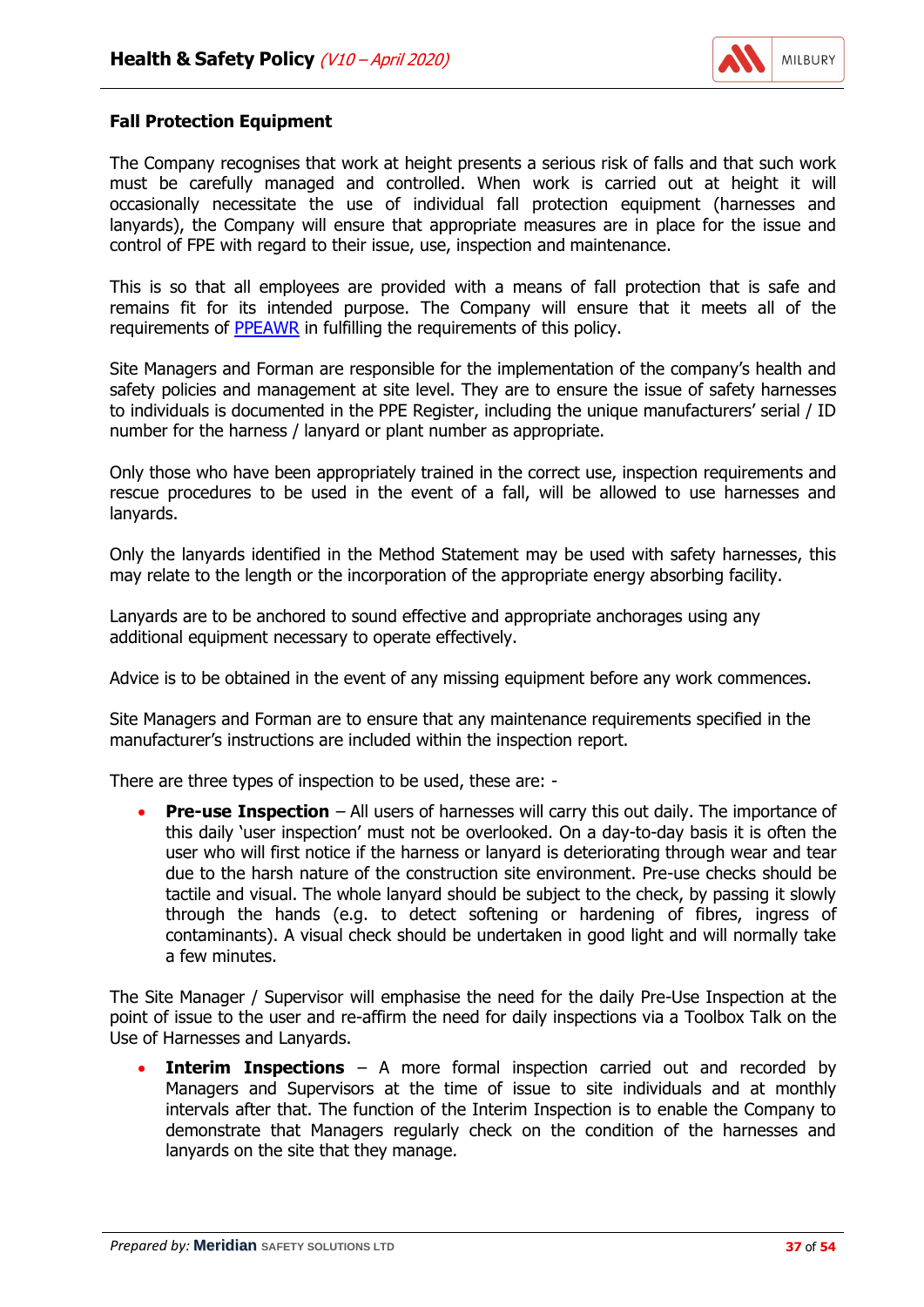**Fall Protection Equipment**

The Company recognises that work at height presents a serious risk of falls and that such work must be carefully managed and controlled. When work is carried out at height it will occasionally necessitate the use of individual fall protection equipment (harnesses and lanyards), the Company will ensure that appropriate measures are in place for the issue and control of FPE with regard to their issue, use, inspection and maintenance.

This is so that all employees are provided with a means of fall protection that is safe and remains fit for its intended purpose. The Company will ensure that it meets all of the requirements of PPEAWR in fulfilling the requirements of this policy.

Site Managers and Forman are responsible for the implementation of the company's health and safety policies and management at site level. They are to ensure the issue of safety harnesses to individuals is documented in the PPE Register, including the unique manufacturers' serial / ID number for the harness / lanyard or plant number as appropriate.

Only those who have been appropriately trained in the correct use, inspection requirements and rescue procedures to be used in the event of a fall, will be allowed to use harnesses and lanyards.

Only the lanyards identified in the Method Statement may be used with safety harnesses, this may relate to the length or the incorporation of the appropriate energy absorbing facility.

Lanyards are to be anchored to sound effective and appropriate anchorages using any additional equipment necessary to operate effectively.

Advice is to be obtained in the event of any missing equipment before any work commences.

Site Managers and Forman are to ensure that any maintenance requirements specified in the manufacturer's instructions are included within the inspection report.

There are three types of inspection to be used, these are: -

- **Pre-use Inspection** – All users of harnesses will carry this out daily. The importance of this daily 'user inspection' must not be overlooked. On a day-to-day basis it is often the user who will first notice if the harness or lanyard is deteriorating through wear and tear due to the harsh nature of the construction site environment. Pre-use checks should be tactile and visual. The whole lanyard should be subject to the check, by passing it slowly through the hands (e.g. to detect softening or hardening of fibres, ingress of contaminants). A visual check should be undertaken in good light and will normally take a few minutes.

The Site Manager / Supervisor will emphasise the need for the daily Pre-Use Inspection at the point of issue to the user and re-affirm the need for daily inspections via a Toolbox Talk on the Use of Harnesses and Lanyards.

- **Interim Inspections** – A more formal inspection carried out and recorded by Managers and Supervisors at the time of issue to site individuals and at monthly intervals after that. The function of the Interim Inspection is to enable the Company to demonstrate that Managers regularly check on the condition of the harnesses and lanyards on the site that they manage.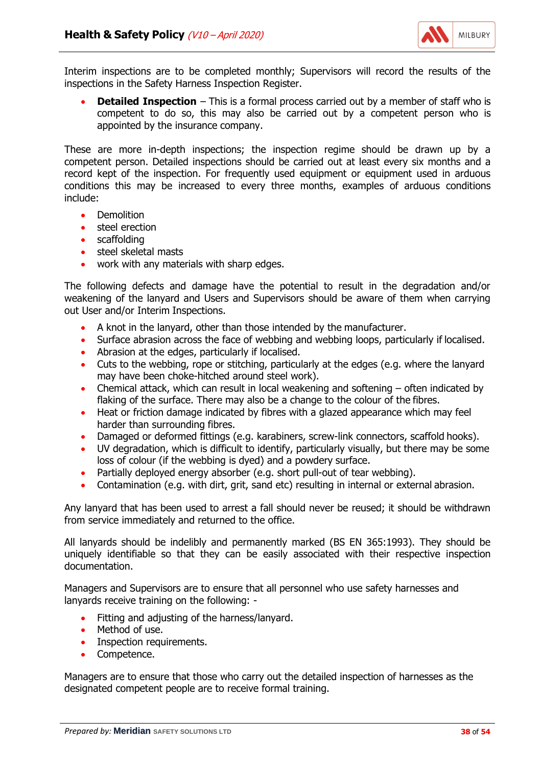Interim inspections are to be completed monthly; Supervisors will record the results of the inspections in the Safety Harness Inspection Register.

- **Detailed Inspection** – This is a formal process carried out by a member of staff who is competent to do so, this may also be carried out by a competent person who is appointed by the insurance company.

These are more in-depth inspections; the inspection regime should be drawn up by a competent person. Detailed inspections should be carried out at least every six months and a record kept of the inspection. For frequently used equipment or equipment used in arduous conditions this may be increased to every three months, examples of arduous conditions include:

- Demolition
- steel erection
- scaffolding
- steel skeletal masts
- work with any materials with sharp edges.

The following defects and damage have the potential to result in the degradation and/or weakening of the lanyard and Users and Supervisors should be aware of them when carrying out User and/or Interim Inspections.

- A knot in the lanyard, other than those intended by the manufacturer.
- Surface abrasion across the face of webbing and webbing loops, particularly if localised.
- Abrasion at the edges, particularly if localised.
- Cuts to the webbing, rope or stitching, particularly at the edges (e.g. where the lanyard may have been choke-hitched around steel work).
- Chemical attack, which can result in local weakening and softening – often indicated by flaking of the surface. There may also be a change to the colour of the fibres.
- Heat or friction damage indicated by fibres with a glazed appearance which may feel harder than surrounding fibres.
- Damaged or deformed fittings (e.g. karabiners, screw-link connectors, scaffold hooks).
- UV degradation, which is difficult to identify, particularly visually, but there may be some loss of colour (if the webbing is dyed) and a powdery surface.
- Partially deployed energy absorber (e.g. short pull-out of tear webbing).
- Contamination (e.g. with dirt, grit, sand etc) resulting in internal or external abrasion.

Any lanyard that has been used to arrest a fall should never be reused; it should be withdrawn from service immediately and returned to the office.

All lanyards should be indelibly and permanently marked (BS EN 365:1993). They should be uniquely identifiable so that they can be easily associated with their respective inspection documentation.

Managers and Supervisors are to ensure that all personnel who use safety harnesses and lanyards receive training on the following: -

- Fitting and adjusting of the harness/lanyard.
- Method of use.
- Inspection requirements.
- Competence.

Managers are to ensure that those who carry out the detailed inspection of harnesses as the designated competent people are to receive formal training.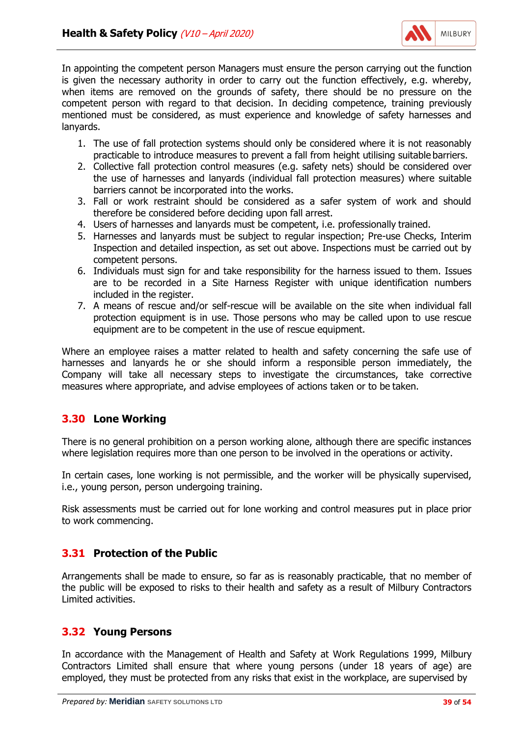In appointing the competent person Managers must ensure the person carrying out the function is given the necessary authority in order to carry out the function effectively, e.g. whereby, when items are removed on the grounds of safety, there should be no pressure on the competent person with regard to that decision. In deciding competence, training previously mentioned must be considered, as must experience and knowledge of safety harnesses and lanyards.

1. The use of fall protection systems should only be considered where it is not reasonably practicable to introduce measures to prevent a fall from height utilising suitable barriers.
2. Collective fall protection control measures (e.g. safety nets) should be considered over the use of harnesses and lanyards (individual fall protection measures) where suitable barriers cannot be incorporated into the works.
3. Fall or work restraint should be considered as a safer system of work and should therefore be considered before deciding upon fall arrest.
4. Users of harnesses and lanyards must be competent, i.e. professionally trained.
5. Harnesses and lanyards must be subject to regular inspection; Pre-use Checks, Interim Inspection and detailed inspection, as set out above. Inspections must be carried out by competent persons.
6. Individuals must sign for and take responsibility for the harness issued to them. Issues are to be recorded in a Site Harness Register with unique identification numbers included in the register.
7. A means of rescue and/or self-rescue will be available on the site when individual fall protection equipment is in use. Those persons who may be called upon to use rescue equipment are to be competent in the use of rescue equipment.

Where an employee raises a matter related to health and safety concerning the safe use of harnesses and lanyards he or she should inform a responsible person immediately, the Company will take all necessary steps to investigate the circumstances, take corrective measures where appropriate, and advise employees of actions taken or to be taken.

## 3.30 Lone Working

There is no general prohibition on a person working alone, although there are specific instances where legislation requires more than one person to be involved in the operations or activity.

In certain cases, lone working is not permissible, and the worker will be physically supervised, i.e., young person, person undergoing training.

Risk assessments must be carried out for lone working and control measures put in place prior to work commencing.

## 3.31 Protection of the Public

Arrangements shall be made to ensure, so far as is reasonably practicable, that no member of the public will be exposed to risks to their health and safety as a result of Milbury Contractors Limited activities.

## 3.32 Young Persons

In accordance with the Management of Health and Safety at Work Regulations 1999, Milbury Contractors Limited shall ensure that where young persons (under 18 years of age) are employed, they must be protected from any risks that exist in the workplace, are supervised by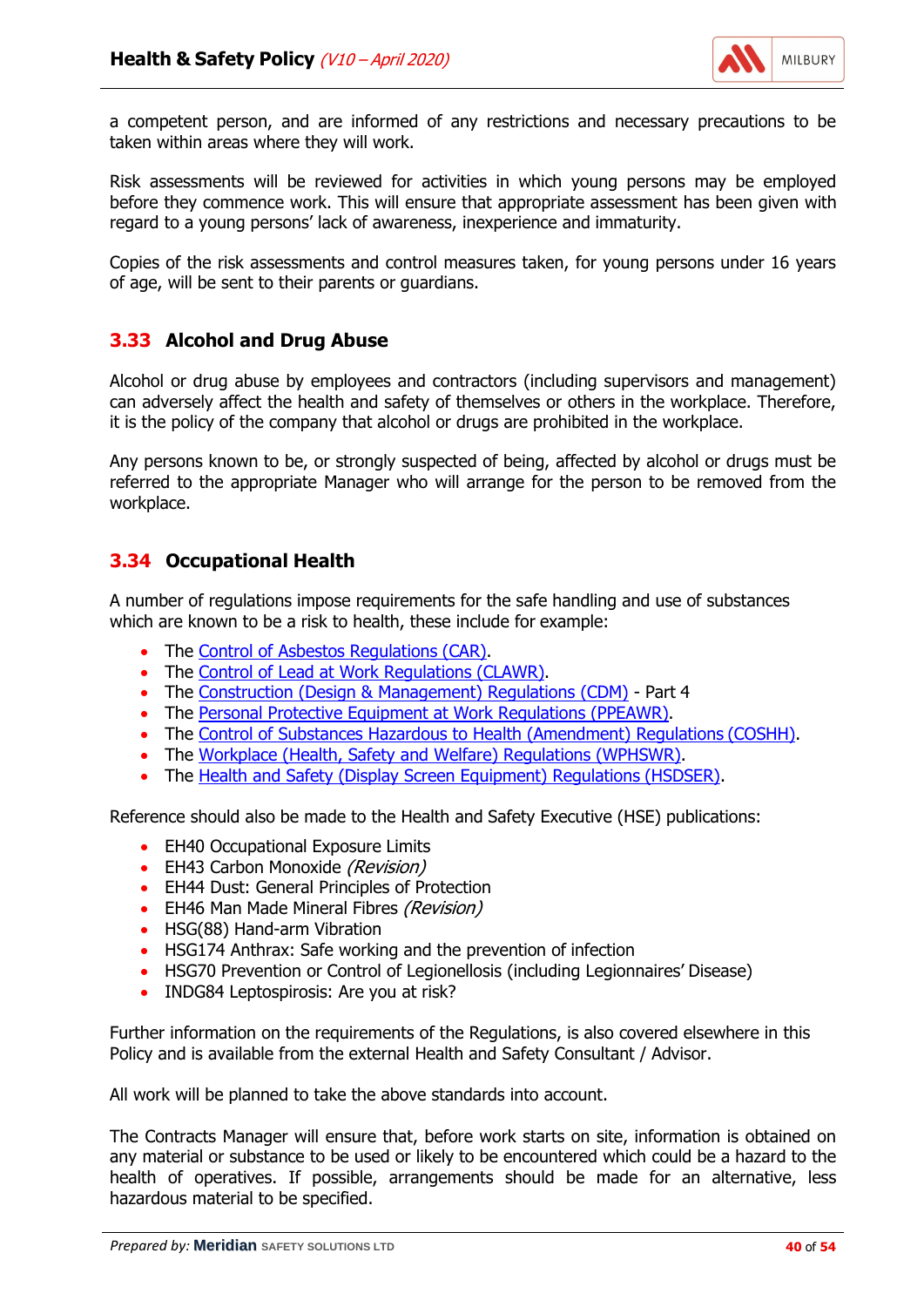a competent person, and are informed of any restrictions and necessary precautions to be taken within areas where they will work.

Risk assessments will be reviewed for activities in which young persons may be employed before they commence work. This will ensure that appropriate assessment has been given with regard to a young persons' lack of awareness, inexperience and immaturity.

Copies of the risk assessments and control measures taken, for young persons under 16 years of age, will be sent to their parents or guardians.

## 3.33 Alcohol and Drug Abuse

Alcohol or drug abuse by employees and contractors (including supervisors and management) can adversely affect the health and safety of themselves or others in the workplace. Therefore, it is the policy of the company that alcohol or drugs are prohibited in the workplace.

Any persons known to be, or strongly suspected of being, affected by alcohol or drugs must be referred to the appropriate Manager who will arrange for the person to be removed from the workplace.

## 3.34 Occupational Health

A number of regulations impose requirements for the safe handling and use of substances which are known to be a risk to health, these include for example:

- The Control of Asbestos Regulations (CAR).
- The Control of Lead at Work Regulations (CLAWR).
- The Construction (Design & Management) Regulations (CDM) - Part 4
- The Personal Protective Equipment at Work Regulations (PPEAWR).
- The Control of Substances Hazardous to Health (Amendment) Regulations (COSHH).
- The Workplace (Health, Safety and Welfare) Regulations (WPHSWR).
- The Health and Safety (Display Screen Equipment) Regulations (HSDSER).

Reference should also be made to the Health and Safety Executive (HSE) publications:

- EH40 Occupational Exposure Limits
- EH43 Carbon Monoxide *(Revision)*
- EH44 Dust: General Principles of Protection
- EH46 Man Made Mineral Fibres *(Revision)*
- HSG(88) Hand-arm Vibration
- HSG174 Anthrax: Safe working and the prevention of infection
- HSG70 Prevention or Control of Legionellosis (including Legionnaires' Disease)
- INDG84 Leptospirosis: Are you at risk?

Further information on the requirements of the Regulations, is also covered elsewhere in this Policy and is available from the external Health and Safety Consultant / Advisor.

All work will be planned to take the above standards into account.

The Contracts Manager will ensure that, before work starts on site, information is obtained on any material or substance to be used or likely to be encountered which could be a hazard to the health of operatives. If possible, arrangements should be made for an alternative, less hazardous material to be specified.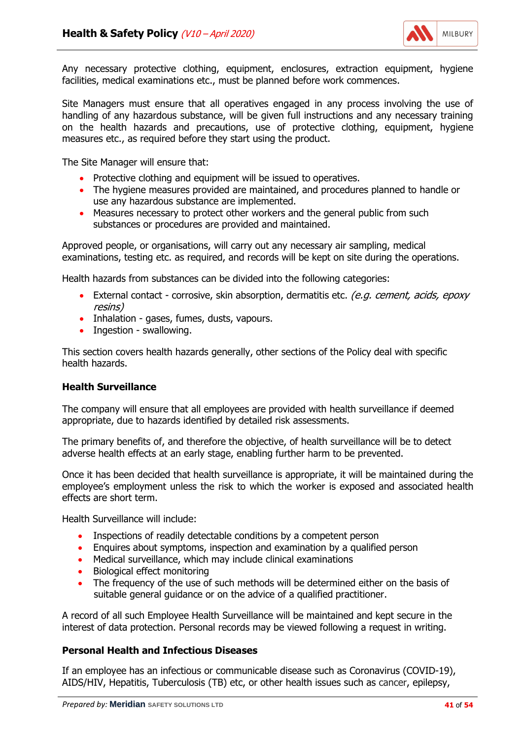Any necessary protective clothing, equipment, enclosures, extraction equipment, hygiene facilities, medical examinations etc., must be planned before work commences.

Site Managers must ensure that all operatives engaged in any process involving the use of handling of any hazardous substance, will be given full instructions and any necessary training on the health hazards and precautions, use of protective clothing, equipment, hygiene measures etc., as required before they start using the product.

The Site Manager will ensure that:

- Protective clothing and equipment will be issued to operatives.
- The hygiene measures provided are maintained, and procedures planned to handle or use any hazardous substance are implemented.
- Measures necessary to protect other workers and the general public from such substances or procedures are provided and maintained.

Approved people, or organisations, will carry out any necessary air sampling, medical examinations, testing etc. as required, and records will be kept on site during the operations.

Health hazards from substances can be divided into the following categories:

- External contact - corrosive, skin absorption, dermatitis etc. *(e.g. cement, acids, epoxy resins)*
- Inhalation - gases, fumes, dusts, vapours.
- Ingestion - swallowing.

This section covers health hazards generally, other sections of the Policy deal with specific health hazards.

**Health Surveillance**

The company will ensure that all employees are provided with health surveillance if deemed appropriate, due to hazards identified by detailed risk assessments.

The primary benefits of, and therefore the objective, of health surveillance will be to detect adverse health effects at an early stage, enabling further harm to be prevented.

Once it has been decided that health surveillance is appropriate, it will be maintained during the employee's employment unless the risk to which the worker is exposed and associated health effects are short term.

Health Surveillance will include:

- Inspections of readily detectable conditions by a competent person
- Enquires about symptoms, inspection and examination by a qualified person
- Medical surveillance, which may include clinical examinations
- Biological effect monitoring
- The frequency of the use of such methods will be determined either on the basis of suitable general guidance or on the advice of a qualified practitioner.

A record of all such Employee Health Surveillance will be maintained and kept secure in the interest of data protection. Personal records may be viewed following a request in writing.

**Personal Health and Infectious Diseases**

If an employee has an infectious or communicable disease such as Coronavirus (COVID-19), AIDS/HIV, Hepatitis, Tuberculosis (TB) etc, or other health issues such as cancer, epilepsy,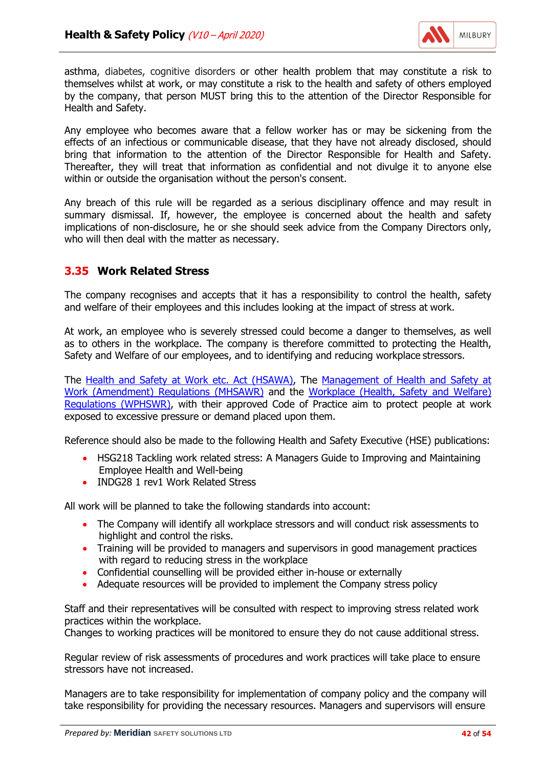asthma, diabetes, cognitive disorders or other health problem that may constitute a risk to themselves whilst at work, or may constitute a risk to the health and safety of others employed by the company, that person MUST bring this to the attention of the Director Responsible for Health and Safety.

Any employee who becomes aware that a fellow worker has or may be sickening from the effects of an infectious or communicable disease, that they have not already disclosed, should bring that information to the attention of the Director Responsible for Health and Safety. Thereafter, they will treat that information as confidential and not divulge it to anyone else within or outside the organisation without the person's consent.

Any breach of this rule will be regarded as a serious disciplinary offence and may result in summary dismissal. If, however, the employee is concerned about the health and safety implications of non-disclosure, he or she should seek advice from the Company Directors only, who will then deal with the matter as necessary.

## 3.35 Work Related Stress

The company recognises and accepts that it has a responsibility to control the health, safety and welfare of their employees and this includes looking at the impact of stress at work.

At work, an employee who is severely stressed could become a danger to themselves, as well as to others in the workplace. The company is therefore committed to protecting the Health, Safety and Welfare of our employees, and to identifying and reducing workplace stressors.

The Health and Safety at Work etc. Act (HSAWA), The Management of Health and Safety at Work (Amendment) Regulations (MHSAWR) and the Workplace (Health, Safety and Welfare) Regulations (WPHSWR), with their approved Code of Practice aim to protect people at work exposed to excessive pressure or demand placed upon them.

Reference should also be made to the following Health and Safety Executive (HSE) publications:

- HSG218 Tackling work related stress: A Managers Guide to Improving and Maintaining Employee Health and Well-being
- INDG28 1 rev1 Work Related Stress

All work will be planned to take the following standards into account:

- The Company will identify all workplace stressors and will conduct risk assessments to highlight and control the risks.
- Training will be provided to managers and supervisors in good management practices with regard to reducing stress in the workplace
- Confidential counselling will be provided either in-house or externally
- Adequate resources will be provided to implement the Company stress policy

Staff and their representatives will be consulted with respect to improving stress related work practices within the workplace.
Changes to working practices will be monitored to ensure they do not cause additional stress.

Regular review of risk assessments of procedures and work practices will take place to ensure stressors have not increased.

Managers are to take responsibility for implementation of company policy and the company will take responsibility for providing the necessary resources. Managers and supervisors will ensure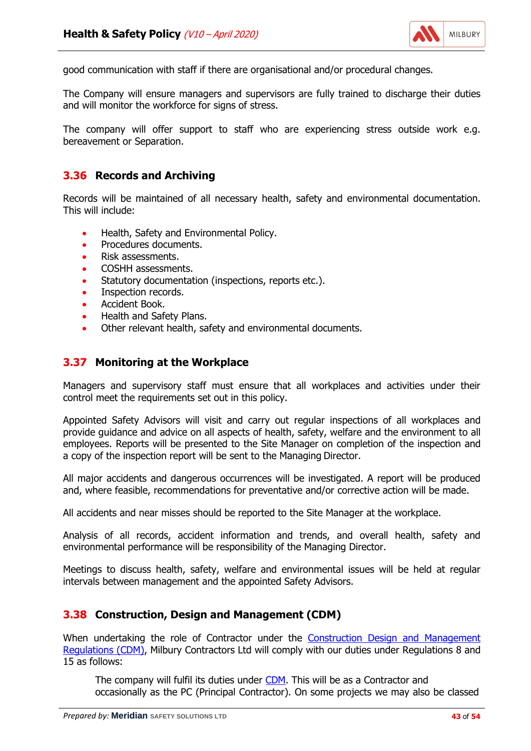good communication with staff if there are organisational and/or procedural changes.

The Company will ensure managers and supervisors are fully trained to discharge their duties and will monitor the workforce for signs of stress.

The company will offer support to staff who are experiencing stress outside work e.g. bereavement or Separation.

## 3.36 Records and Archiving

Records will be maintained of all necessary health, safety and environmental documentation. This will include:

- Health, Safety and Environmental Policy.
- Procedures documents.
- Risk assessments.
- COSHH assessments.
- Statutory documentation (inspections, reports etc.).
- Inspection records.
- Accident Book.
- Health and Safety Plans.
- Other relevant health, safety and environmental documents.

## 3.37 Monitoring at the Workplace

Managers and supervisory staff must ensure that all workplaces and activities under their control meet the requirements set out in this policy.

Appointed Safety Advisors will visit and carry out regular inspections of all workplaces and provide guidance and advice on all aspects of health, safety, welfare and the environment to all employees. Reports will be presented to the Site Manager on completion of the inspection and a copy of the inspection report will be sent to the Managing Director.

All major accidents and dangerous occurrences will be investigated. A report will be produced and, where feasible, recommendations for preventative and/or corrective action will be made.

All accidents and near misses should be reported to the Site Manager at the workplace.

Analysis of all records, accident information and trends, and overall health, safety and environmental performance will be responsibility of the Managing Director.

Meetings to discuss health, safety, welfare and environmental issues will be held at regular intervals between management and the appointed Safety Advisors.

## 3.38 Construction, Design and Management (CDM)

When undertaking the role of Contractor under the Construction Design and Management Regulations (CDM), Milbury Contractors Ltd will comply with our duties under Regulations 8 and 15 as follows:

> The company will fulfil its duties under CDM. This will be as a Contractor and occasionally as the PC (Principal Contractor). On some projects we may also be classed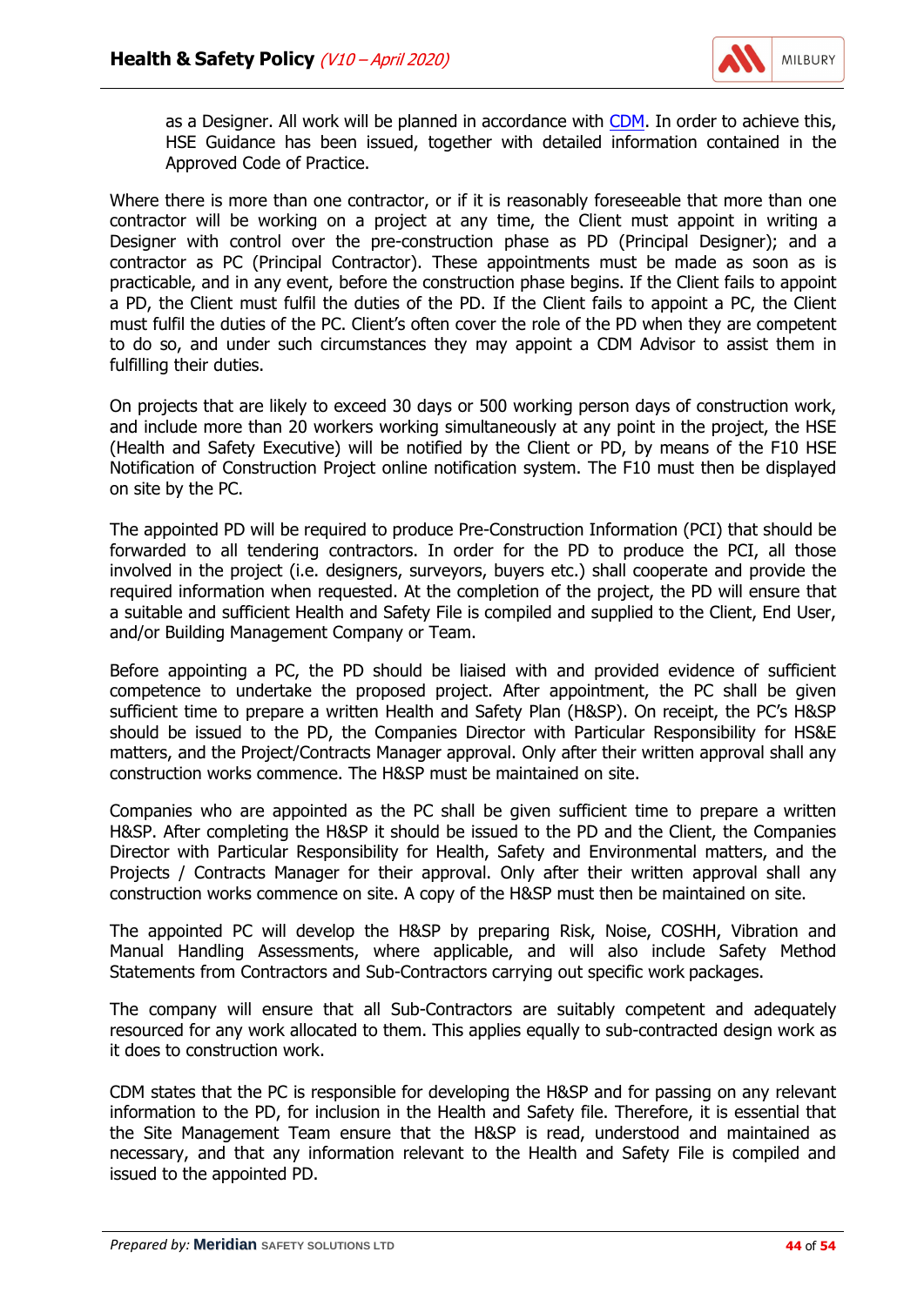as a Designer. All work will be planned in accordance with [CDM](CDM). In order to achieve this, HSE Guidance has been issued, together with detailed information contained in the Approved Code of Practice.

Where there is more than one contractor, or if it is reasonably foreseeable that more than one contractor will be working on a project at any time, the Client must appoint in writing a Designer with control over the pre-construction phase as PD (Principal Designer); and a contractor as PC (Principal Contractor). These appointments must be made as soon as is practicable, and in any event, before the construction phase begins. If the Client fails to appoint a PD, the Client must fulfil the duties of the PD. If the Client fails to appoint a PC, the Client must fulfil the duties of the PC. Client's often cover the role of the PD when they are competent to do so, and under such circumstances they may appoint a CDM Advisor to assist them in fulfilling their duties.

On projects that are likely to exceed 30 days or 500 working person days of construction work, and include more than 20 workers working simultaneously at any point in the project, the HSE (Health and Safety Executive) will be notified by the Client or PD, by means of the F10 HSE Notification of Construction Project online notification system. The F10 must then be displayed on site by the PC.

The appointed PD will be required to produce Pre-Construction Information (PCI) that should be forwarded to all tendering contractors. In order for the PD to produce the PCI, all those involved in the project (i.e. designers, surveyors, buyers etc.) shall cooperate and provide the required information when requested. At the completion of the project, the PD will ensure that a suitable and sufficient Health and Safety File is compiled and supplied to the Client, End User, and/or Building Management Company or Team.

Before appointing a PC, the PD should be liaised with and provided evidence of sufficient competence to undertake the proposed project. After appointment, the PC shall be given sufficient time to prepare a written Health and Safety Plan (H&SP). On receipt, the PC's H&SP should be issued to the PD, the Companies Director with Particular Responsibility for HS&E matters, and the Project/Contracts Manager approval. Only after their written approval shall any construction works commence. The H&SP must be maintained on site.

Companies who are appointed as the PC shall be given sufficient time to prepare a written H&SP. After completing the H&SP it should be issued to the PD and the Client, the Companies Director with Particular Responsibility for Health, Safety and Environmental matters, and the Projects / Contracts Manager for their approval. Only after their written approval shall any construction works commence on site. A copy of the H&SP must then be maintained on site.

The appointed PC will develop the H&SP by preparing Risk, Noise, COSHH, Vibration and Manual Handling Assessments, where applicable, and will also include Safety Method Statements from Contractors and Sub-Contractors carrying out specific work packages.

The company will ensure that all Sub-Contractors are suitably competent and adequately resourced for any work allocated to them. This applies equally to sub-contracted design work as it does to construction work.

CDM states that the PC is responsible for developing the H&SP and for passing on any relevant information to the PD, for inclusion in the Health and Safety file. Therefore, it is essential that the Site Management Team ensure that the H&SP is read, understood and maintained as necessary, and that any information relevant to the Health and Safety File is compiled and issued to the appointed PD.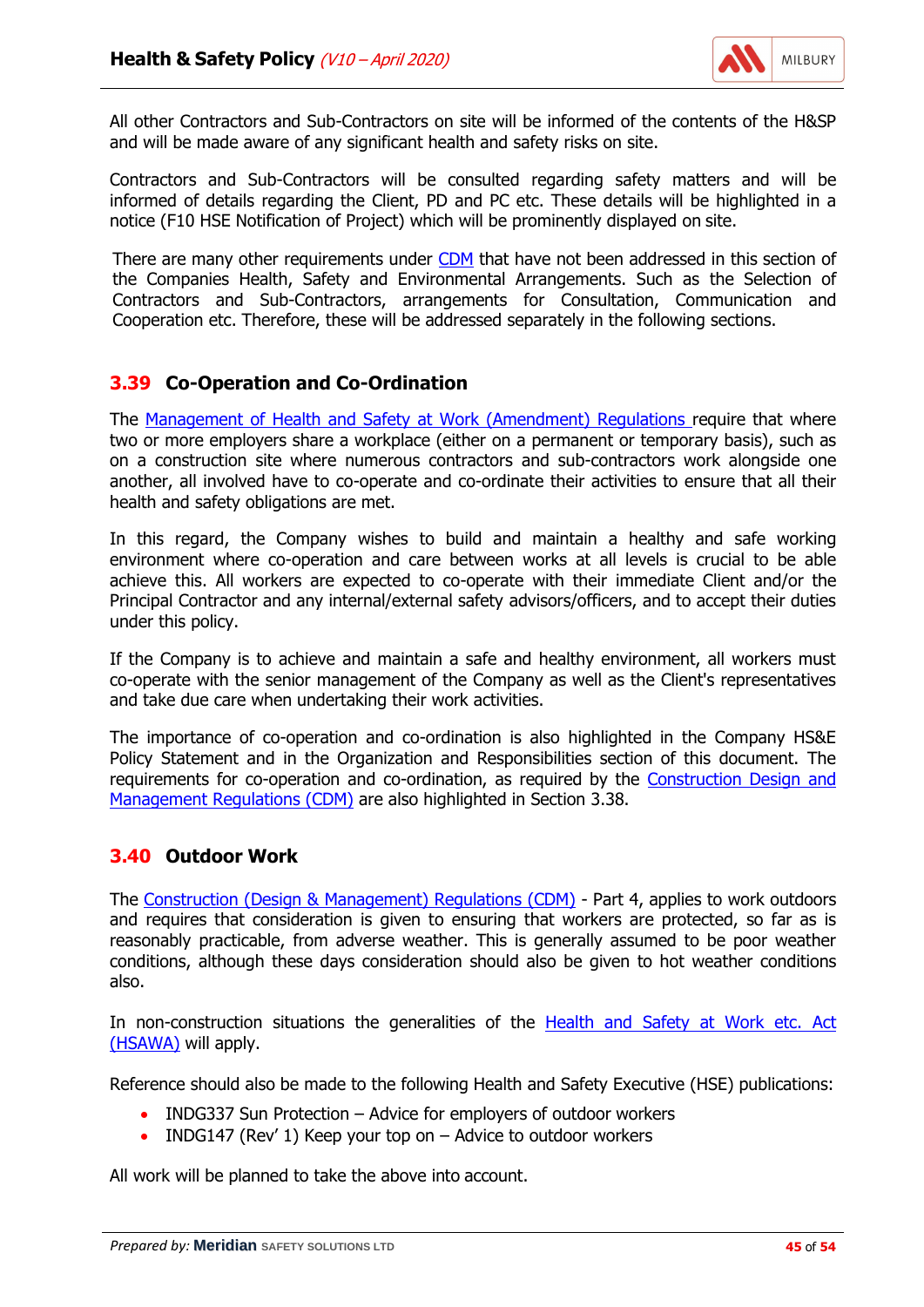All other Contractors and Sub-Contractors on site will be informed of the contents of the H&SP and will be made aware of any significant health and safety risks on site.

Contractors and Sub-Contractors will be consulted regarding safety matters and will be informed of details regarding the Client, PD and PC etc. These details will be highlighted in a notice (F10 HSE Notification of Project) which will be prominently displayed on site.

There are many other requirements under CDM that have not been addressed in this section of the Companies Health, Safety and Environmental Arrangements. Such as the Selection of Contractors and Sub-Contractors, arrangements for Consultation, Communication and Cooperation etc. Therefore, these will be addressed separately in the following sections.

## 3.39 Co-Operation and Co-Ordination

The Management of Health and Safety at Work (Amendment) Regulations require that where two or more employers share a workplace (either on a permanent or temporary basis), such as on a construction site where numerous contractors and sub-contractors work alongside one another, all involved have to co-operate and co-ordinate their activities to ensure that all their health and safety obligations are met.

In this regard, the Company wishes to build and maintain a healthy and safe working environment where co-operation and care between works at all levels is crucial to be able achieve this. All workers are expected to co-operate with their immediate Client and/or the Principal Contractor and any internal/external safety advisors/officers, and to accept their duties under this policy.

If the Company is to achieve and maintain a safe and healthy environment, all workers must co-operate with the senior management of the Company as well as the Client's representatives and take due care when undertaking their work activities.

The importance of co-operation and co-ordination is also highlighted in the Company HS&E Policy Statement and in the Organization and Responsibilities section of this document. The requirements for co-operation and co-ordination, as required by the Construction Design and Management Regulations (CDM) are also highlighted in Section 3.38.

## 3.40 Outdoor Work

The Construction (Design & Management) Regulations (CDM) - Part 4, applies to work outdoors and requires that consideration is given to ensuring that workers are protected, so far as is reasonably practicable, from adverse weather. This is generally assumed to be poor weather conditions, although these days consideration should also be given to hot weather conditions also.

In non-construction situations the generalities of the Health and Safety at Work etc. Act (HSAWA) will apply.

Reference should also be made to the following Health and Safety Executive (HSE) publications:

- INDG337 Sun Protection – Advice for employers of outdoor workers
- INDG147 (Rev' 1) Keep your top on – Advice to outdoor workers

All work will be planned to take the above into account.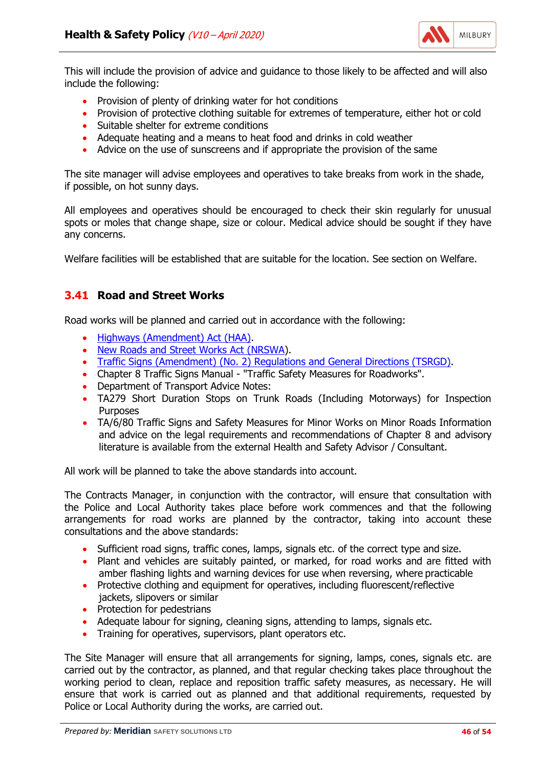This will include the provision of advice and guidance to those likely to be affected and will also include the following:

- Provision of plenty of drinking water for hot conditions
- Provision of protective clothing suitable for extremes of temperature, either hot or cold
- Suitable shelter for extreme conditions
- Adequate heating and a means to heat food and drinks in cold weather
- Advice on the use of sunscreens and if appropriate the provision of the same

The site manager will advise employees and operatives to take breaks from work in the shade, if possible, on hot sunny days.

All employees and operatives should be encouraged to check their skin regularly for unusual spots or moles that change shape, size or colour. Medical advice should be sought if they have any concerns.

Welfare facilities will be established that are suitable for the location. See section on Welfare.

## 3.41 Road and Street Works

Road works will be planned and carried out in accordance with the following:

- Highways (Amendment) Act (HAA).
- New Roads and Street Works Act (NRSWA).
- Traffic Signs (Amendment) (No. 2) Regulations and General Directions (TSRGD).
- Chapter 8 Traffic Signs Manual - "Traffic Safety Measures for Roadworks".
- Department of Transport Advice Notes:
- TA279 Short Duration Stops on Trunk Roads (Including Motorways) for Inspection Purposes
- TA/6/80 Traffic Signs and Safety Measures for Minor Works on Minor Roads Information and advice on the legal requirements and recommendations of Chapter 8 and advisory literature is available from the external Health and Safety Advisor / Consultant.

All work will be planned to take the above standards into account.

The Contracts Manager, in conjunction with the contractor, will ensure that consultation with the Police and Local Authority takes place before work commences and that the following arrangements for road works are planned by the contractor, taking into account these consultations and the above standards:

- Sufficient road signs, traffic cones, lamps, signals etc. of the correct type and size.
- Plant and vehicles are suitably painted, or marked, for road works and are fitted with amber flashing lights and warning devices for use when reversing, where practicable
- Protective clothing and equipment for operatives, including fluorescent/reflective jackets, slipovers or similar
- Protection for pedestrians
- Adequate labour for signing, cleaning signs, attending to lamps, signals etc.
- Training for operatives, supervisors, plant operators etc.

The Site Manager will ensure that all arrangements for signing, lamps, cones, signals etc. are carried out by the contractor, as planned, and that regular checking takes place throughout the working period to clean, replace and reposition traffic safety measures, as necessary. He will ensure that work is carried out as planned and that additional requirements, requested by Police or Local Authority during the works, are carried out.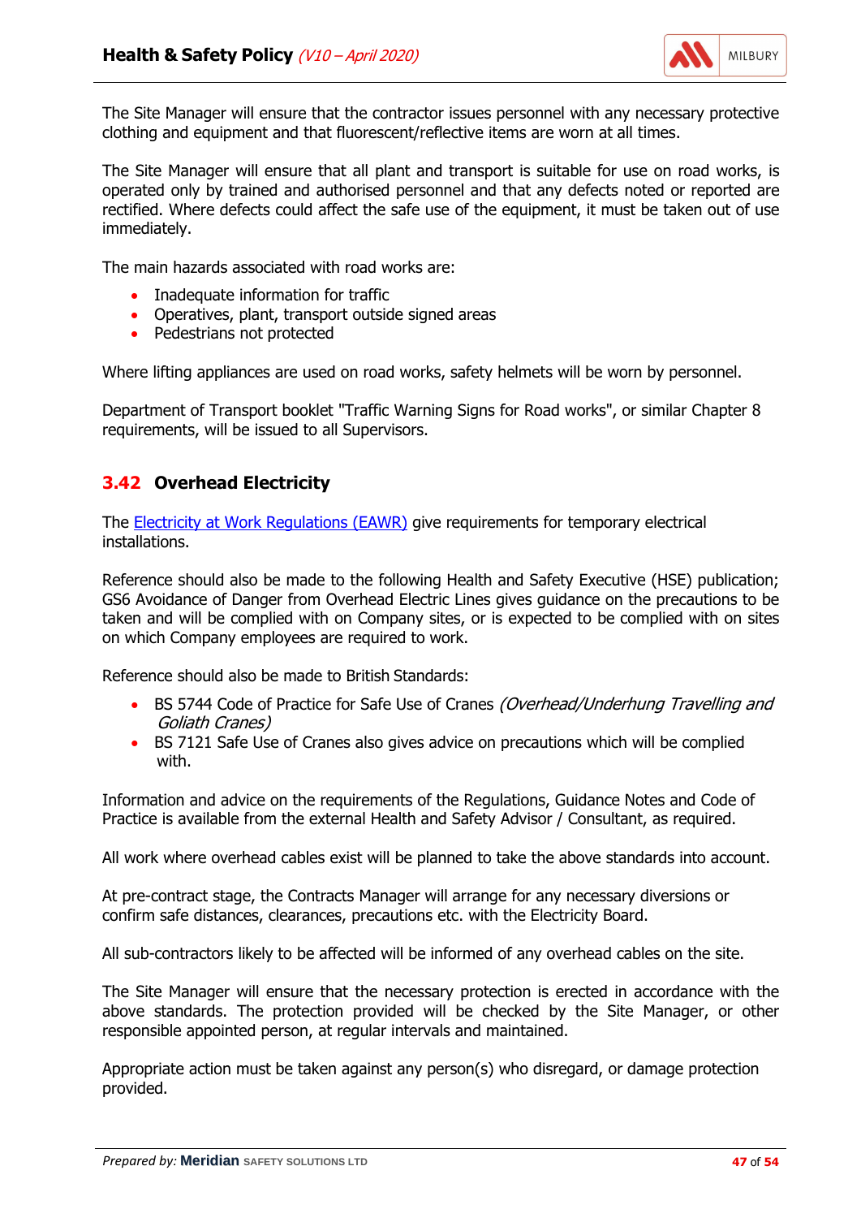The Site Manager will ensure that the contractor issues personnel with any necessary protective clothing and equipment and that fluorescent/reflective items are worn at all times.

The Site Manager will ensure that all plant and transport is suitable for use on road works, is operated only by trained and authorised personnel and that any defects noted or reported are rectified. Where defects could affect the safe use of the equipment, it must be taken out of use immediately.

The main hazards associated with road works are:

- Inadequate information for traffic
- Operatives, plant, transport outside signed areas
- Pedestrians not protected

Where lifting appliances are used on road works, safety helmets will be worn by personnel.

Department of Transport booklet "Traffic Warning Signs for Road works", or similar Chapter 8 requirements, will be issued to all Supervisors.

## 3.42 Overhead Electricity

The Electricity at Work Regulations (EAWR) give requirements for temporary electrical installations.

Reference should also be made to the following Health and Safety Executive (HSE) publication; GS6 Avoidance of Danger from Overhead Electric Lines gives guidance on the precautions to be taken and will be complied with on Company sites, or is expected to be complied with on sites on which Company employees are required to work.

Reference should also be made to British Standards:

- BS 5744 Code of Practice for Safe Use of Cranes *(Overhead/Underhung Travelling and Goliath Cranes)*
- BS 7121 Safe Use of Cranes also gives advice on precautions which will be complied with.

Information and advice on the requirements of the Regulations, Guidance Notes and Code of Practice is available from the external Health and Safety Advisor / Consultant, as required.

All work where overhead cables exist will be planned to take the above standards into account.

At pre-contract stage, the Contracts Manager will arrange for any necessary diversions or confirm safe distances, clearances, precautions etc. with the Electricity Board.

All sub-contractors likely to be affected will be informed of any overhead cables on the site.

The Site Manager will ensure that the necessary protection is erected in accordance with the above standards. The protection provided will be checked by the Site Manager, or other responsible appointed person, at regular intervals and maintained.

Appropriate action must be taken against any person(s) who disregard, or damage protection provided.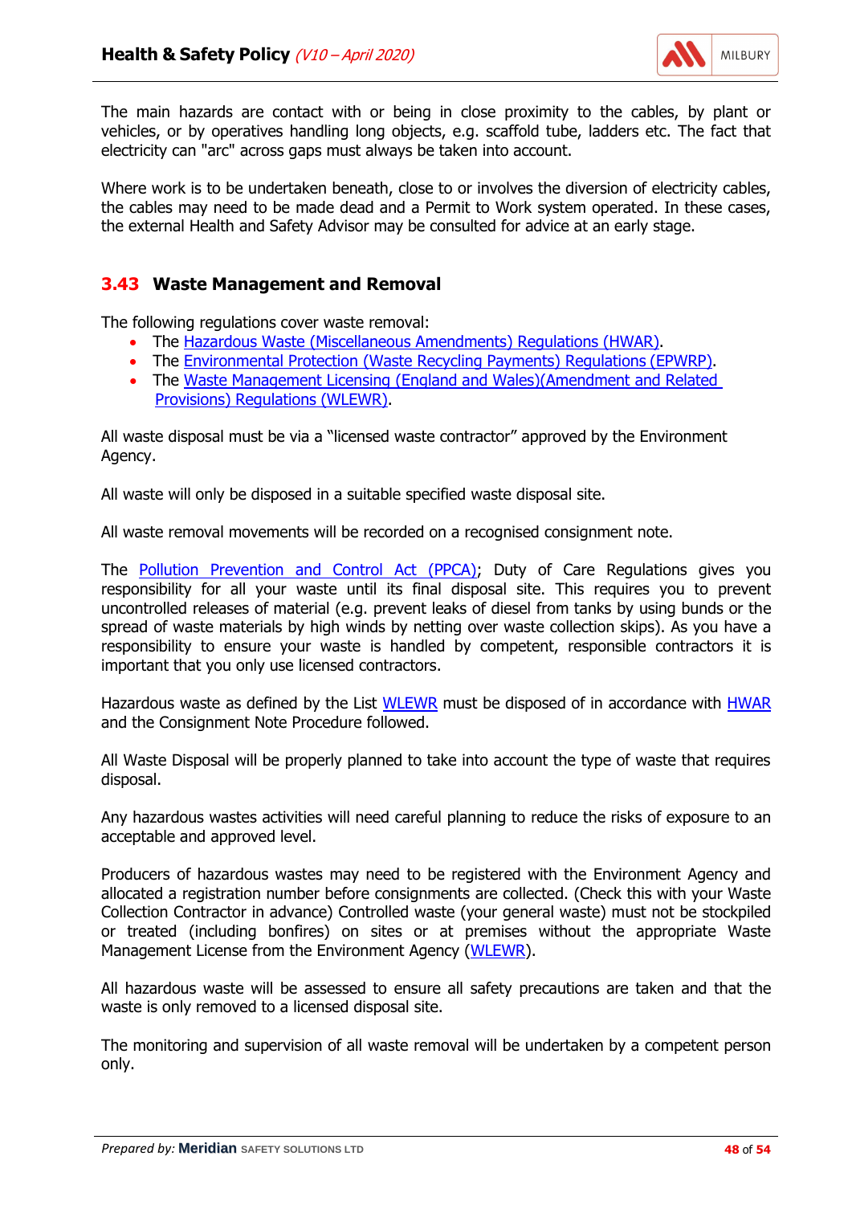The main hazards are contact with or being in close proximity to the cables, by plant or vehicles, or by operatives handling long objects, e.g. scaffold tube, ladders etc. The fact that electricity can "arc" across gaps must always be taken into account.

Where work is to be undertaken beneath, close to or involves the diversion of electricity cables, the cables may need to be made dead and a Permit to Work system operated. In these cases, the external Health and Safety Advisor may be consulted for advice at an early stage.

## 3.43 Waste Management and Removal

The following regulations cover waste removal:

- The Hazardous Waste (Miscellaneous Amendments) Regulations (HWAR).
- The Environmental Protection (Waste Recycling Payments) Regulations (EPWRP).
- The Waste Management Licensing (England and Wales)(Amendment and Related Provisions) Regulations (WLEWR).

All waste disposal must be via a "licensed waste contractor" approved by the Environment Agency.

All waste will only be disposed in a suitable specified waste disposal site.

All waste removal movements will be recorded on a recognised consignment note.

The Pollution Prevention and Control Act (PPCA); Duty of Care Regulations gives you responsibility for all your waste until its final disposal site. This requires you to prevent uncontrolled releases of material (e.g. prevent leaks of diesel from tanks by using bunds or the spread of waste materials by high winds by netting over waste collection skips). As you have a responsibility to ensure your waste is handled by competent, responsible contractors it is important that you only use licensed contractors.

Hazardous waste as defined by the List WLEWR must be disposed of in accordance with HWAR and the Consignment Note Procedure followed.

All Waste Disposal will be properly planned to take into account the type of waste that requires disposal.

Any hazardous wastes activities will need careful planning to reduce the risks of exposure to an acceptable and approved level.

Producers of hazardous wastes may need to be registered with the Environment Agency and allocated a registration number before consignments are collected. (Check this with your Waste Collection Contractor in advance) Controlled waste (your general waste) must not be stockpiled or treated (including bonfires) on sites or at premises without the appropriate Waste Management License from the Environment Agency (WLEWR).

All hazardous waste will be assessed to ensure all safety precautions are taken and that the waste is only removed to a licensed disposal site.

The monitoring and supervision of all waste removal will be undertaken by a competent person only.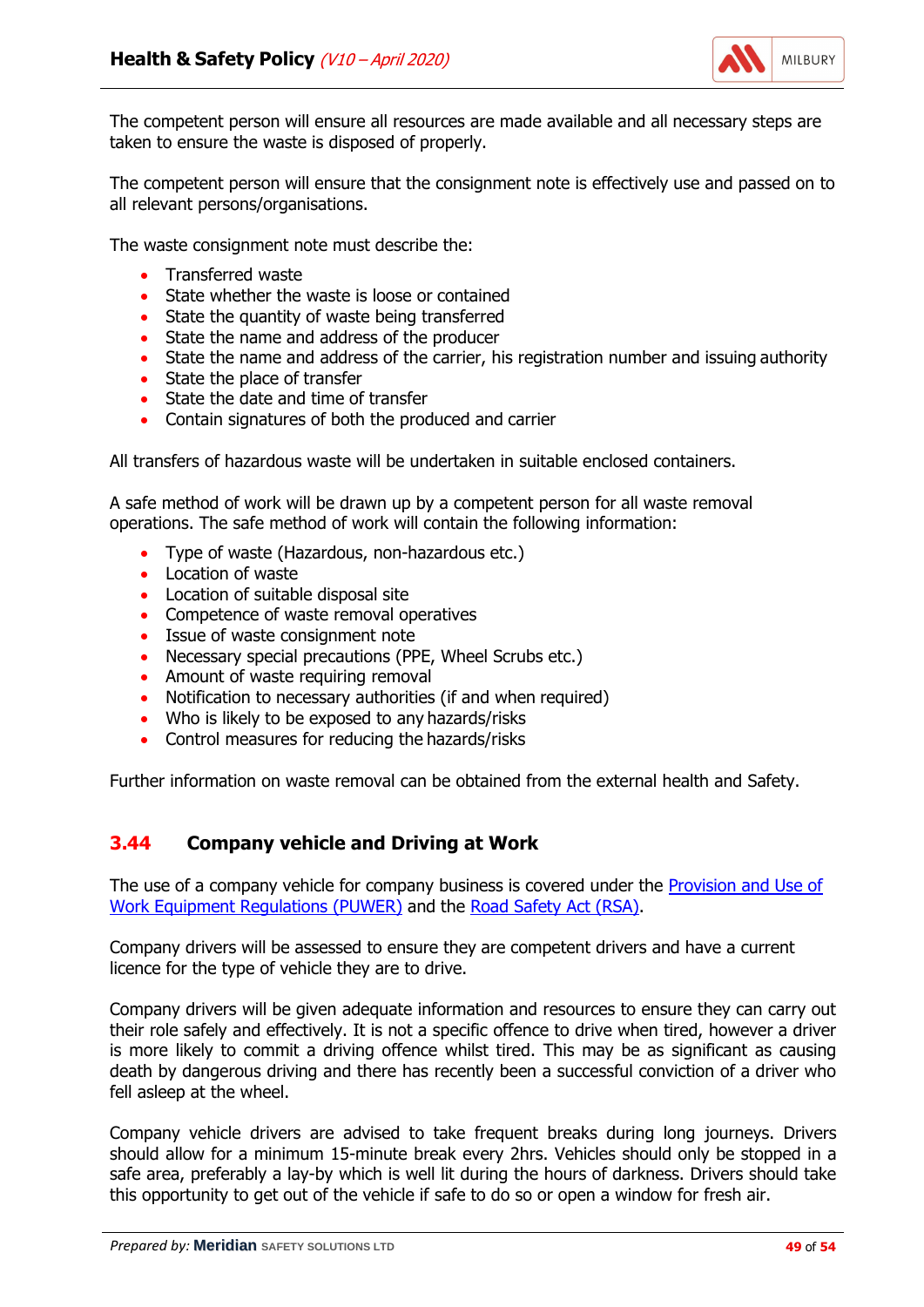The competent person will ensure all resources are made available and all necessary steps are taken to ensure the waste is disposed of properly.

The competent person will ensure that the consignment note is effectively use and passed on to all relevant persons/organisations.

The waste consignment note must describe the:

- Transferred waste
- State whether the waste is loose or contained
- State the quantity of waste being transferred
- State the name and address of the producer
- State the name and address of the carrier, his registration number and issuing authority
- State the place of transfer
- State the date and time of transfer
- Contain signatures of both the produced and carrier

All transfers of hazardous waste will be undertaken in suitable enclosed containers.

A safe method of work will be drawn up by a competent person for all waste removal operations. The safe method of work will contain the following information:

- Type of waste (Hazardous, non-hazardous etc.)
- Location of waste
- Location of suitable disposal site
- Competence of waste removal operatives
- Issue of waste consignment note
- Necessary special precautions (PPE, Wheel Scrubs etc.)
- Amount of waste requiring removal
- Notification to necessary authorities (if and when required)
- Who is likely to be exposed to any hazards/risks
- Control measures for reducing the hazards/risks

Further information on waste removal can be obtained from the external health and Safety.

## 3.44 Company vehicle and Driving at Work

The use of a company vehicle for company business is covered under the [Provision and Use of Work Equipment Regulations (PUWER)]() and the [Road Safety Act (RSA)]().

Company drivers will be assessed to ensure they are competent drivers and have a current licence for the type of vehicle they are to drive.

Company drivers will be given adequate information and resources to ensure they can carry out their role safely and effectively. It is not a specific offence to drive when tired, however a driver is more likely to commit a driving offence whilst tired. This may be as significant as causing death by dangerous driving and there has recently been a successful conviction of a driver who fell asleep at the wheel.

Company vehicle drivers are advised to take frequent breaks during long journeys. Drivers should allow for a minimum 15-minute break every 2hrs. Vehicles should only be stopped in a safe area, preferably a lay-by which is well lit during the hours of darkness. Drivers should take this opportunity to get out of the vehicle if safe to do so or open a window for fresh air.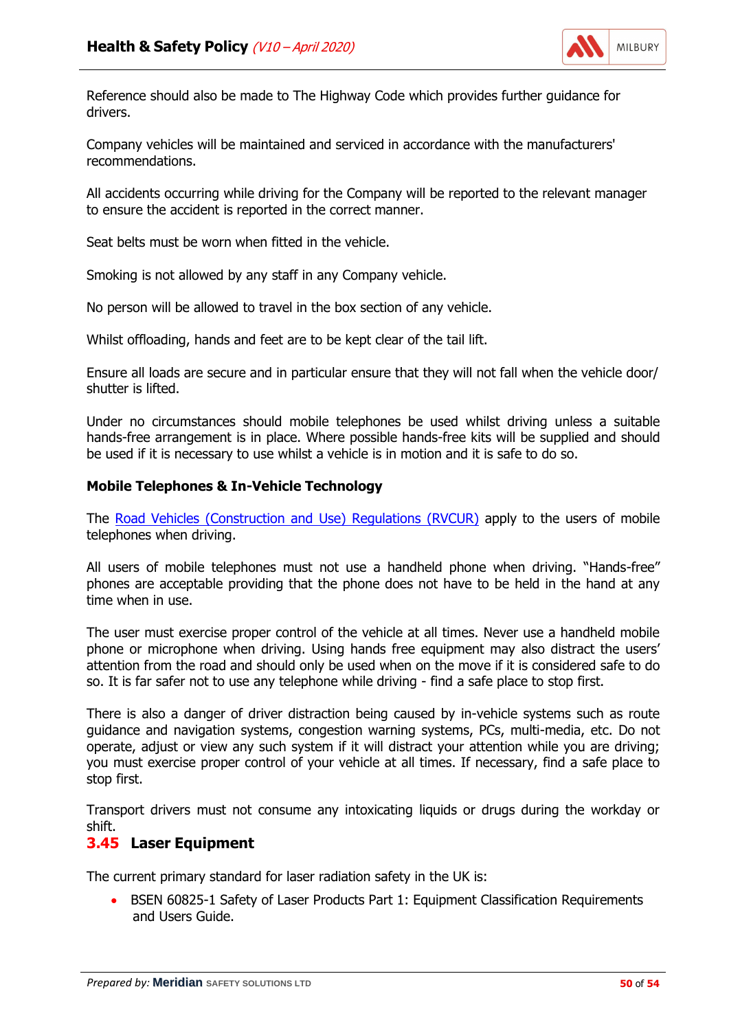Reference should also be made to The Highway Code which provides further guidance for drivers.

Company vehicles will be maintained and serviced in accordance with the manufacturers' recommendations.

All accidents occurring while driving for the Company will be reported to the relevant manager to ensure the accident is reported in the correct manner.

Seat belts must be worn when fitted in the vehicle.

Smoking is not allowed by any staff in any Company vehicle.

No person will be allowed to travel in the box section of any vehicle.

Whilst offloading, hands and feet are to be kept clear of the tail lift.

Ensure all loads are secure and in particular ensure that they will not fall when the vehicle door/ shutter is lifted.

Under no circumstances should mobile telephones be used whilst driving unless a suitable hands-free arrangement is in place. Where possible hands-free kits will be supplied and should be used if it is necessary to use whilst a vehicle is in motion and it is safe to do so.

**Mobile Telephones & In-Vehicle Technology**

The Road Vehicles (Construction and Use) Regulations (RVCUR) apply to the users of mobile telephones when driving.

All users of mobile telephones must not use a handheld phone when driving. "Hands-free" phones are acceptable providing that the phone does not have to be held in the hand at any time when in use.

The user must exercise proper control of the vehicle at all times. Never use a handheld mobile phone or microphone when driving. Using hands free equipment may also distract the users' attention from the road and should only be used when on the move if it is considered safe to do so. It is far safer not to use any telephone while driving - find a safe place to stop first.

There is also a danger of driver distraction being caused by in-vehicle systems such as route guidance and navigation systems, congestion warning systems, PCs, multi-media, etc. Do not operate, adjust or view any such system if it will distract your attention while you are driving; you must exercise proper control of your vehicle at all times. If necessary, find a safe place to stop first.

Transport drivers must not consume any intoxicating liquids or drugs during the workday or shift.

## 3.45 Laser Equipment

The current primary standard for laser radiation safety in the UK is:

- BSEN 60825-1 Safety of Laser Products Part 1: Equipment Classification Requirements and Users Guide.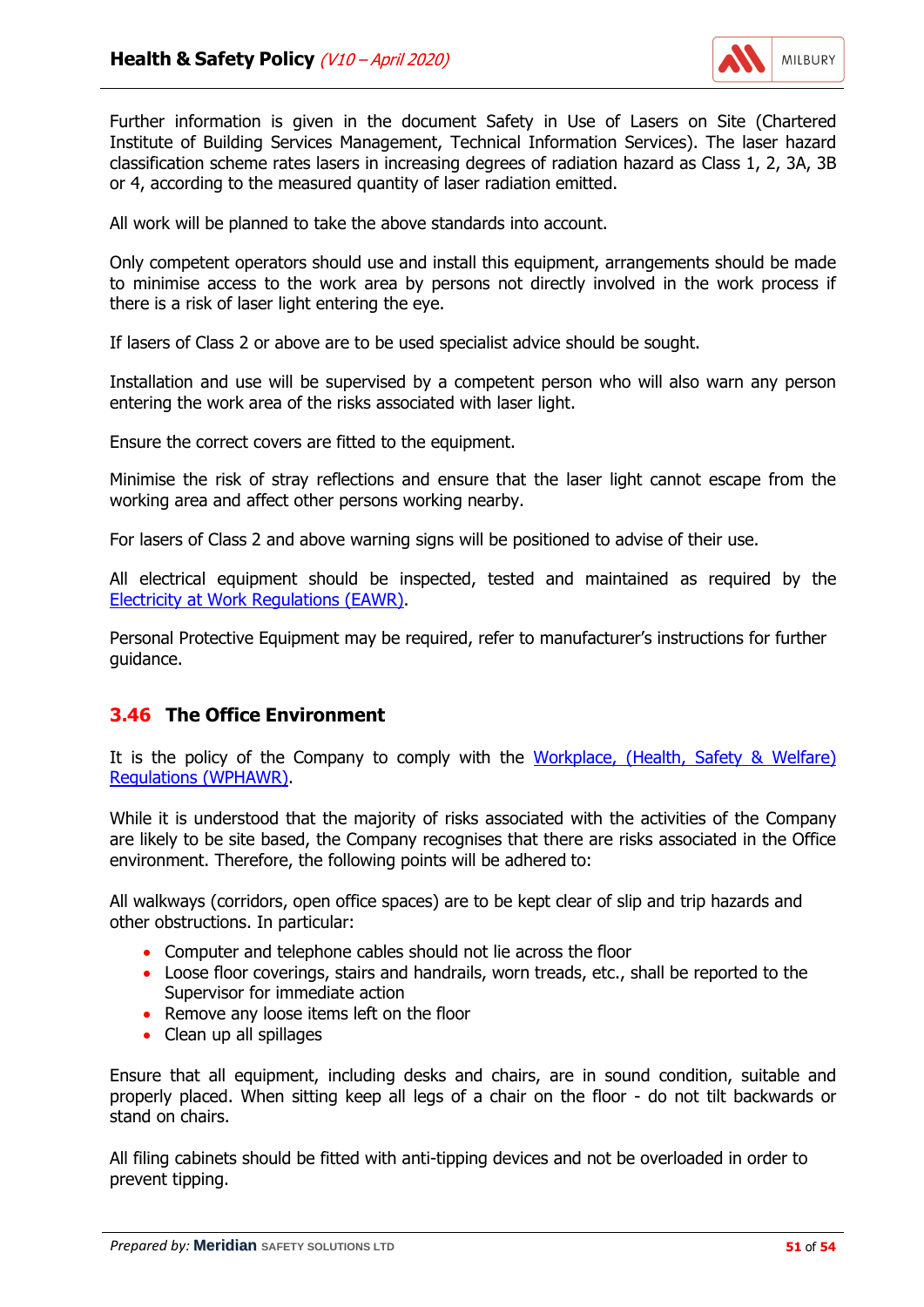Further information is given in the document Safety in Use of Lasers on Site (Chartered Institute of Building Services Management, Technical Information Services). The laser hazard classification scheme rates lasers in increasing degrees of radiation hazard as Class 1, 2, 3A, 3B or 4, according to the measured quantity of laser radiation emitted.

All work will be planned to take the above standards into account.

Only competent operators should use and install this equipment, arrangements should be made to minimise access to the work area by persons not directly involved in the work process if there is a risk of laser light entering the eye.

If lasers of Class 2 or above are to be used specialist advice should be sought.

Installation and use will be supervised by a competent person who will also warn any person entering the work area of the risks associated with laser light.

Ensure the correct covers are fitted to the equipment.

Minimise the risk of stray reflections and ensure that the laser light cannot escape from the working area and affect other persons working nearby.

For lasers of Class 2 and above warning signs will be positioned to advise of their use.

All electrical equipment should be inspected, tested and maintained as required by the Electricity at Work Regulations (EAWR).

Personal Protective Equipment may be required, refer to manufacturer's instructions for further guidance.

## 3.46 The Office Environment

It is the policy of the Company to comply with the Workplace, (Health, Safety & Welfare) Regulations (WPHAWR).

While it is understood that the majority of risks associated with the activities of the Company are likely to be site based, the Company recognises that there are risks associated in the Office environment. Therefore, the following points will be adhered to:

All walkways (corridors, open office spaces) are to be kept clear of slip and trip hazards and other obstructions. In particular:

- Computer and telephone cables should not lie across the floor
- Loose floor coverings, stairs and handrails, worn treads, etc., shall be reported to the Supervisor for immediate action
- Remove any loose items left on the floor
- Clean up all spillages

Ensure that all equipment, including desks and chairs, are in sound condition, suitable and properly placed. When sitting keep all legs of a chair on the floor - do not tilt backwards or stand on chairs.

All filing cabinets should be fitted with anti-tipping devices and not be overloaded in order to prevent tipping.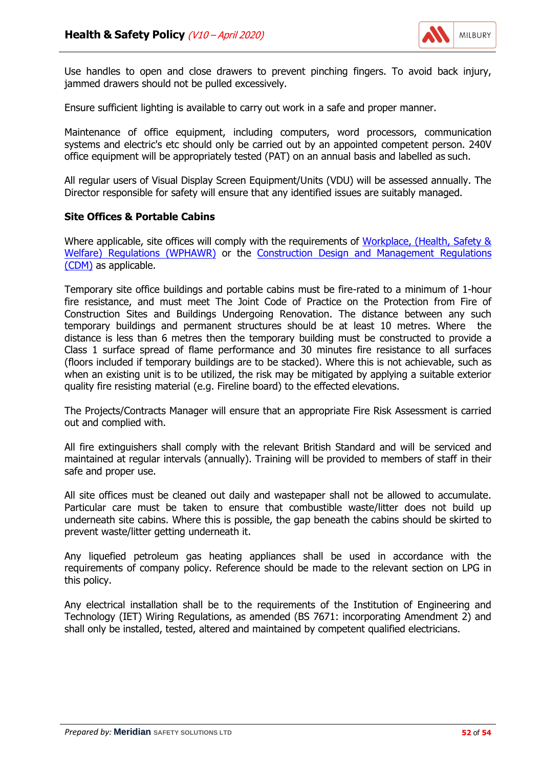Use handles to open and close drawers to prevent pinching fingers. To avoid back injury, jammed drawers should not be pulled excessively.

Ensure sufficient lighting is available to carry out work in a safe and proper manner.

Maintenance of office equipment, including computers, word processors, communication systems and electric's etc should only be carried out by an appointed competent person. 240V office equipment will be appropriately tested (PAT) on an annual basis and labelled as such.

All regular users of Visual Display Screen Equipment/Units (VDU) will be assessed annually. The Director responsible for safety will ensure that any identified issues are suitably managed.

**Site Offices & Portable Cabins**

Where applicable, site offices will comply with the requirements of Workplace, (Health, Safety & Welfare) Regulations (WPHAWR) or the Construction Design and Management Regulations (CDM) as applicable.

Temporary site office buildings and portable cabins must be fire-rated to a minimum of 1-hour fire resistance, and must meet The Joint Code of Practice on the Protection from Fire of Construction Sites and Buildings Undergoing Renovation. The distance between any such temporary buildings and permanent structures should be at least 10 metres. Where the distance is less than 6 metres then the temporary building must be constructed to provide a Class 1 surface spread of flame performance and 30 minutes fire resistance to all surfaces (floors included if temporary buildings are to be stacked). Where this is not achievable, such as when an existing unit is to be utilized, the risk may be mitigated by applying a suitable exterior quality fire resisting material (e.g. Fireline board) to the effected elevations.

The Projects/Contracts Manager will ensure that an appropriate Fire Risk Assessment is carried out and complied with.

All fire extinguishers shall comply with the relevant British Standard and will be serviced and maintained at regular intervals (annually). Training will be provided to members of staff in their safe and proper use.

All site offices must be cleaned out daily and wastepaper shall not be allowed to accumulate. Particular care must be taken to ensure that combustible waste/litter does not build up underneath site cabins. Where this is possible, the gap beneath the cabins should be skirted to prevent waste/litter getting underneath it.

Any liquefied petroleum gas heating appliances shall be used in accordance with the requirements of company policy. Reference should be made to the relevant section on LPG in this policy.

Any electrical installation shall be to the requirements of the Institution of Engineering and Technology (IET) Wiring Regulations, as amended (BS 7671: incorporating Amendment 2) and shall only be installed, tested, altered and maintained by competent qualified electricians.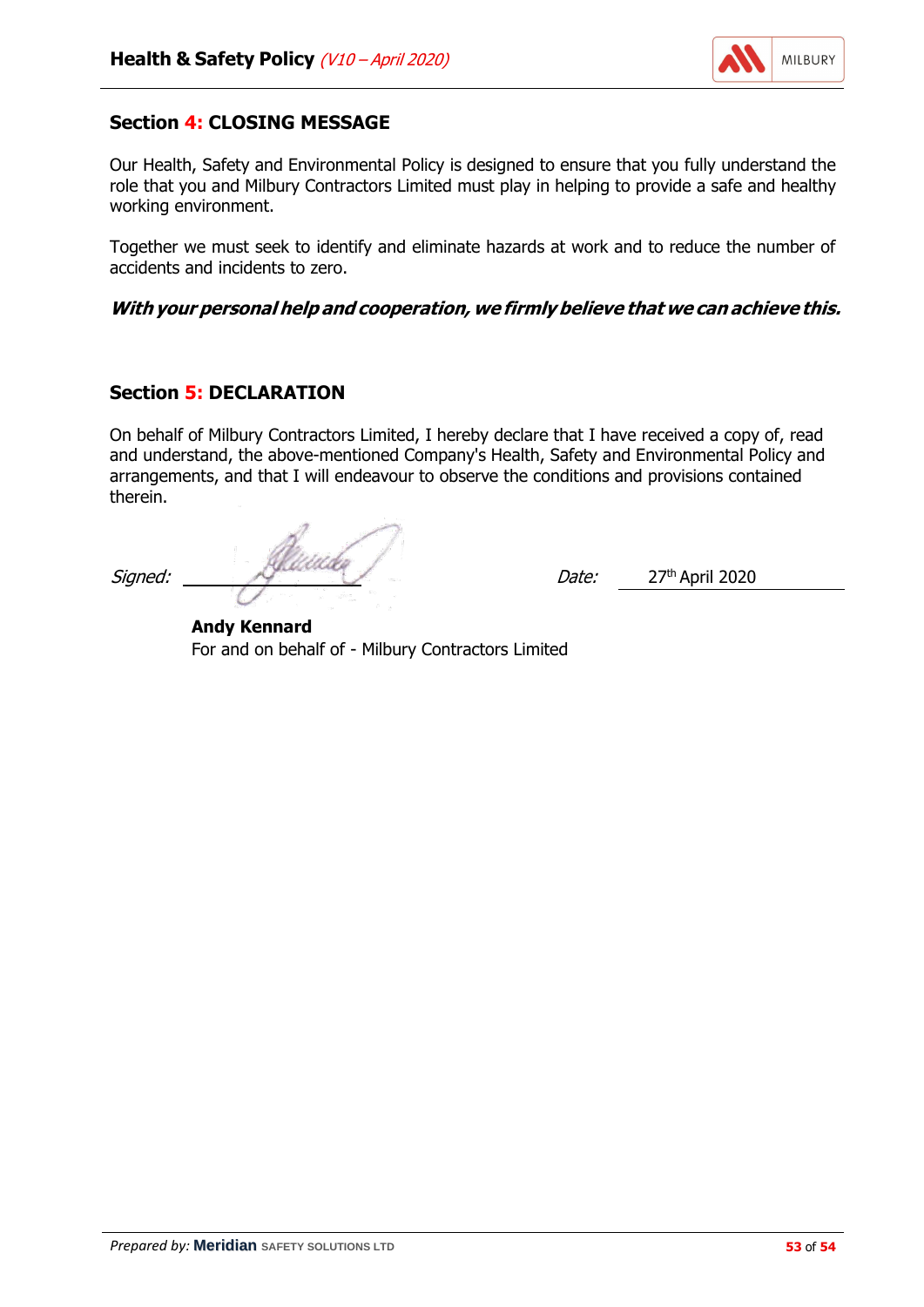## Section 4: CLOSING MESSAGE

Our Health, Safety and Environmental Policy is designed to ensure that you fully understand the role that you and Milbury Contractors Limited must play in helping to provide a safe and healthy working environment.

Together we must seek to identify and eliminate hazards at work and to reduce the number of accidents and incidents to zero.

***With your personal help and cooperation, we firmly believe that we can achieve this.***

## Section 5: DECLARATION

On behalf of Milbury Contractors Limited, I hereby declare that I have received a copy of, read and understand, the above-mentioned Company's Health, Safety and Environmental Policy and arrangements, and that I will endeavour to observe the conditions and provisions contained therein.

*Signed:* ______________ *Date:* 27th April 2020

**Andy Kennard**
For and on behalf of - Milbury Contractors Limited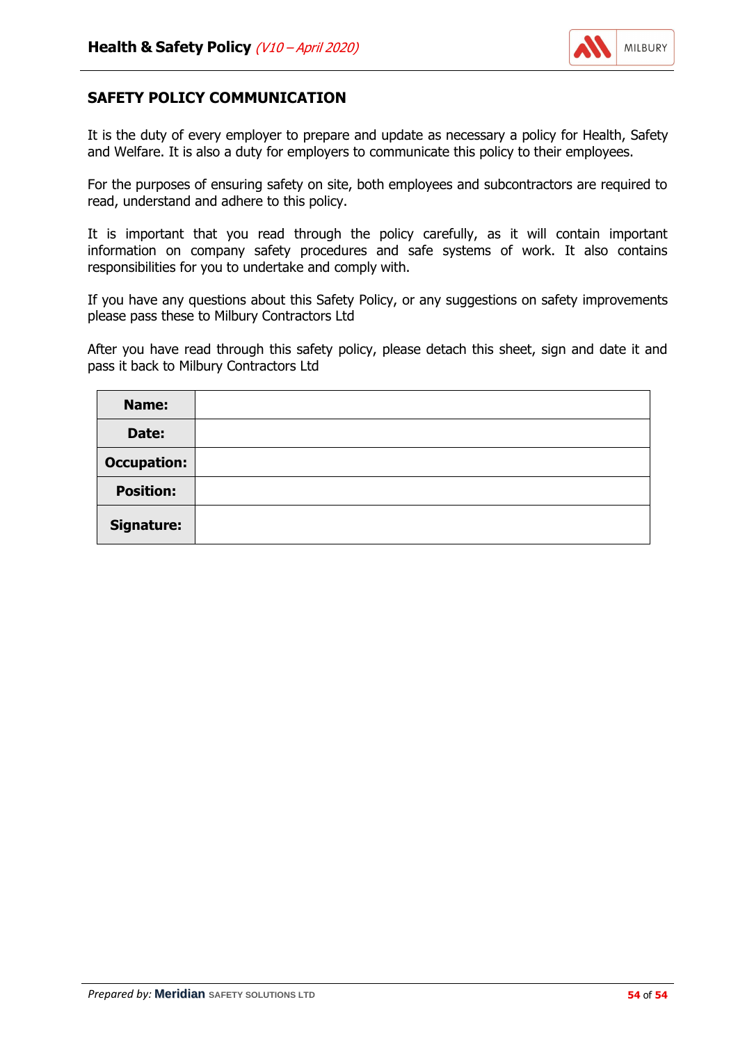## SAFETY POLICY COMMUNICATION

It is the duty of every employer to prepare and update as necessary a policy for Health, Safety and Welfare. It is also a duty for employers to communicate this policy to their employees.

For the purposes of ensuring safety on site, both employees and subcontractors are required to read, understand and adhere to this policy.

It is important that you read through the policy carefully, as it will contain important information on company safety procedures and safe systems of work. It also contains responsibilities for you to undertake and comply with.

If you have any questions about this Safety Policy, or any suggestions on safety improvements please pass these to Milbury Contractors Ltd

After you have read through this safety policy, please detach this sheet, sign and date it and pass it back to Milbury Contractors Ltd

| | |
|---|---|
| **Name:** | |
| **Date:** | |
| **Occupation:** | |
| **Position:** | |
| **Signature:** | |